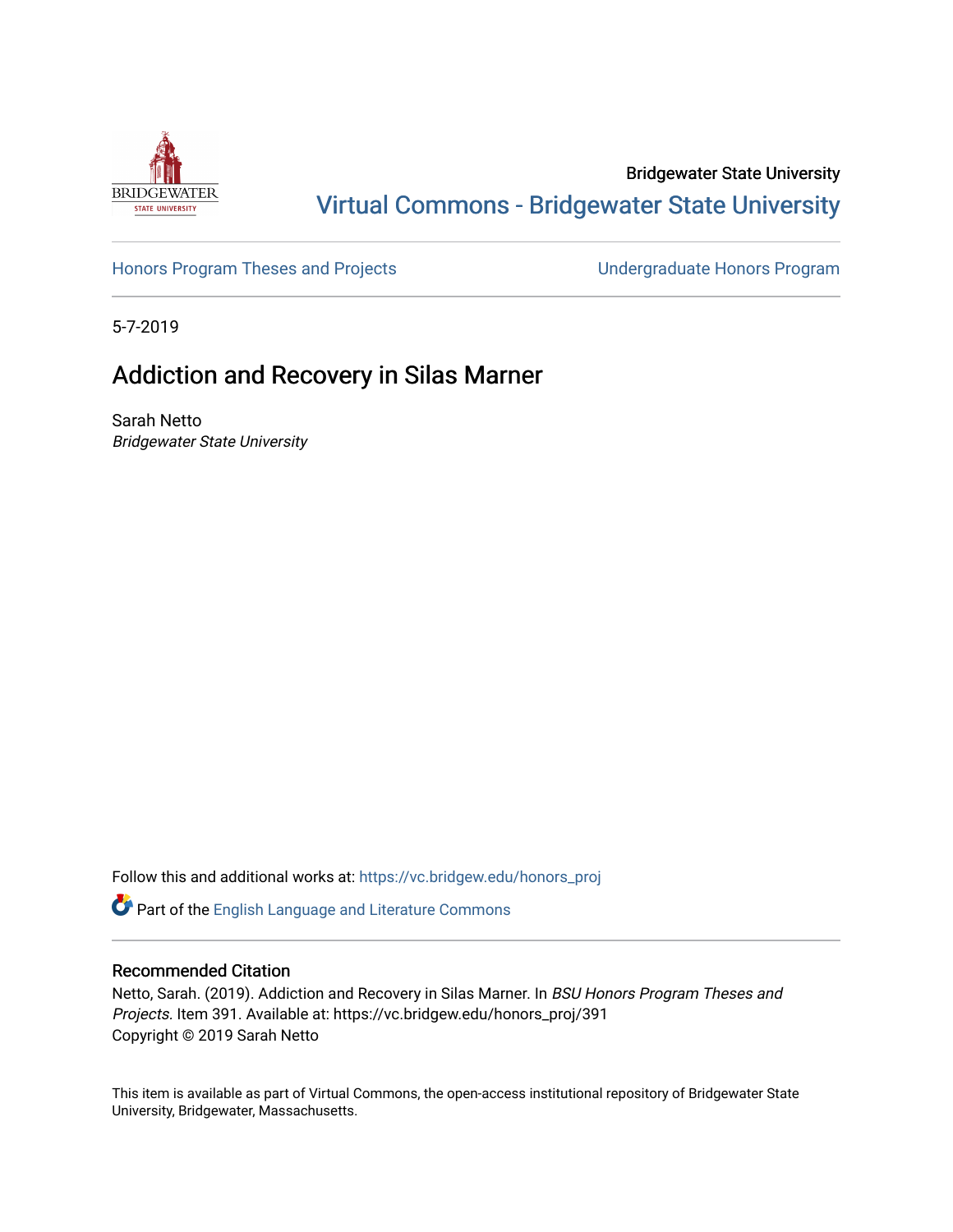Bridgewater State University

Virtual Commons - Bridgewater State University

Honors Program Theses and Projects | Undergraduate Honors Program

5-7-2019

# Addiction and Recovery in Silas Marner

Sarah Netto
*Bridgewater State University*

Follow this and additional works at: https://vc.bridgew.edu/honors_proj

Part of the English Language and Literature Commons

### Recommended Citation

Netto, Sarah. (2019). Addiction and Recovery in Silas Marner. In *BSU Honors Program Theses and Projects.* Item 391. Available at: https://vc.bridgew.edu/honors_proj/391
Copyright © 2019 Sarah Netto

This item is available as part of Virtual Commons, the open-access institutional repository of Bridgewater State University, Bridgewater, Massachusetts.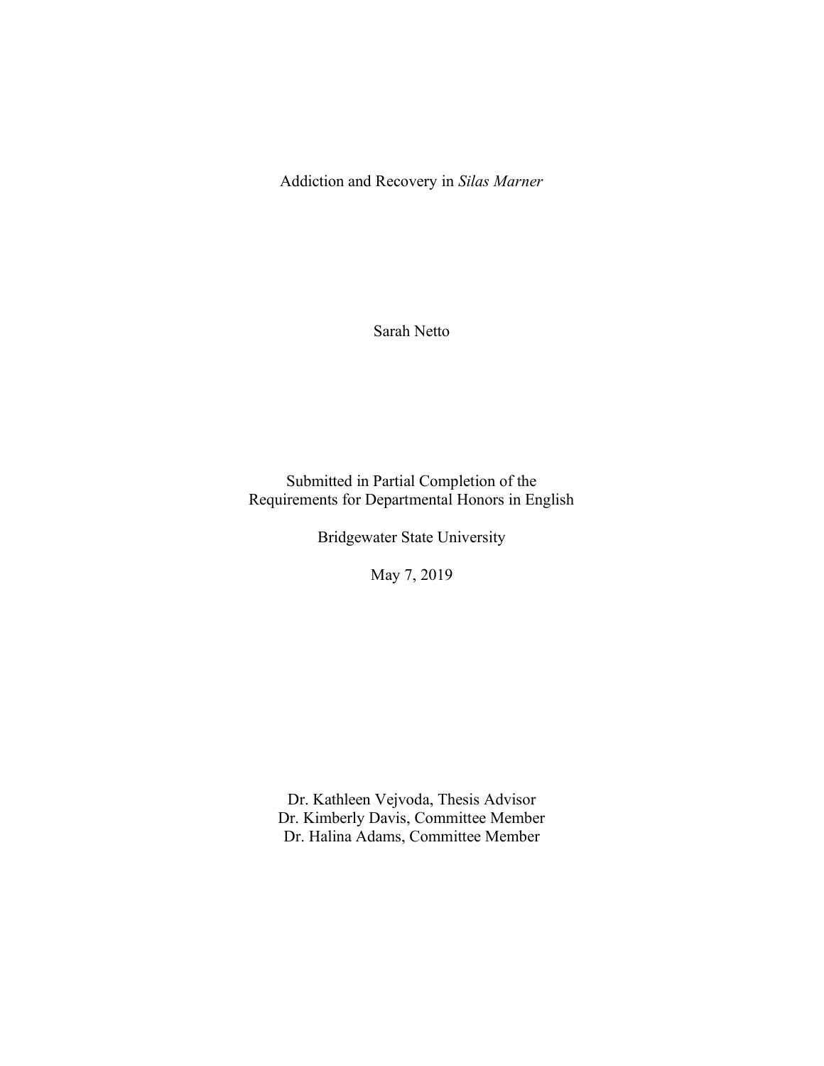Addiction and Recovery in *Silas Marner*

Sarah Netto

Submitted in Partial Completion of the
Requirements for Departmental Honors in English

Bridgewater State University

May 7, 2019

Dr. Kathleen Vejvoda, Thesis Advisor
Dr. Kimberly Davis, Committee Member
Dr. Halina Adams, Committee Member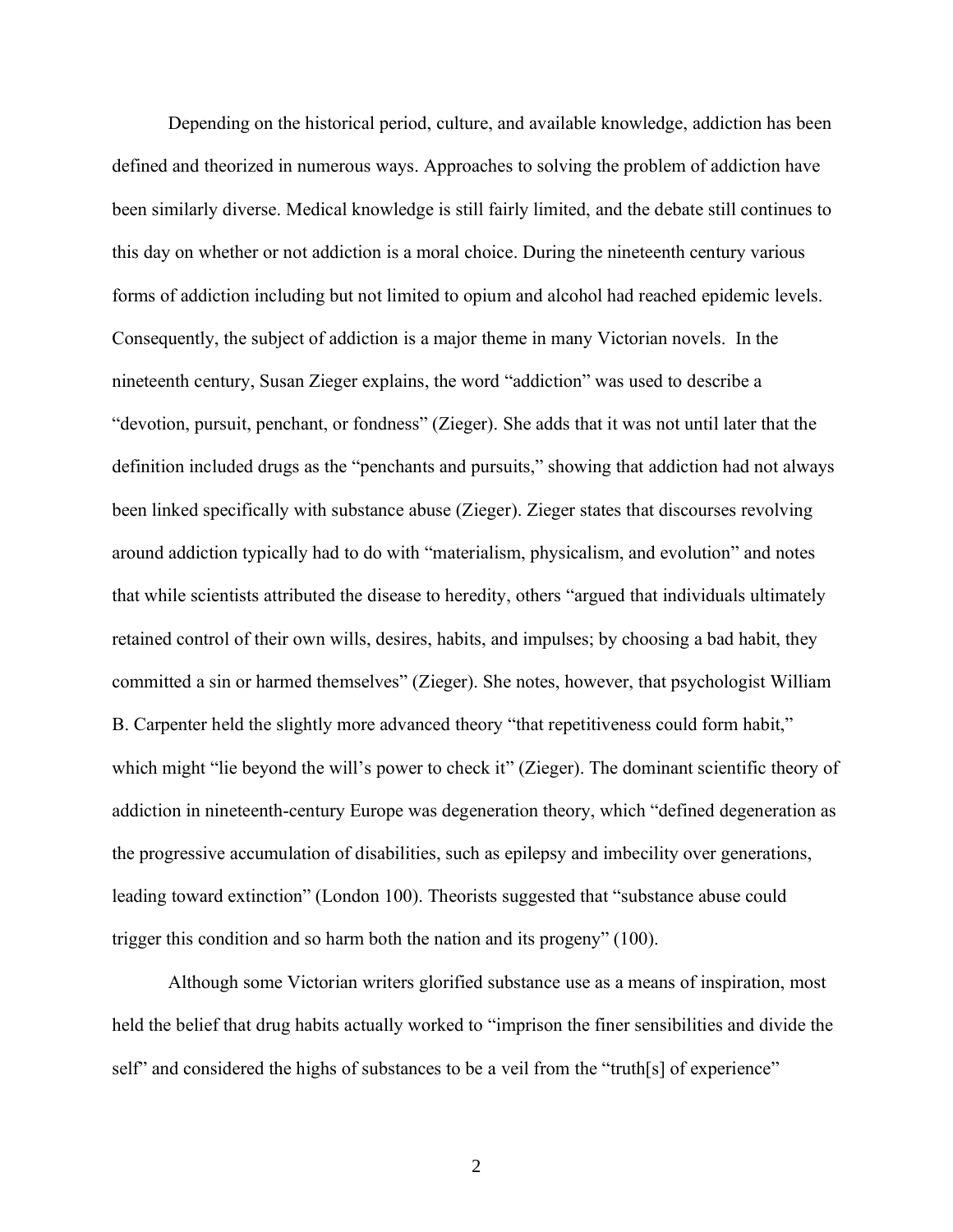Depending on the historical period, culture, and available knowledge, addiction has been defined and theorized in numerous ways. Approaches to solving the problem of addiction have been similarly diverse. Medical knowledge is still fairly limited, and the debate still continues to this day on whether or not addiction is a moral choice. During the nineteenth century various forms of addiction including but not limited to opium and alcohol had reached epidemic levels. Consequently, the subject of addiction is a major theme in many Victorian novels. In the nineteenth century, Susan Zieger explains, the word "addiction" was used to describe a "devotion, pursuit, penchant, or fondness" (Zieger). She adds that it was not until later that the definition included drugs as the "penchants and pursuits," showing that addiction had not always been linked specifically with substance abuse (Zieger). Zieger states that discourses revolving around addiction typically had to do with "materialism, physicalism, and evolution" and notes that while scientists attributed the disease to heredity, others "argued that individuals ultimately retained control of their own wills, desires, habits, and impulses; by choosing a bad habit, they committed a sin or harmed themselves" (Zieger). She notes, however, that psychologist William B. Carpenter held the slightly more advanced theory "that repetitiveness could form habit," which might "lie beyond the will's power to check it" (Zieger). The dominant scientific theory of addiction in nineteenth-century Europe was degeneration theory, which "defined degeneration as the progressive accumulation of disabilities, such as epilepsy and imbecility over generations, leading toward extinction" (London 100). Theorists suggested that "substance abuse could trigger this condition and so harm both the nation and its progeny" (100).

Although some Victorian writers glorified substance use as a means of inspiration, most held the belief that drug habits actually worked to "imprison the finer sensibilities and divide the self" and considered the highs of substances to be a veil from the "truth[s] of experience"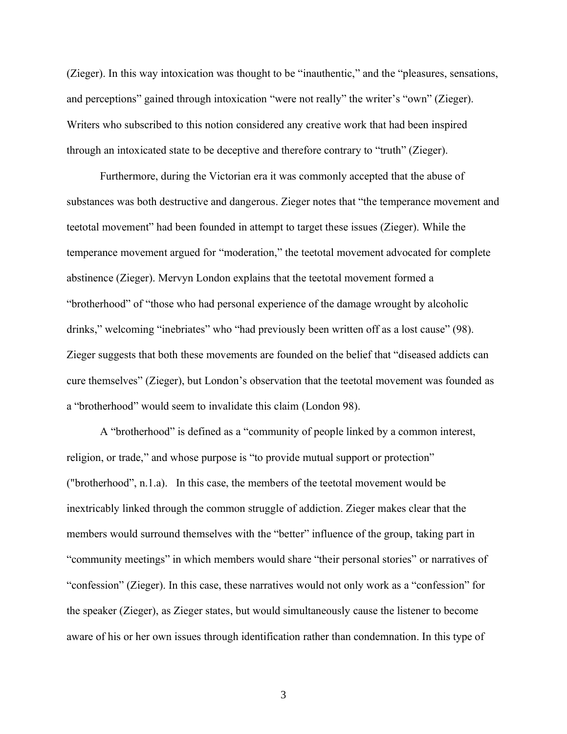(Zieger). In this way intoxication was thought to be "inauthentic," and the "pleasures, sensations, and perceptions" gained through intoxication "were not really" the writer's "own" (Zieger). Writers who subscribed to this notion considered any creative work that had been inspired through an intoxicated state to be deceptive and therefore contrary to "truth" (Zieger).

Furthermore, during the Victorian era it was commonly accepted that the abuse of substances was both destructive and dangerous. Zieger notes that "the temperance movement and teetotal movement" had been founded in attempt to target these issues (Zieger). While the temperance movement argued for "moderation," the teetotal movement advocated for complete abstinence (Zieger). Mervyn London explains that the teetotal movement formed a "brotherhood" of "those who had personal experience of the damage wrought by alcoholic drinks," welcoming "inebriates" who "had previously been written off as a lost cause" (98). Zieger suggests that both these movements are founded on the belief that "diseased addicts can cure themselves" (Zieger), but London's observation that the teetotal movement was founded as a "brotherhood" would seem to invalidate this claim (London 98).

A "brotherhood" is defined as a "community of people linked by a common interest, religion, or trade," and whose purpose is "to provide mutual support or protection" ("brotherhood", n.1.a). In this case, the members of the teetotal movement would be inextricably linked through the common struggle of addiction. Zieger makes clear that the members would surround themselves with the "better" influence of the group, taking part in "community meetings" in which members would share "their personal stories" or narratives of "confession" (Zieger). In this case, these narratives would not only work as a "confession" for the speaker (Zieger), as Zieger states, but would simultaneously cause the listener to become aware of his or her own issues through identification rather than condemnation. In this type of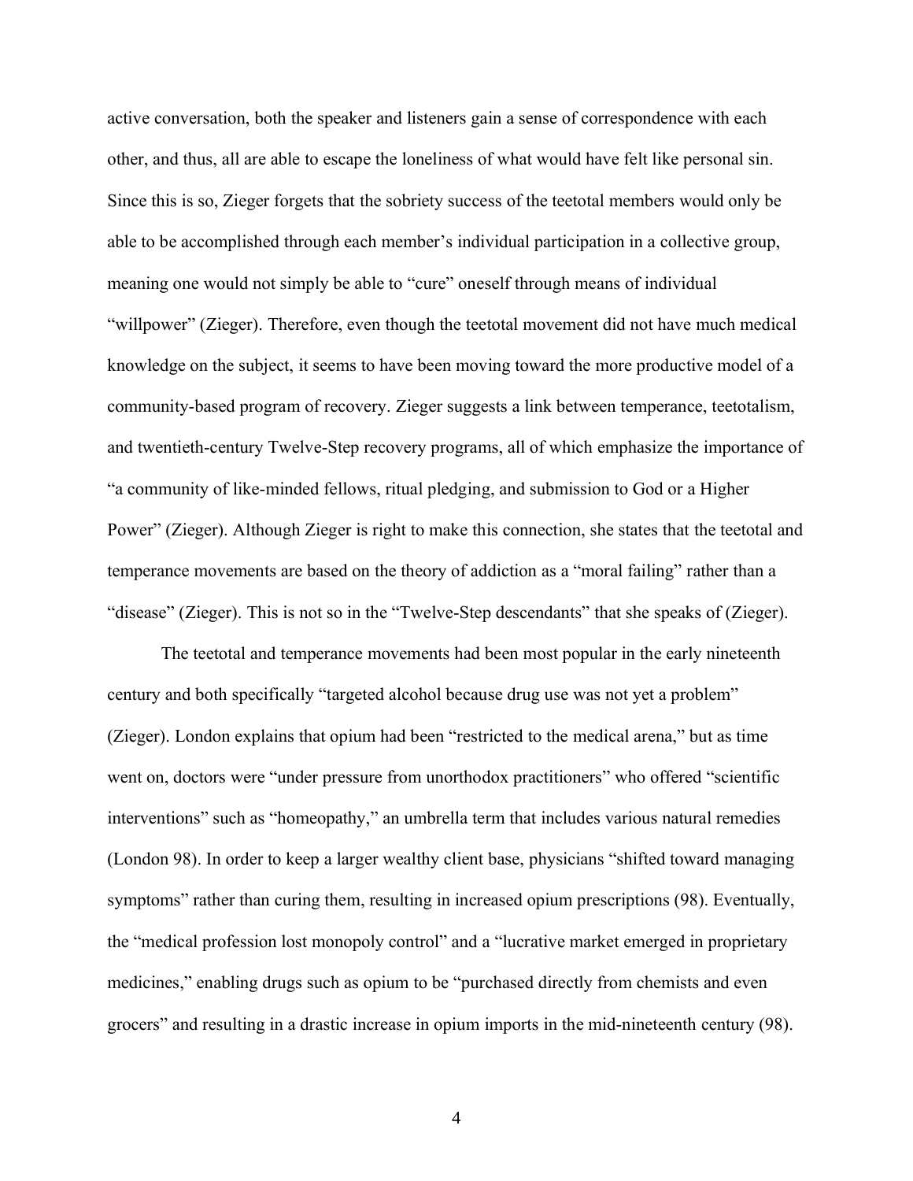active conversation, both the speaker and listeners gain a sense of correspondence with each other, and thus, all are able to escape the loneliness of what would have felt like personal sin. Since this is so, Zieger forgets that the sobriety success of the teetotal members would only be able to be accomplished through each member's individual participation in a collective group, meaning one would not simply be able to "cure" oneself through means of individual "willpower" (Zieger). Therefore, even though the teetotal movement did not have much medical knowledge on the subject, it seems to have been moving toward the more productive model of a community-based program of recovery. Zieger suggests a link between temperance, teetotalism, and twentieth-century Twelve-Step recovery programs, all of which emphasize the importance of "a community of like-minded fellows, ritual pledging, and submission to God or a Higher Power" (Zieger). Although Zieger is right to make this connection, she states that the teetotal and temperance movements are based on the theory of addiction as a "moral failing" rather than a "disease" (Zieger). This is not so in the "Twelve-Step descendants" that she speaks of (Zieger).

The teetotal and temperance movements had been most popular in the early nineteenth century and both specifically "targeted alcohol because drug use was not yet a problem" (Zieger). London explains that opium had been "restricted to the medical arena," but as time went on, doctors were "under pressure from unorthodox practitioners" who offered "scientific interventions" such as "homeopathy," an umbrella term that includes various natural remedies (London 98). In order to keep a larger wealthy client base, physicians "shifted toward managing symptoms" rather than curing them, resulting in increased opium prescriptions (98). Eventually, the "medical profession lost monopoly control" and a "lucrative market emerged in proprietary medicines," enabling drugs such as opium to be "purchased directly from chemists and even grocers" and resulting in a drastic increase in opium imports in the mid-nineteenth century (98).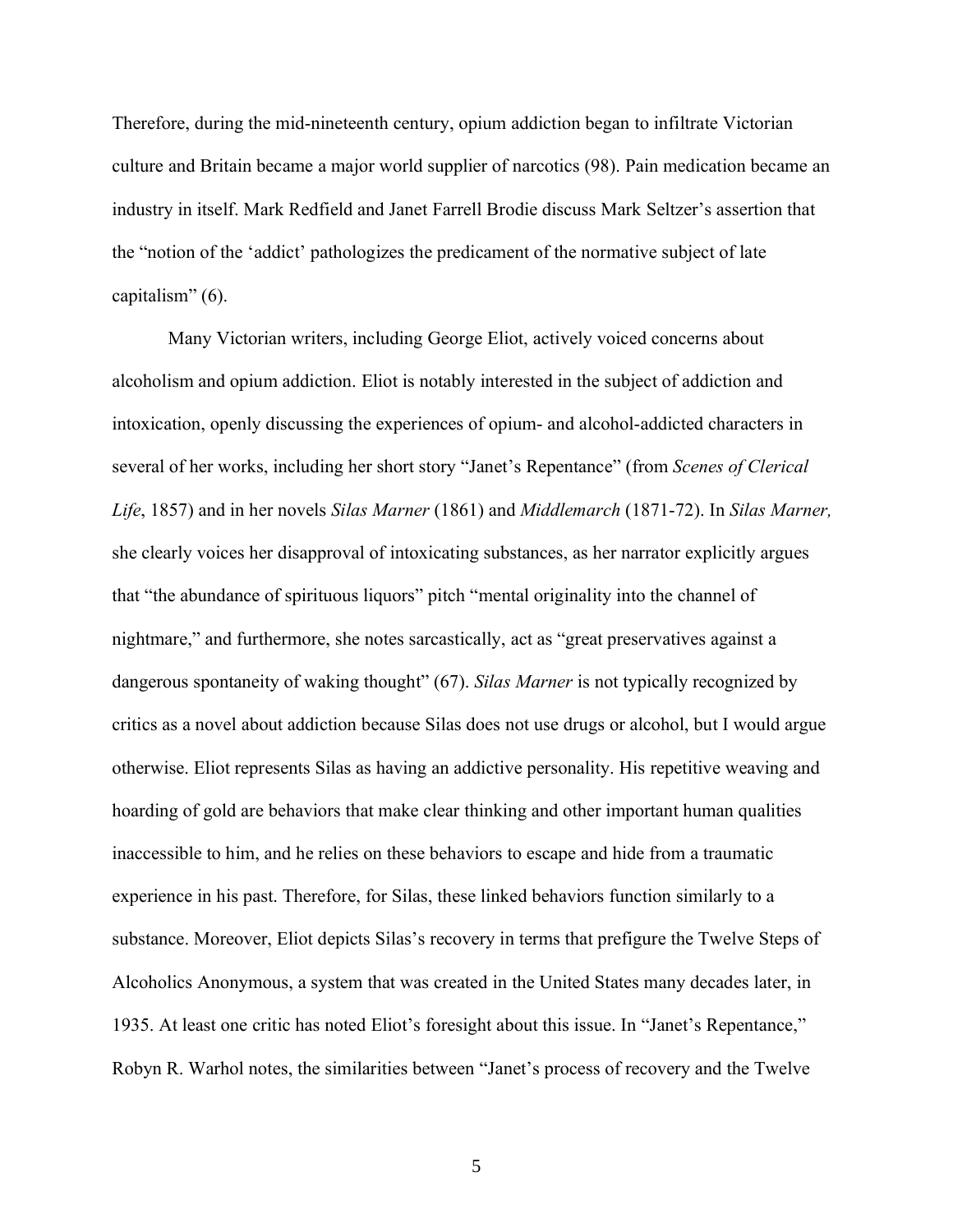Therefore, during the mid-nineteenth century, opium addiction began to infiltrate Victorian culture and Britain became a major world supplier of narcotics (98). Pain medication became an industry in itself. Mark Redfield and Janet Farrell Brodie discuss Mark Seltzer's assertion that the "notion of the 'addict' pathologizes the predicament of the normative subject of late capitalism" (6).

Many Victorian writers, including George Eliot, actively voiced concerns about alcoholism and opium addiction. Eliot is notably interested in the subject of addiction and intoxication, openly discussing the experiences of opium- and alcohol-addicted characters in several of her works, including her short story "Janet's Repentance" (from *Scenes of Clerical Life*, 1857) and in her novels *Silas Marner* (1861) and *Middlemarch* (1871-72). In *Silas Marner,* she clearly voices her disapproval of intoxicating substances, as her narrator explicitly argues that "the abundance of spirituous liquors" pitch "mental originality into the channel of nightmare," and furthermore, she notes sarcastically, act as "great preservatives against a dangerous spontaneity of waking thought" (67). *Silas Marner* is not typically recognized by critics as a novel about addiction because Silas does not use drugs or alcohol, but I would argue otherwise. Eliot represents Silas as having an addictive personality. His repetitive weaving and hoarding of gold are behaviors that make clear thinking and other important human qualities inaccessible to him, and he relies on these behaviors to escape and hide from a traumatic experience in his past. Therefore, for Silas, these linked behaviors function similarly to a substance. Moreover, Eliot depicts Silas's recovery in terms that prefigure the Twelve Steps of Alcoholics Anonymous, a system that was created in the United States many decades later, in 1935. At least one critic has noted Eliot's foresight about this issue. In "Janet's Repentance," Robyn R. Warhol notes, the similarities between "Janet's process of recovery and the Twelve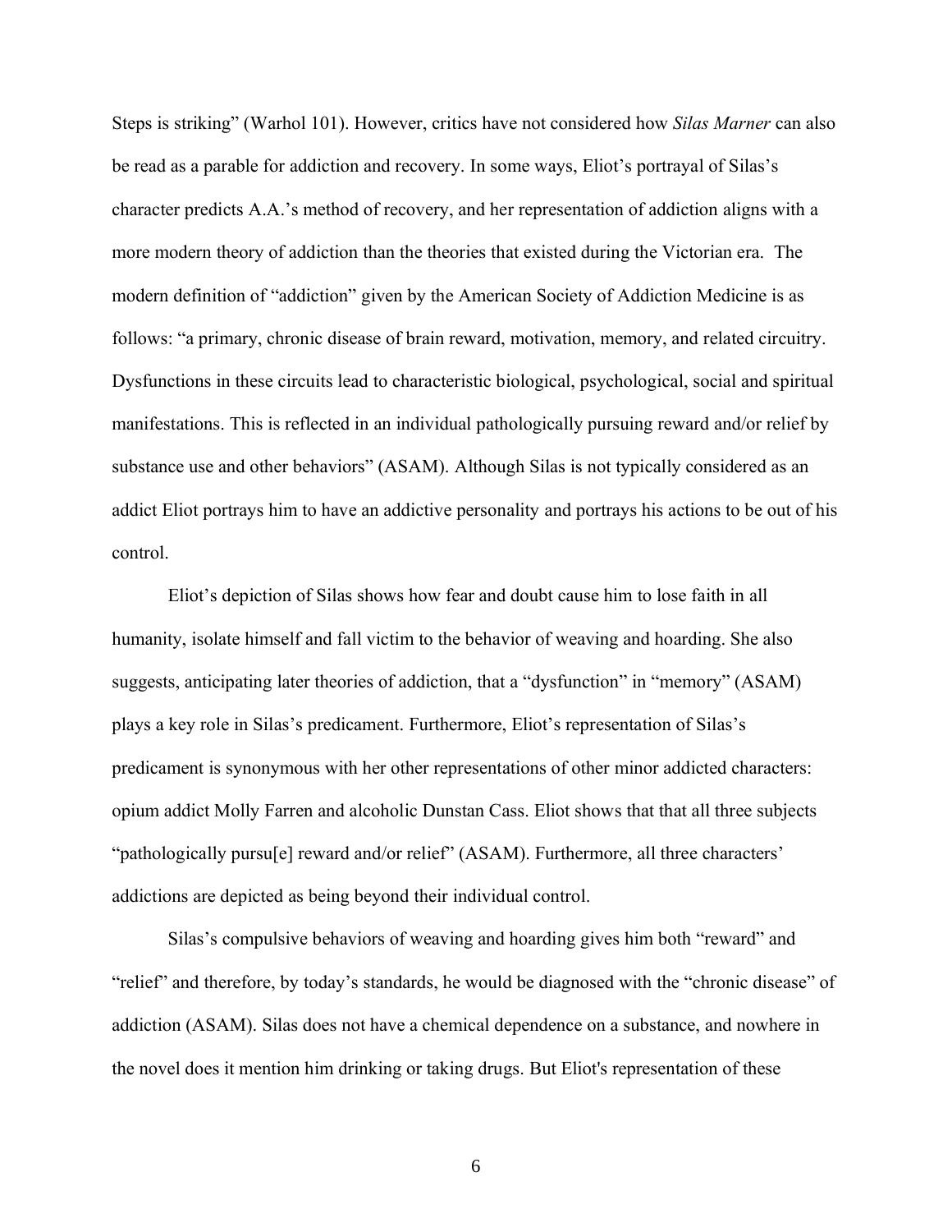Steps is striking" (Warhol 101). However, critics have not considered how *Silas Marner* can also be read as a parable for addiction and recovery. In some ways, Eliot's portrayal of Silas's character predicts A.A.'s method of recovery, and her representation of addiction aligns with a more modern theory of addiction than the theories that existed during the Victorian era. The modern definition of "addiction" given by the American Society of Addiction Medicine is as follows: "a primary, chronic disease of brain reward, motivation, memory, and related circuitry. Dysfunctions in these circuits lead to characteristic biological, psychological, social and spiritual manifestations. This is reflected in an individual pathologically pursuing reward and/or relief by substance use and other behaviors" (ASAM). Although Silas is not typically considered as an addict Eliot portrays him to have an addictive personality and portrays his actions to be out of his control.

Eliot's depiction of Silas shows how fear and doubt cause him to lose faith in all humanity, isolate himself and fall victim to the behavior of weaving and hoarding. She also suggests, anticipating later theories of addiction, that a "dysfunction" in "memory" (ASAM) plays a key role in Silas's predicament. Furthermore, Eliot's representation of Silas's predicament is synonymous with her other representations of other minor addicted characters: opium addict Molly Farren and alcoholic Dunstan Cass. Eliot shows that that all three subjects "pathologically pursu[e] reward and/or relief" (ASAM). Furthermore, all three characters' addictions are depicted as being beyond their individual control.

Silas's compulsive behaviors of weaving and hoarding gives him both "reward" and "relief" and therefore, by today's standards, he would be diagnosed with the "chronic disease" of addiction (ASAM). Silas does not have a chemical dependence on a substance, and nowhere in the novel does it mention him drinking or taking drugs. But Eliot's representation of these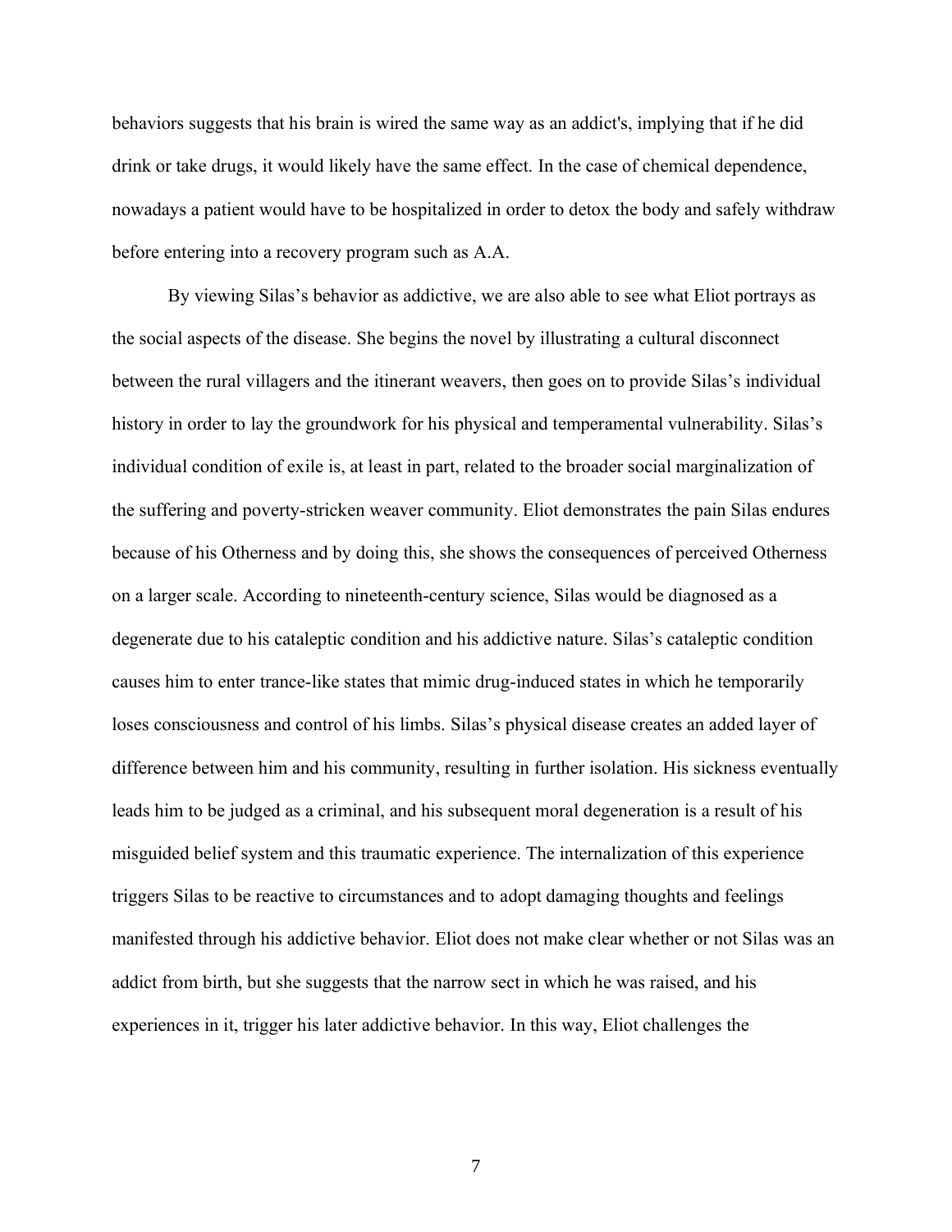behaviors suggests that his brain is wired the same way as an addict's, implying that if he did drink or take drugs, it would likely have the same effect. In the case of chemical dependence, nowadays a patient would have to be hospitalized in order to detox the body and safely withdraw before entering into a recovery program such as A.A.

By viewing Silas's behavior as addictive, we are also able to see what Eliot portrays as the social aspects of the disease. She begins the novel by illustrating a cultural disconnect between the rural villagers and the itinerant weavers, then goes on to provide Silas's individual history in order to lay the groundwork for his physical and temperamental vulnerability. Silas's individual condition of exile is, at least in part, related to the broader social marginalization of the suffering and poverty-stricken weaver community. Eliot demonstrates the pain Silas endures because of his Otherness and by doing this, she shows the consequences of perceived Otherness on a larger scale. According to nineteenth-century science, Silas would be diagnosed as a degenerate due to his cataleptic condition and his addictive nature. Silas's cataleptic condition causes him to enter trance-like states that mimic drug-induced states in which he temporarily loses consciousness and control of his limbs. Silas's physical disease creates an added layer of difference between him and his community, resulting in further isolation. His sickness eventually leads him to be judged as a criminal, and his subsequent moral degeneration is a result of his misguided belief system and this traumatic experience. The internalization of this experience triggers Silas to be reactive to circumstances and to adopt damaging thoughts and feelings manifested through his addictive behavior. Eliot does not make clear whether or not Silas was an addict from birth, but she suggests that the narrow sect in which he was raised, and his experiences in it, trigger his later addictive behavior. In this way, Eliot challenges the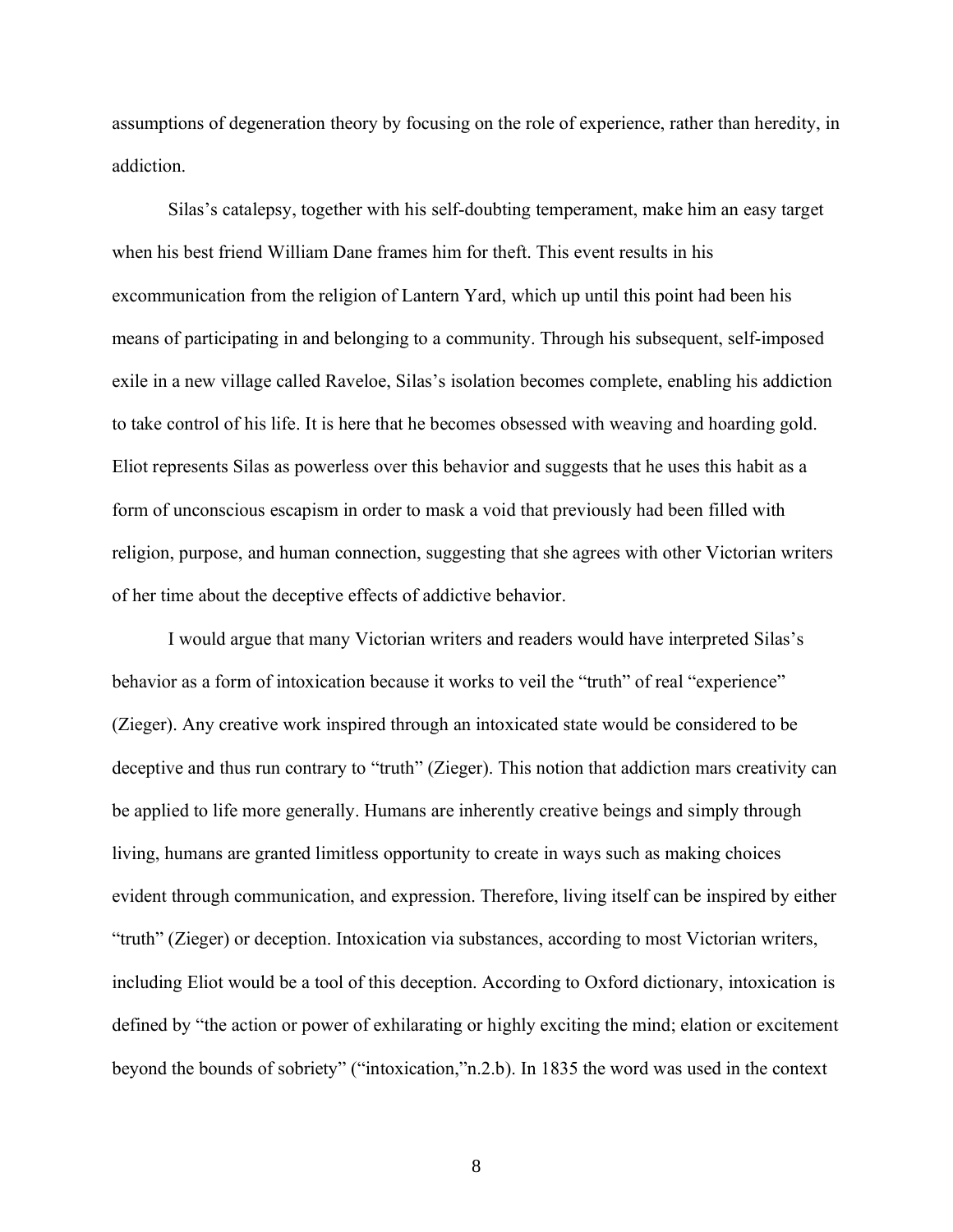assumptions of degeneration theory by focusing on the role of experience, rather than heredity, in addiction.

Silas's catalepsy, together with his self-doubting temperament, make him an easy target when his best friend William Dane frames him for theft. This event results in his excommunication from the religion of Lantern Yard, which up until this point had been his means of participating in and belonging to a community. Through his subsequent, self-imposed exile in a new village called Raveloe, Silas's isolation becomes complete, enabling his addiction to take control of his life. It is here that he becomes obsessed with weaving and hoarding gold. Eliot represents Silas as powerless over this behavior and suggests that he uses this habit as a form of unconscious escapism in order to mask a void that previously had been filled with religion, purpose, and human connection, suggesting that she agrees with other Victorian writers of her time about the deceptive effects of addictive behavior.

I would argue that many Victorian writers and readers would have interpreted Silas's behavior as a form of intoxication because it works to veil the "truth" of real "experience" (Zieger). Any creative work inspired through an intoxicated state would be considered to be deceptive and thus run contrary to "truth" (Zieger). This notion that addiction mars creativity can be applied to life more generally. Humans are inherently creative beings and simply through living, humans are granted limitless opportunity to create in ways such as making choices evident through communication, and expression. Therefore, living itself can be inspired by either "truth" (Zieger) or deception. Intoxication via substances, according to most Victorian writers, including Eliot would be a tool of this deception. According to Oxford dictionary, intoxication is defined by "the action or power of exhilarating or highly exciting the mind; elation or excitement beyond the bounds of sobriety" ("intoxication,"n.2.b). In 1835 the word was used in the context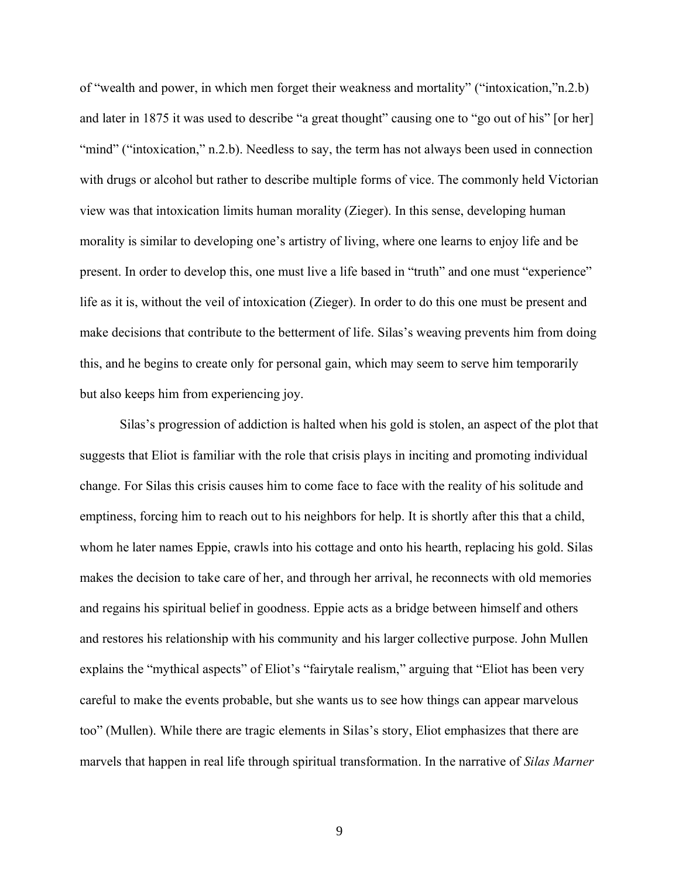of "wealth and power, in which men forget their weakness and mortality" ("intoxication,"n.2.b) and later in 1875 it was used to describe "a great thought" causing one to "go out of his" [or her] "mind" ("intoxication," n.2.b). Needless to say, the term has not always been used in connection with drugs or alcohol but rather to describe multiple forms of vice. The commonly held Victorian view was that intoxication limits human morality (Zieger). In this sense, developing human morality is similar to developing one's artistry of living, where one learns to enjoy life and be present. In order to develop this, one must live a life based in "truth" and one must "experience" life as it is, without the veil of intoxication (Zieger). In order to do this one must be present and make decisions that contribute to the betterment of life. Silas's weaving prevents him from doing this, and he begins to create only for personal gain, which may seem to serve him temporarily but also keeps him from experiencing joy.

Silas's progression of addiction is halted when his gold is stolen, an aspect of the plot that suggests that Eliot is familiar with the role that crisis plays in inciting and promoting individual change. For Silas this crisis causes him to come face to face with the reality of his solitude and emptiness, forcing him to reach out to his neighbors for help. It is shortly after this that a child, whom he later names Eppie, crawls into his cottage and onto his hearth, replacing his gold. Silas makes the decision to take care of her, and through her arrival, he reconnects with old memories and regains his spiritual belief in goodness. Eppie acts as a bridge between himself and others and restores his relationship with his community and his larger collective purpose. John Mullen explains the "mythical aspects" of Eliot's "fairytale realism," arguing that "Eliot has been very careful to make the events probable, but she wants us to see how things can appear marvelous too" (Mullen). While there are tragic elements in Silas's story, Eliot emphasizes that there are marvels that happen in real life through spiritual transformation. In the narrative of *Silas Marner*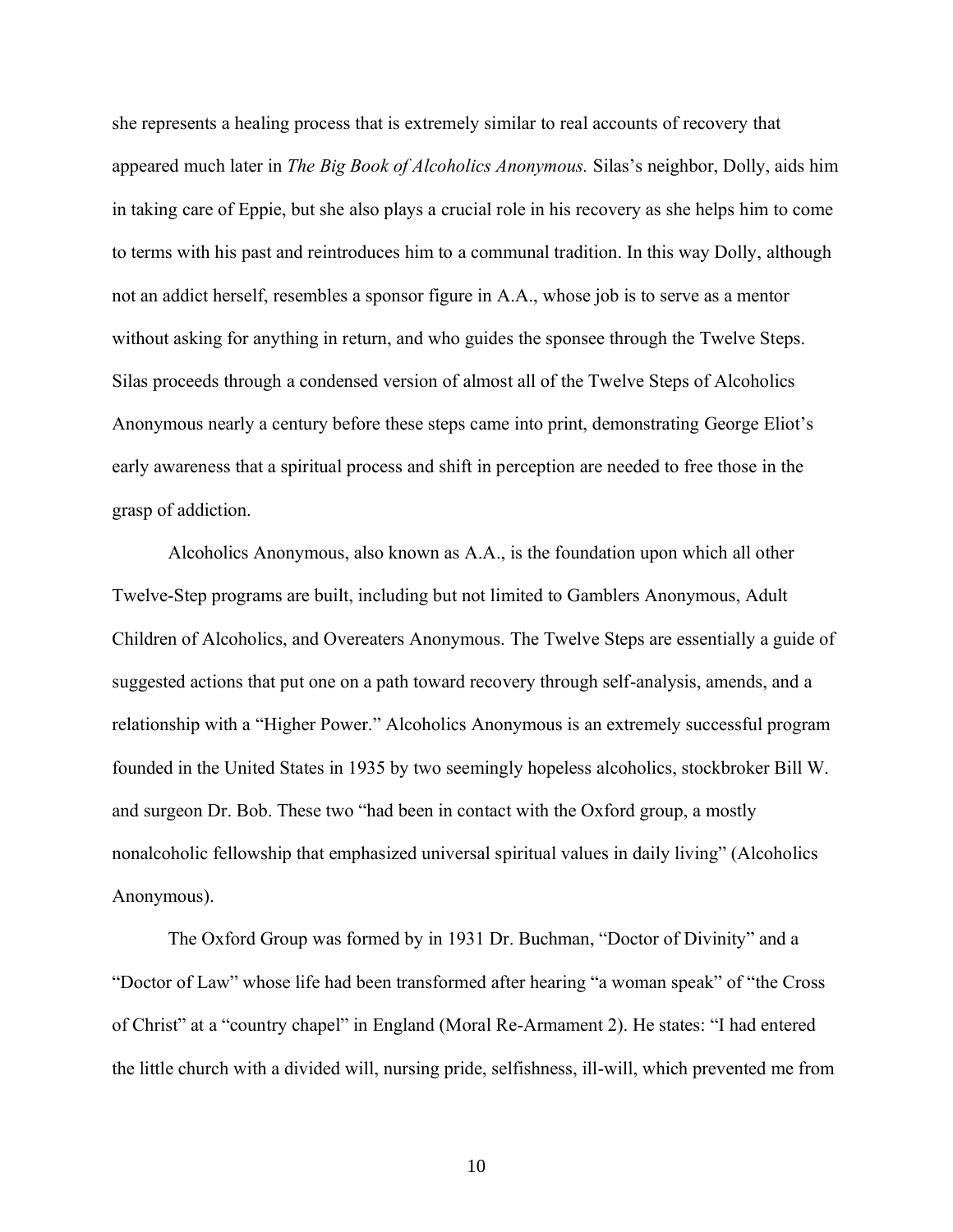she represents a healing process that is extremely similar to real accounts of recovery that appeared much later in *The Big Book of Alcoholics Anonymous.* Silas's neighbor, Dolly, aids him in taking care of Eppie, but she also plays a crucial role in his recovery as she helps him to come to terms with his past and reintroduces him to a communal tradition. In this way Dolly, although not an addict herself, resembles a sponsor figure in A.A., whose job is to serve as a mentor without asking for anything in return, and who guides the sponsee through the Twelve Steps. Silas proceeds through a condensed version of almost all of the Twelve Steps of Alcoholics Anonymous nearly a century before these steps came into print, demonstrating George Eliot's early awareness that a spiritual process and shift in perception are needed to free those in the grasp of addiction.

Alcoholics Anonymous, also known as A.A., is the foundation upon which all other Twelve-Step programs are built, including but not limited to Gamblers Anonymous, Adult Children of Alcoholics, and Overeaters Anonymous. The Twelve Steps are essentially a guide of suggested actions that put one on a path toward recovery through self-analysis, amends, and a relationship with a "Higher Power." Alcoholics Anonymous is an extremely successful program founded in the United States in 1935 by two seemingly hopeless alcoholics, stockbroker Bill W. and surgeon Dr. Bob. These two "had been in contact with the Oxford group, a mostly nonalcoholic fellowship that emphasized universal spiritual values in daily living" (Alcoholics Anonymous).

The Oxford Group was formed by in 1931 Dr. Buchman, "Doctor of Divinity" and a "Doctor of Law" whose life had been transformed after hearing "a woman speak" of "the Cross of Christ" at a "country chapel" in England (Moral Re-Armament 2). He states: "I had entered the little church with a divided will, nursing pride, selfishness, ill-will, which prevented me from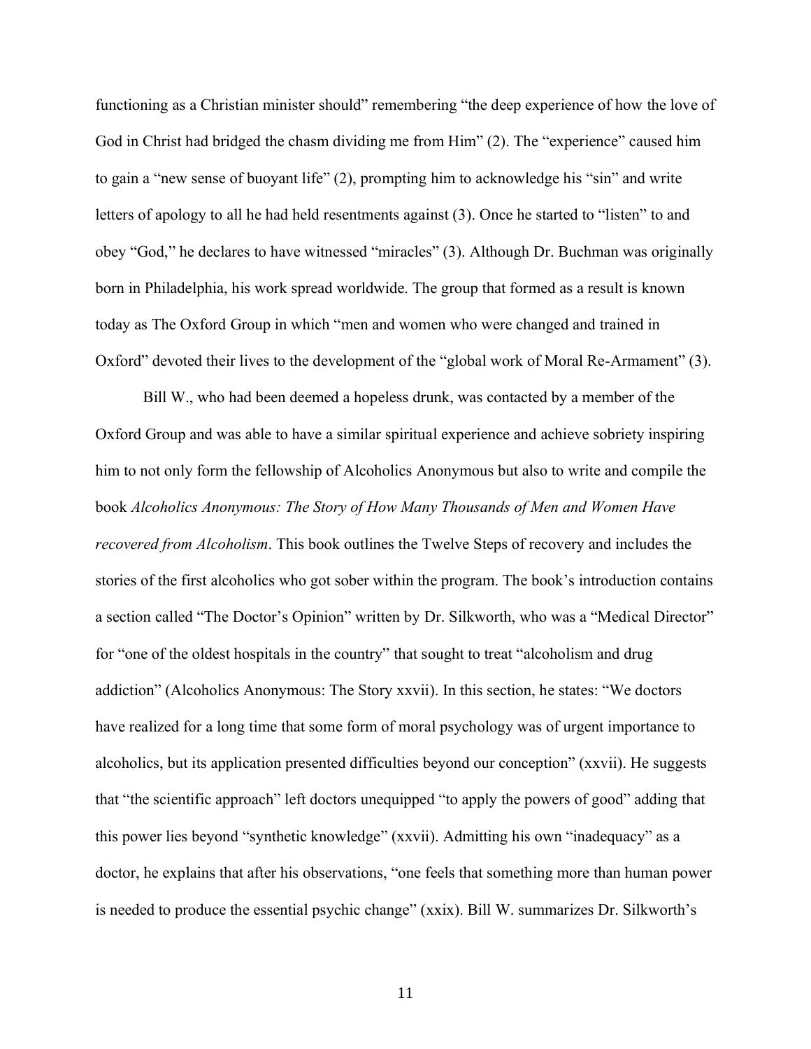functioning as a Christian minister should" remembering "the deep experience of how the love of God in Christ had bridged the chasm dividing me from Him" (2). The "experience" caused him to gain a "new sense of buoyant life" (2), prompting him to acknowledge his "sin" and write letters of apology to all he had held resentments against (3). Once he started to "listen" to and obey "God," he declares to have witnessed "miracles" (3). Although Dr. Buchman was originally born in Philadelphia, his work spread worldwide. The group that formed as a result is known today as The Oxford Group in which "men and women who were changed and trained in Oxford" devoted their lives to the development of the "global work of Moral Re-Armament" (3).

Bill W., who had been deemed a hopeless drunk, was contacted by a member of the Oxford Group and was able to have a similar spiritual experience and achieve sobriety inspiring him to not only form the fellowship of Alcoholics Anonymous but also to write and compile the book *Alcoholics Anonymous: The Story of How Many Thousands of Men and Women Have recovered from Alcoholism*. This book outlines the Twelve Steps of recovery and includes the stories of the first alcoholics who got sober within the program. The book's introduction contains a section called "The Doctor's Opinion" written by Dr. Silkworth, who was a "Medical Director" for "one of the oldest hospitals in the country" that sought to treat "alcoholism and drug addiction" (Alcoholics Anonymous: The Story xxvii). In this section, he states: "We doctors have realized for a long time that some form of moral psychology was of urgent importance to alcoholics, but its application presented difficulties beyond our conception" (xxvii). He suggests that "the scientific approach" left doctors unequipped "to apply the powers of good" adding that this power lies beyond "synthetic knowledge" (xxvii). Admitting his own "inadequacy" as a doctor, he explains that after his observations, "one feels that something more than human power is needed to produce the essential psychic change" (xxix). Bill W. summarizes Dr. Silkworth's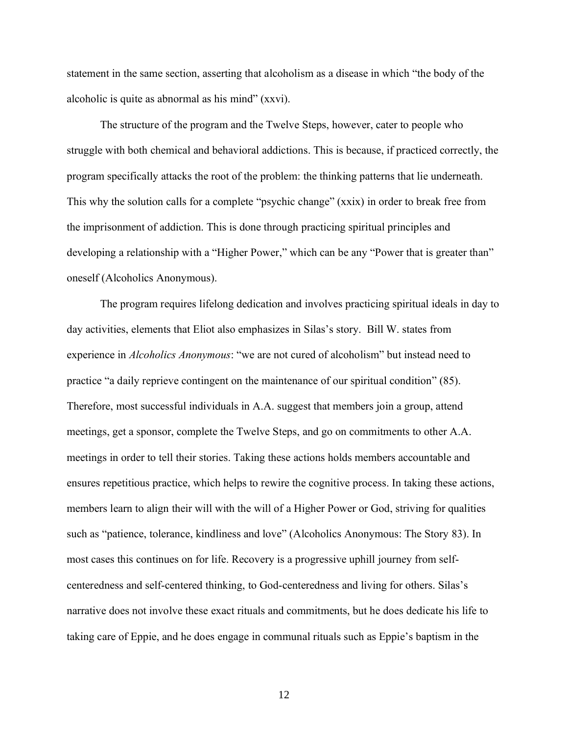statement in the same section, asserting that alcoholism as a disease in which "the body of the alcoholic is quite as abnormal as his mind" (xxvi).

The structure of the program and the Twelve Steps, however, cater to people who struggle with both chemical and behavioral addictions. This is because, if practiced correctly, the program specifically attacks the root of the problem: the thinking patterns that lie underneath. This why the solution calls for a complete "psychic change" (xxix) in order to break free from the imprisonment of addiction. This is done through practicing spiritual principles and developing a relationship with a "Higher Power," which can be any "Power that is greater than" oneself (Alcoholics Anonymous).

The program requires lifelong dedication and involves practicing spiritual ideals in day to day activities, elements that Eliot also emphasizes in Silas's story. Bill W. states from experience in *Alcoholics Anonymous*: "we are not cured of alcoholism" but instead need to practice "a daily reprieve contingent on the maintenance of our spiritual condition" (85). Therefore, most successful individuals in A.A. suggest that members join a group, attend meetings, get a sponsor, complete the Twelve Steps, and go on commitments to other A.A. meetings in order to tell their stories. Taking these actions holds members accountable and ensures repetitious practice, which helps to rewire the cognitive process. In taking these actions, members learn to align their will with the will of a Higher Power or God, striving for qualities such as "patience, tolerance, kindliness and love" (Alcoholics Anonymous: The Story 83). In most cases this continues on for life. Recovery is a progressive uphill journey from self-centeredness and self-centered thinking, to God-centeredness and living for others. Silas's narrative does not involve these exact rituals and commitments, but he does dedicate his life to taking care of Eppie, and he does engage in communal rituals such as Eppie's baptism in the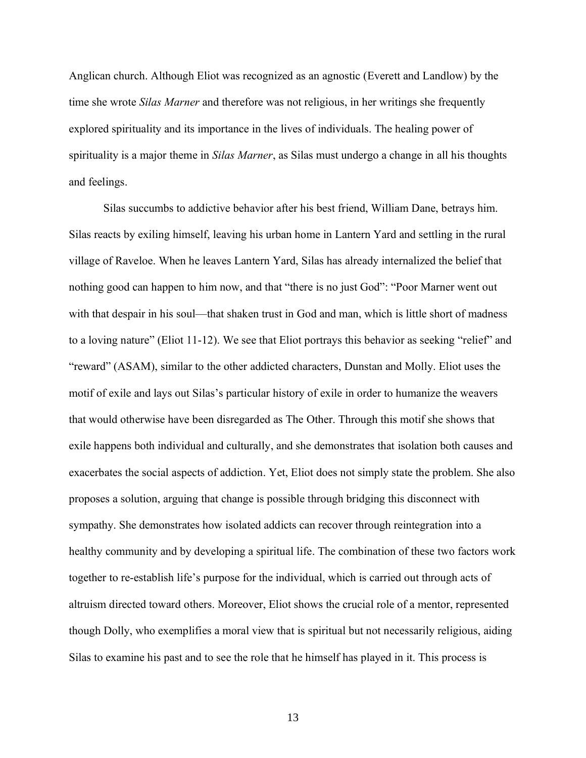Anglican church. Although Eliot was recognized as an agnostic (Everett and Landlow) by the time she wrote *Silas Marner* and therefore was not religious, in her writings she frequently explored spirituality and its importance in the lives of individuals. The healing power of spirituality is a major theme in *Silas Marner*, as Silas must undergo a change in all his thoughts and feelings.

Silas succumbs to addictive behavior after his best friend, William Dane, betrays him. Silas reacts by exiling himself, leaving his urban home in Lantern Yard and settling in the rural village of Raveloe. When he leaves Lantern Yard, Silas has already internalized the belief that nothing good can happen to him now, and that "there is no just God": "Poor Marner went out with that despair in his soul—that shaken trust in God and man, which is little short of madness to a loving nature" (Eliot 11-12). We see that Eliot portrays this behavior as seeking "relief" and "reward" (ASAM), similar to the other addicted characters, Dunstan and Molly. Eliot uses the motif of exile and lays out Silas's particular history of exile in order to humanize the weavers that would otherwise have been disregarded as The Other. Through this motif she shows that exile happens both individual and culturally, and she demonstrates that isolation both causes and exacerbates the social aspects of addiction. Yet, Eliot does not simply state the problem. She also proposes a solution, arguing that change is possible through bridging this disconnect with sympathy. She demonstrates how isolated addicts can recover through reintegration into a healthy community and by developing a spiritual life. The combination of these two factors work together to re-establish life's purpose for the individual, which is carried out through acts of altruism directed toward others. Moreover, Eliot shows the crucial role of a mentor, represented though Dolly, who exemplifies a moral view that is spiritual but not necessarily religious, aiding Silas to examine his past and to see the role that he himself has played in it. This process is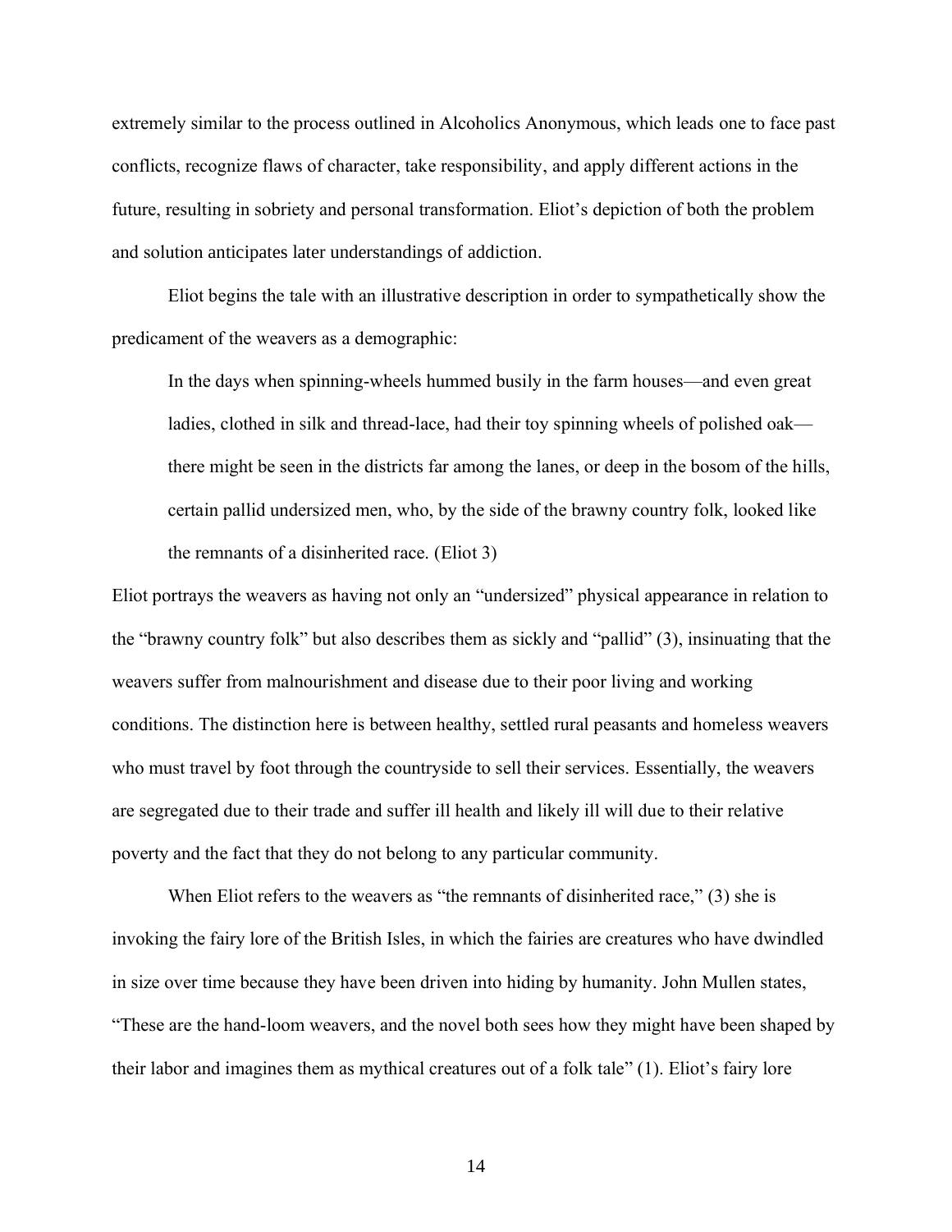extremely similar to the process outlined in Alcoholics Anonymous, which leads one to face past conflicts, recognize flaws of character, take responsibility, and apply different actions in the future, resulting in sobriety and personal transformation. Eliot's depiction of both the problem and solution anticipates later understandings of addiction.

Eliot begins the tale with an illustrative description in order to sympathetically show the predicament of the weavers as a demographic:

> In the days when spinning-wheels hummed busily in the farm houses—and even great ladies, clothed in silk and thread-lace, had their toy spinning wheels of polished oak—there might be seen in the districts far among the lanes, or deep in the bosom of the hills, certain pallid undersized men, who, by the side of the brawny country folk, looked like the remnants of a disinherited race. (Eliot 3)

Eliot portrays the weavers as having not only an "undersized" physical appearance in relation to the "brawny country folk" but also describes them as sickly and "pallid" (3), insinuating that the weavers suffer from malnourishment and disease due to their poor living and working conditions. The distinction here is between healthy, settled rural peasants and homeless weavers who must travel by foot through the countryside to sell their services. Essentially, the weavers are segregated due to their trade and suffer ill health and likely ill will due to their relative poverty and the fact that they do not belong to any particular community.

When Eliot refers to the weavers as "the remnants of disinherited race," (3) she is invoking the fairy lore of the British Isles, in which the fairies are creatures who have dwindled in size over time because they have been driven into hiding by humanity. John Mullen states, "These are the hand-loom weavers, and the novel both sees how they might have been shaped by their labor and imagines them as mythical creatures out of a folk tale" (1). Eliot's fairy lore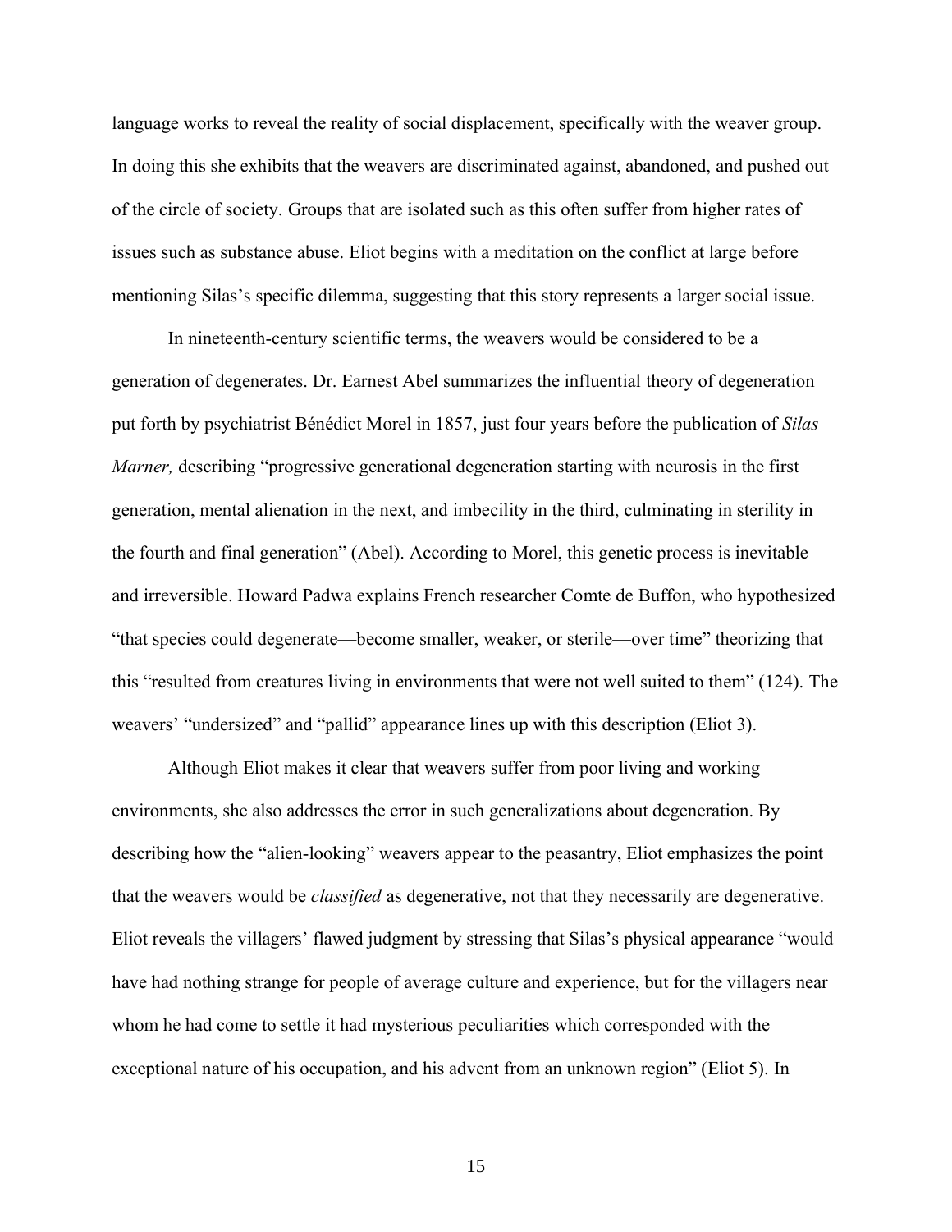language works to reveal the reality of social displacement, specifically with the weaver group. In doing this she exhibits that the weavers are discriminated against, abandoned, and pushed out of the circle of society. Groups that are isolated such as this often suffer from higher rates of issues such as substance abuse. Eliot begins with a meditation on the conflict at large before mentioning Silas's specific dilemma, suggesting that this story represents a larger social issue.

In nineteenth-century scientific terms, the weavers would be considered to be a generation of degenerates. Dr. Earnest Abel summarizes the influential theory of degeneration put forth by psychiatrist Bénédict Morel in 1857, just four years before the publication of *Silas Marner,* describing "progressive generational degeneration starting with neurosis in the first generation, mental alienation in the next, and imbecility in the third, culminating in sterility in the fourth and final generation" (Abel). According to Morel, this genetic process is inevitable and irreversible. Howard Padwa explains French researcher Comte de Buffon, who hypothesized "that species could degenerate—become smaller, weaker, or sterile—over time" theorizing that this "resulted from creatures living in environments that were not well suited to them" (124). The weavers' "undersized" and "pallid" appearance lines up with this description (Eliot 3).

Although Eliot makes it clear that weavers suffer from poor living and working environments, she also addresses the error in such generalizations about degeneration. By describing how the "alien-looking" weavers appear to the peasantry, Eliot emphasizes the point that the weavers would be *classified* as degenerative, not that they necessarily are degenerative. Eliot reveals the villagers' flawed judgment by stressing that Silas's physical appearance "would have had nothing strange for people of average culture and experience, but for the villagers near whom he had come to settle it had mysterious peculiarities which corresponded with the exceptional nature of his occupation, and his advent from an unknown region" (Eliot 5). In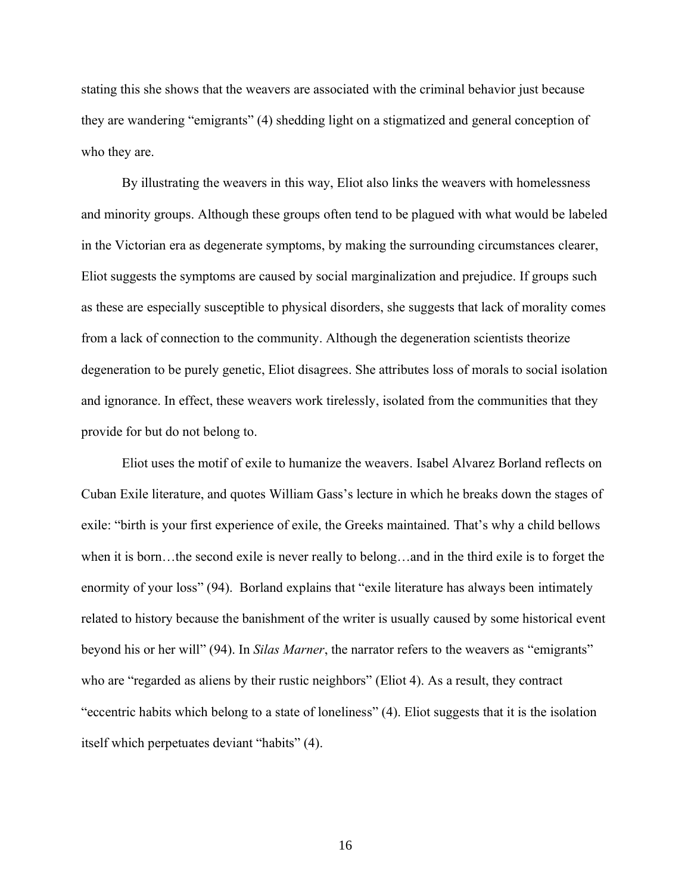stating this she shows that the weavers are associated with the criminal behavior just because they are wandering "emigrants" (4) shedding light on a stigmatized and general conception of who they are.

By illustrating the weavers in this way, Eliot also links the weavers with homelessness and minority groups. Although these groups often tend to be plagued with what would be labeled in the Victorian era as degenerate symptoms, by making the surrounding circumstances clearer, Eliot suggests the symptoms are caused by social marginalization and prejudice. If groups such as these are especially susceptible to physical disorders, she suggests that lack of morality comes from a lack of connection to the community. Although the degeneration scientists theorize degeneration to be purely genetic, Eliot disagrees. She attributes loss of morals to social isolation and ignorance. In effect, these weavers work tirelessly, isolated from the communities that they provide for but do not belong to.

Eliot uses the motif of exile to humanize the weavers. Isabel Alvarez Borland reflects on Cuban Exile literature, and quotes William Gass's lecture in which he breaks down the stages of exile: "birth is your first experience of exile, the Greeks maintained. That's why a child bellows when it is born…the second exile is never really to belong…and in the third exile is to forget the enormity of your loss" (94). Borland explains that "exile literature has always been intimately related to history because the banishment of the writer is usually caused by some historical event beyond his or her will" (94). In *Silas Marner*, the narrator refers to the weavers as "emigrants" who are "regarded as aliens by their rustic neighbors" (Eliot 4). As a result, they contract "eccentric habits which belong to a state of loneliness" (4). Eliot suggests that it is the isolation itself which perpetuates deviant "habits" (4).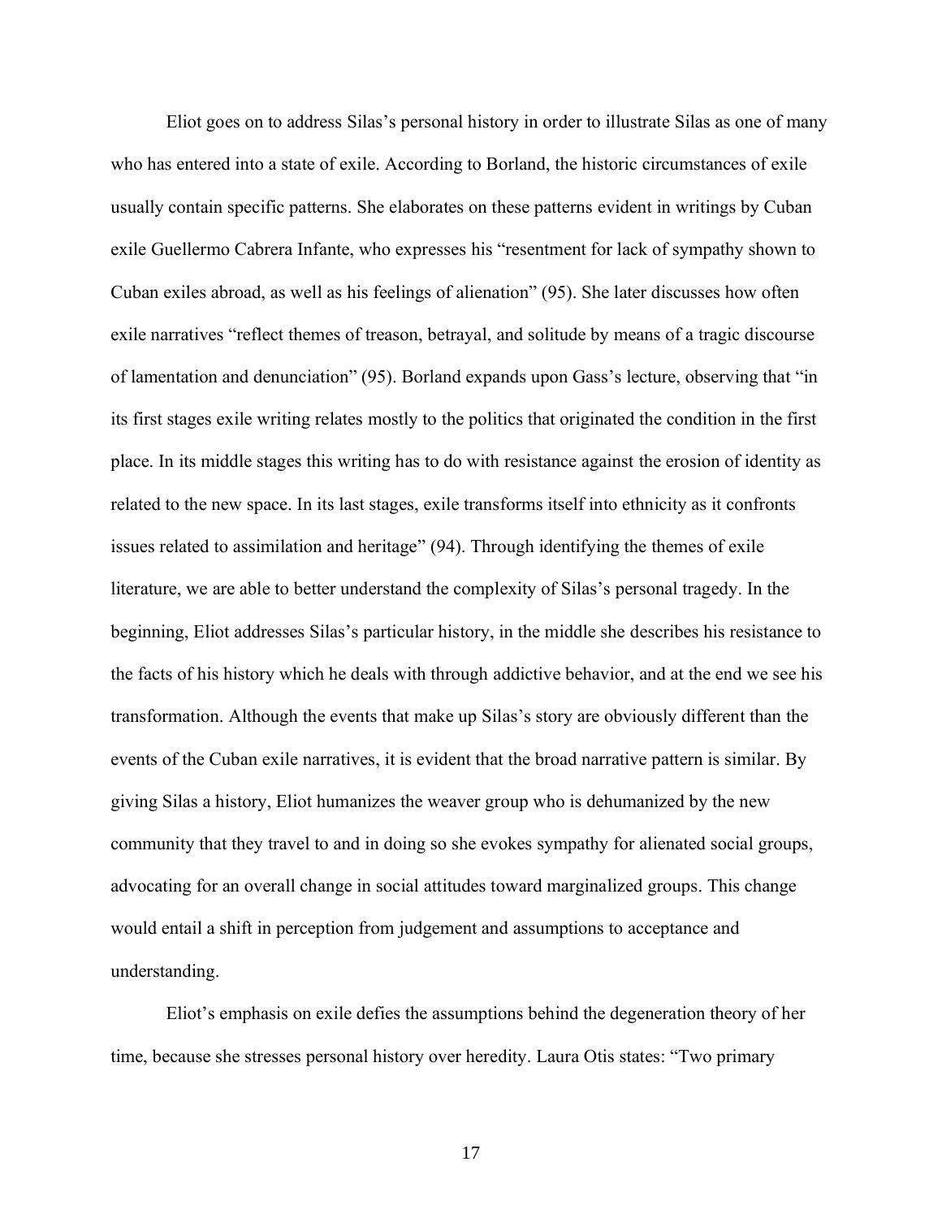Eliot goes on to address Silas's personal history in order to illustrate Silas as one of many who has entered into a state of exile. According to Borland, the historic circumstances of exile usually contain specific patterns. She elaborates on these patterns evident in writings by Cuban exile Guellermo Cabrera Infante, who expresses his "resentment for lack of sympathy shown to Cuban exiles abroad, as well as his feelings of alienation" (95). She later discusses how often exile narratives "reflect themes of treason, betrayal, and solitude by means of a tragic discourse of lamentation and denunciation" (95). Borland expands upon Gass's lecture, observing that "in its first stages exile writing relates mostly to the politics that originated the condition in the first place. In its middle stages this writing has to do with resistance against the erosion of identity as related to the new space. In its last stages, exile transforms itself into ethnicity as it confronts issues related to assimilation and heritage" (94). Through identifying the themes of exile literature, we are able to better understand the complexity of Silas's personal tragedy. In the beginning, Eliot addresses Silas's particular history, in the middle she describes his resistance to the facts of his history which he deals with through addictive behavior, and at the end we see his transformation. Although the events that make up Silas's story are obviously different than the events of the Cuban exile narratives, it is evident that the broad narrative pattern is similar. By giving Silas a history, Eliot humanizes the weaver group who is dehumanized by the new community that they travel to and in doing so she evokes sympathy for alienated social groups, advocating for an overall change in social attitudes toward marginalized groups. This change would entail a shift in perception from judgement and assumptions to acceptance and understanding.

Eliot's emphasis on exile defies the assumptions behind the degeneration theory of her time, because she stresses personal history over heredity. Laura Otis states: "Two primary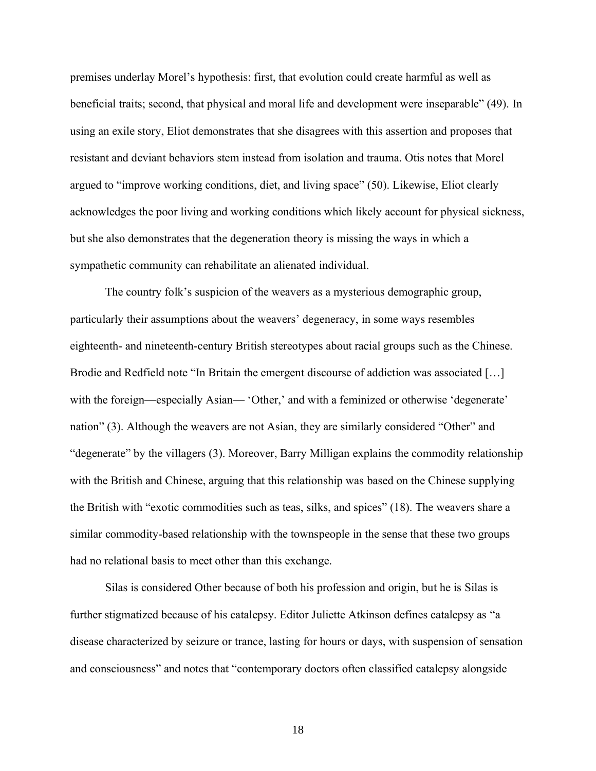premises underlay Morel's hypothesis: first, that evolution could create harmful as well as beneficial traits; second, that physical and moral life and development were inseparable" (49). In using an exile story, Eliot demonstrates that she disagrees with this assertion and proposes that resistant and deviant behaviors stem instead from isolation and trauma. Otis notes that Morel argued to "improve working conditions, diet, and living space" (50). Likewise, Eliot clearly acknowledges the poor living and working conditions which likely account for physical sickness, but she also demonstrates that the degeneration theory is missing the ways in which a sympathetic community can rehabilitate an alienated individual.

The country folk's suspicion of the weavers as a mysterious demographic group, particularly their assumptions about the weavers' degeneracy, in some ways resembles eighteenth- and nineteenth-century British stereotypes about racial groups such as the Chinese. Brodie and Redfield note "In Britain the emergent discourse of addiction was associated […] with the foreign—especially Asian— 'Other,' and with a feminized or otherwise 'degenerate' nation" (3). Although the weavers are not Asian, they are similarly considered "Other" and "degenerate" by the villagers (3). Moreover, Barry Milligan explains the commodity relationship with the British and Chinese, arguing that this relationship was based on the Chinese supplying the British with "exotic commodities such as teas, silks, and spices" (18). The weavers share a similar commodity-based relationship with the townspeople in the sense that these two groups had no relational basis to meet other than this exchange.

Silas is considered Other because of both his profession and origin, but he is Silas is further stigmatized because of his catalepsy. Editor Juliette Atkinson defines catalepsy as "a disease characterized by seizure or trance, lasting for hours or days, with suspension of sensation and consciousness" and notes that "contemporary doctors often classified catalepsy alongside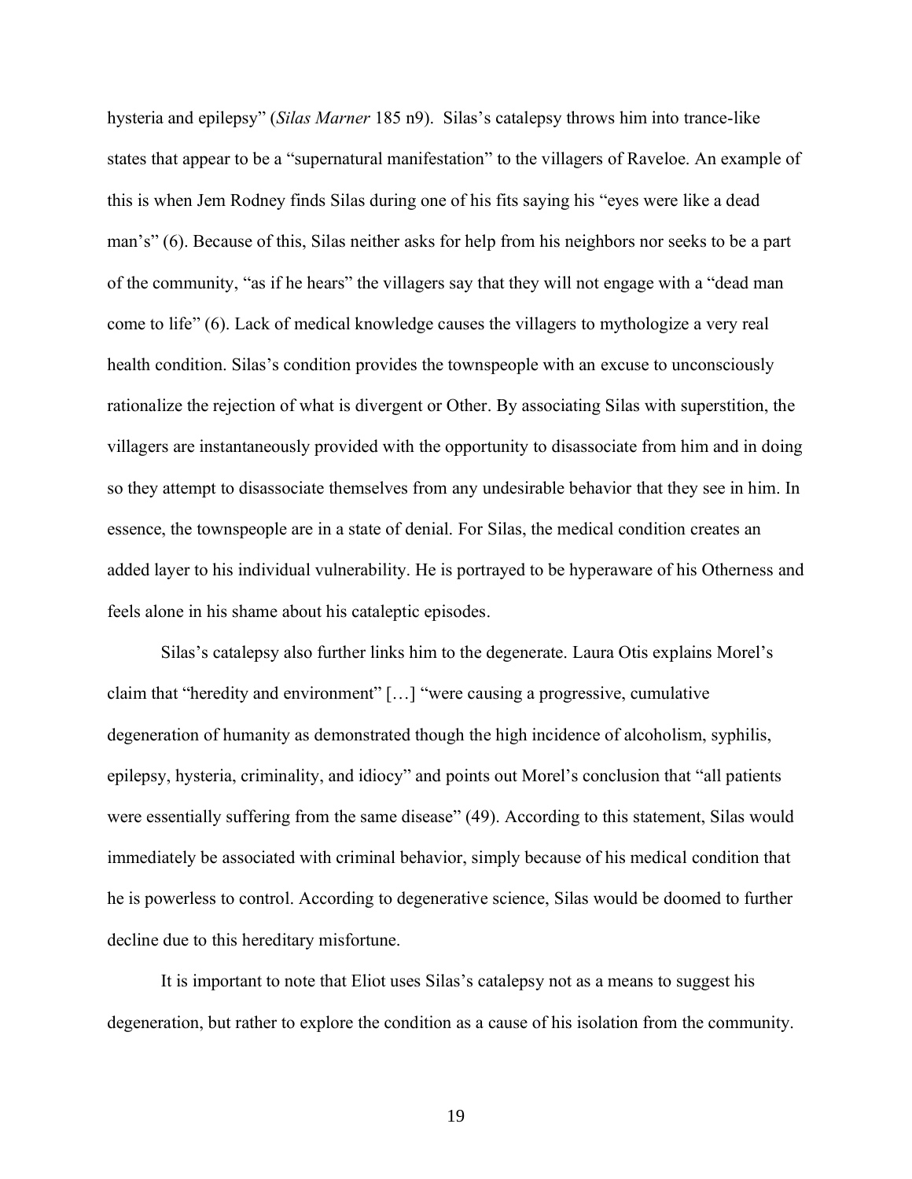hysteria and epilepsy" (*Silas Marner* 185 n9). Silas's catalepsy throws him into trance-like states that appear to be a "supernatural manifestation" to the villagers of Raveloe. An example of this is when Jem Rodney finds Silas during one of his fits saying his "eyes were like a dead man's" (6). Because of this, Silas neither asks for help from his neighbors nor seeks to be a part of the community, "as if he hears" the villagers say that they will not engage with a "dead man come to life" (6). Lack of medical knowledge causes the villagers to mythologize a very real health condition. Silas's condition provides the townspeople with an excuse to unconsciously rationalize the rejection of what is divergent or Other. By associating Silas with superstition, the villagers are instantaneously provided with the opportunity to disassociate from him and in doing so they attempt to disassociate themselves from any undesirable behavior that they see in him. In essence, the townspeople are in a state of denial. For Silas, the medical condition creates an added layer to his individual vulnerability. He is portrayed to be hyperaware of his Otherness and feels alone in his shame about his cataleptic episodes.

Silas's catalepsy also further links him to the degenerate. Laura Otis explains Morel's claim that "heredity and environment" […] "were causing a progressive, cumulative degeneration of humanity as demonstrated though the high incidence of alcoholism, syphilis, epilepsy, hysteria, criminality, and idiocy" and points out Morel's conclusion that "all patients were essentially suffering from the same disease" (49). According to this statement, Silas would immediately be associated with criminal behavior, simply because of his medical condition that he is powerless to control. According to degenerative science, Silas would be doomed to further decline due to this hereditary misfortune.

It is important to note that Eliot uses Silas's catalepsy not as a means to suggest his degeneration, but rather to explore the condition as a cause of his isolation from the community.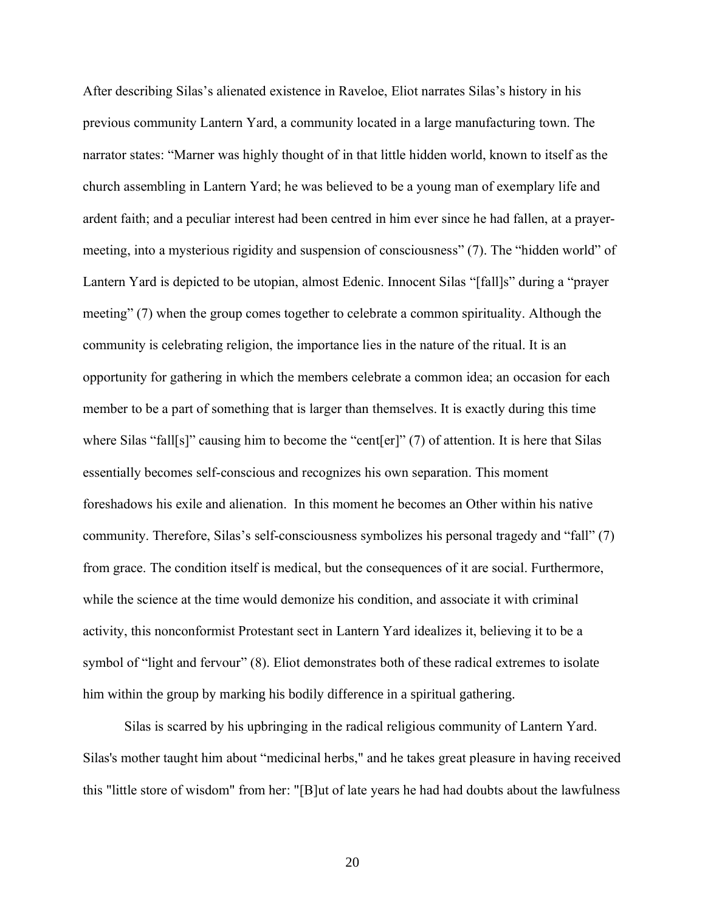After describing Silas's alienated existence in Raveloe, Eliot narrates Silas's history in his previous community Lantern Yard, a community located in a large manufacturing town. The narrator states: "Marner was highly thought of in that little hidden world, known to itself as the church assembling in Lantern Yard; he was believed to be a young man of exemplary life and ardent faith; and a peculiar interest had been centred in him ever since he had fallen, at a prayer-meeting, into a mysterious rigidity and suspension of consciousness" (7). The "hidden world" of Lantern Yard is depicted to be utopian, almost Edenic. Innocent Silas "[fall]s" during a "prayer meeting" (7) when the group comes together to celebrate a common spirituality. Although the community is celebrating religion, the importance lies in the nature of the ritual. It is an opportunity for gathering in which the members celebrate a common idea; an occasion for each member to be a part of something that is larger than themselves. It is exactly during this time where Silas "fall[s]" causing him to become the "cent[er]" (7) of attention. It is here that Silas essentially becomes self-conscious and recognizes his own separation. This moment foreshadows his exile and alienation. In this moment he becomes an Other within his native community. Therefore, Silas's self-consciousness symbolizes his personal tragedy and "fall" (7) from grace. The condition itself is medical, but the consequences of it are social. Furthermore, while the science at the time would demonize his condition, and associate it with criminal activity, this nonconformist Protestant sect in Lantern Yard idealizes it, believing it to be a symbol of "light and fervour" (8). Eliot demonstrates both of these radical extremes to isolate him within the group by marking his bodily difference in a spiritual gathering.

Silas is scarred by his upbringing in the radical religious community of Lantern Yard. Silas's mother taught him about "medicinal herbs," and he takes great pleasure in having received this "little store of wisdom" from her: "[B]ut of late years he had had doubts about the lawfulness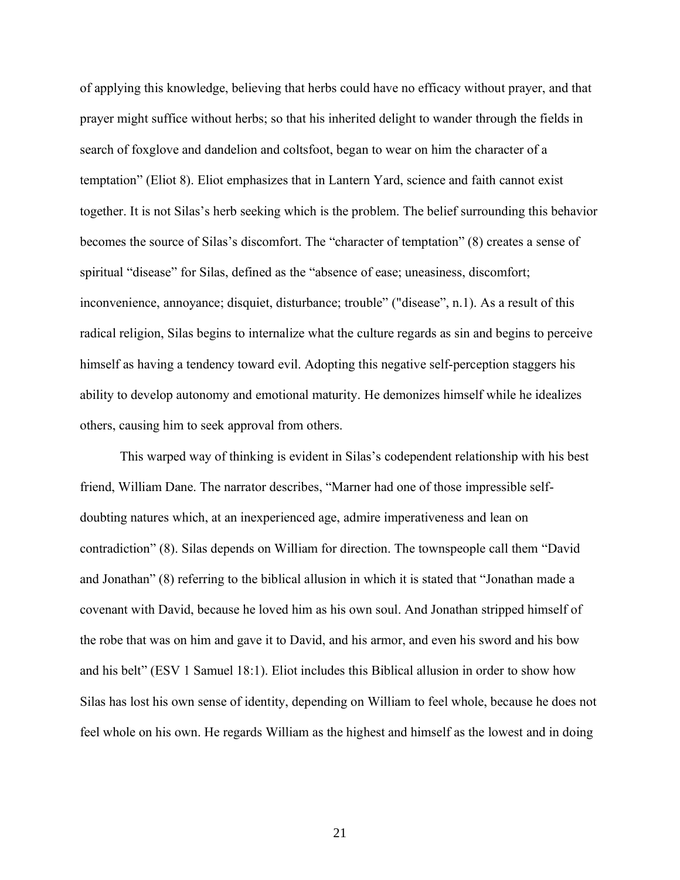of applying this knowledge, believing that herbs could have no efficacy without prayer, and that prayer might suffice without herbs; so that his inherited delight to wander through the fields in search of foxglove and dandelion and coltsfoot, began to wear on him the character of a temptation" (Eliot 8). Eliot emphasizes that in Lantern Yard, science and faith cannot exist together. It is not Silas's herb seeking which is the problem. The belief surrounding this behavior becomes the source of Silas's discomfort. The "character of temptation" (8) creates a sense of spiritual "disease" for Silas, defined as the "absence of ease; uneasiness, discomfort; inconvenience, annoyance; disquiet, disturbance; trouble" ("disease", n.1). As a result of this radical religion, Silas begins to internalize what the culture regards as sin and begins to perceive himself as having a tendency toward evil. Adopting this negative self-perception staggers his ability to develop autonomy and emotional maturity. He demonizes himself while he idealizes others, causing him to seek approval from others.

This warped way of thinking is evident in Silas's codependent relationship with his best friend, William Dane. The narrator describes, "Marner had one of those impressible self-doubting natures which, at an inexperienced age, admire imperativeness and lean on contradiction" (8). Silas depends on William for direction. The townspeople call them "David and Jonathan" (8) referring to the biblical allusion in which it is stated that "Jonathan made a covenant with David, because he loved him as his own soul. And Jonathan stripped himself of the robe that was on him and gave it to David, and his armor, and even his sword and his bow and his belt" (ESV 1 Samuel 18:1). Eliot includes this Biblical allusion in order to show how Silas has lost his own sense of identity, depending on William to feel whole, because he does not feel whole on his own. He regards William as the highest and himself as the lowest and in doing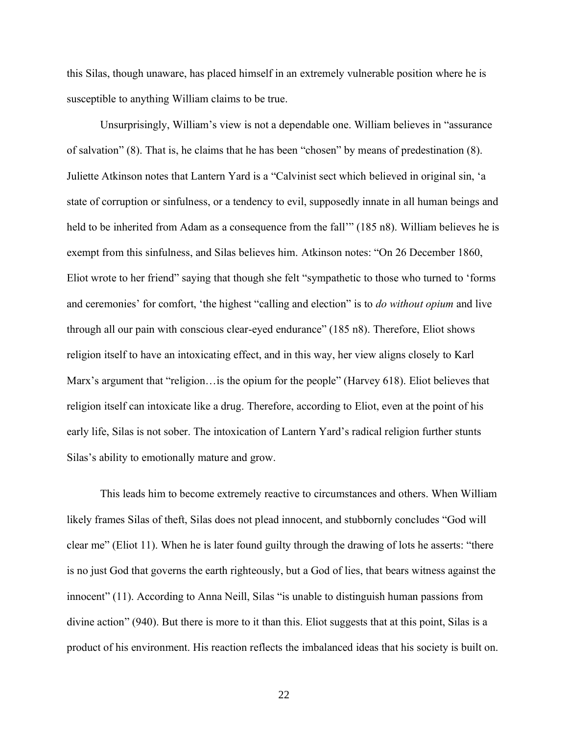this Silas, though unaware, has placed himself in an extremely vulnerable position where he is susceptible to anything William claims to be true.

Unsurprisingly, William's view is not a dependable one. William believes in "assurance of salvation" (8). That is, he claims that he has been "chosen" by means of predestination (8). Juliette Atkinson notes that Lantern Yard is a "Calvinist sect which believed in original sin, 'a state of corruption or sinfulness, or a tendency to evil, supposedly innate in all human beings and held to be inherited from Adam as a consequence from the fall'" (185 n8). William believes he is exempt from this sinfulness, and Silas believes him. Atkinson notes: "On 26 December 1860, Eliot wrote to her friend" saying that though she felt "sympathetic to those who turned to 'forms and ceremonies' for comfort, 'the highest "calling and election" is to *do without opium* and live through all our pain with conscious clear-eyed endurance" (185 n8). Therefore, Eliot shows religion itself to have an intoxicating effect, and in this way, her view aligns closely to Karl Marx's argument that "religion…is the opium for the people" (Harvey 618). Eliot believes that religion itself can intoxicate like a drug. Therefore, according to Eliot, even at the point of his early life, Silas is not sober. The intoxication of Lantern Yard's radical religion further stunts Silas's ability to emotionally mature and grow.

This leads him to become extremely reactive to circumstances and others. When William likely frames Silas of theft, Silas does not plead innocent, and stubbornly concludes "God will clear me" (Eliot 11). When he is later found guilty through the drawing of lots he asserts: "there is no just God that governs the earth righteously, but a God of lies, that bears witness against the innocent" (11). According to Anna Neill, Silas "is unable to distinguish human passions from divine action" (940). But there is more to it than this. Eliot suggests that at this point, Silas is a product of his environment. His reaction reflects the imbalanced ideas that his society is built on.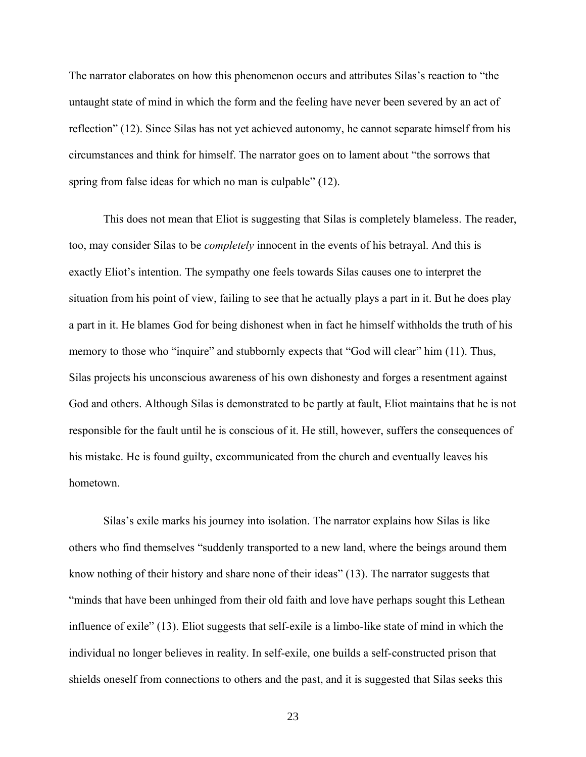The narrator elaborates on how this phenomenon occurs and attributes Silas's reaction to "the untaught state of mind in which the form and the feeling have never been severed by an act of reflection" (12). Since Silas has not yet achieved autonomy, he cannot separate himself from his circumstances and think for himself. The narrator goes on to lament about "the sorrows that spring from false ideas for which no man is culpable" (12).

This does not mean that Eliot is suggesting that Silas is completely blameless. The reader, too, may consider Silas to be *completely* innocent in the events of his betrayal. And this is exactly Eliot's intention. The sympathy one feels towards Silas causes one to interpret the situation from his point of view, failing to see that he actually plays a part in it. But he does play a part in it. He blames God for being dishonest when in fact he himself withholds the truth of his memory to those who "inquire" and stubbornly expects that "God will clear" him (11). Thus, Silas projects his unconscious awareness of his own dishonesty and forges a resentment against God and others. Although Silas is demonstrated to be partly at fault, Eliot maintains that he is not responsible for the fault until he is conscious of it. He still, however, suffers the consequences of his mistake. He is found guilty, excommunicated from the church and eventually leaves his hometown.

Silas's exile marks his journey into isolation. The narrator explains how Silas is like others who find themselves "suddenly transported to a new land, where the beings around them know nothing of their history and share none of their ideas" (13). The narrator suggests that "minds that have been unhinged from their old faith and love have perhaps sought this Lethean influence of exile" (13). Eliot suggests that self-exile is a limbo-like state of mind in which the individual no longer believes in reality. In self-exile, one builds a self-constructed prison that shields oneself from connections to others and the past, and it is suggested that Silas seeks this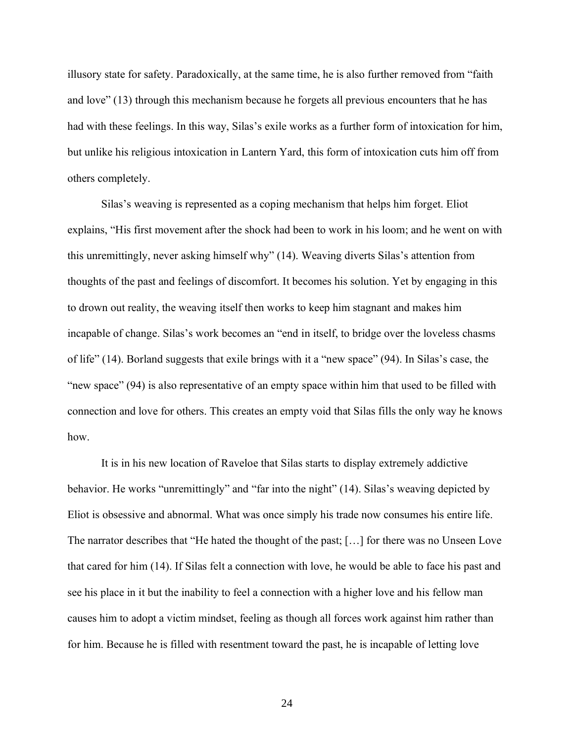illusory state for safety. Paradoxically, at the same time, he is also further removed from "faith and love" (13) through this mechanism because he forgets all previous encounters that he has had with these feelings. In this way, Silas's exile works as a further form of intoxication for him, but unlike his religious intoxication in Lantern Yard, this form of intoxication cuts him off from others completely.

Silas's weaving is represented as a coping mechanism that helps him forget. Eliot explains, "His first movement after the shock had been to work in his loom; and he went on with this unremittingly, never asking himself why" (14). Weaving diverts Silas's attention from thoughts of the past and feelings of discomfort. It becomes his solution. Yet by engaging in this to drown out reality, the weaving itself then works to keep him stagnant and makes him incapable of change. Silas's work becomes an "end in itself, to bridge over the loveless chasms of life" (14). Borland suggests that exile brings with it a "new space" (94). In Silas's case, the "new space" (94) is also representative of an empty space within him that used to be filled with connection and love for others. This creates an empty void that Silas fills the only way he knows how.

It is in his new location of Raveloe that Silas starts to display extremely addictive behavior. He works "unremittingly" and "far into the night" (14). Silas's weaving depicted by Eliot is obsessive and abnormal. What was once simply his trade now consumes his entire life. The narrator describes that "He hated the thought of the past; […] for there was no Unseen Love that cared for him (14). If Silas felt a connection with love, he would be able to face his past and see his place in it but the inability to feel a connection with a higher love and his fellow man causes him to adopt a victim mindset, feeling as though all forces work against him rather than for him. Because he is filled with resentment toward the past, he is incapable of letting love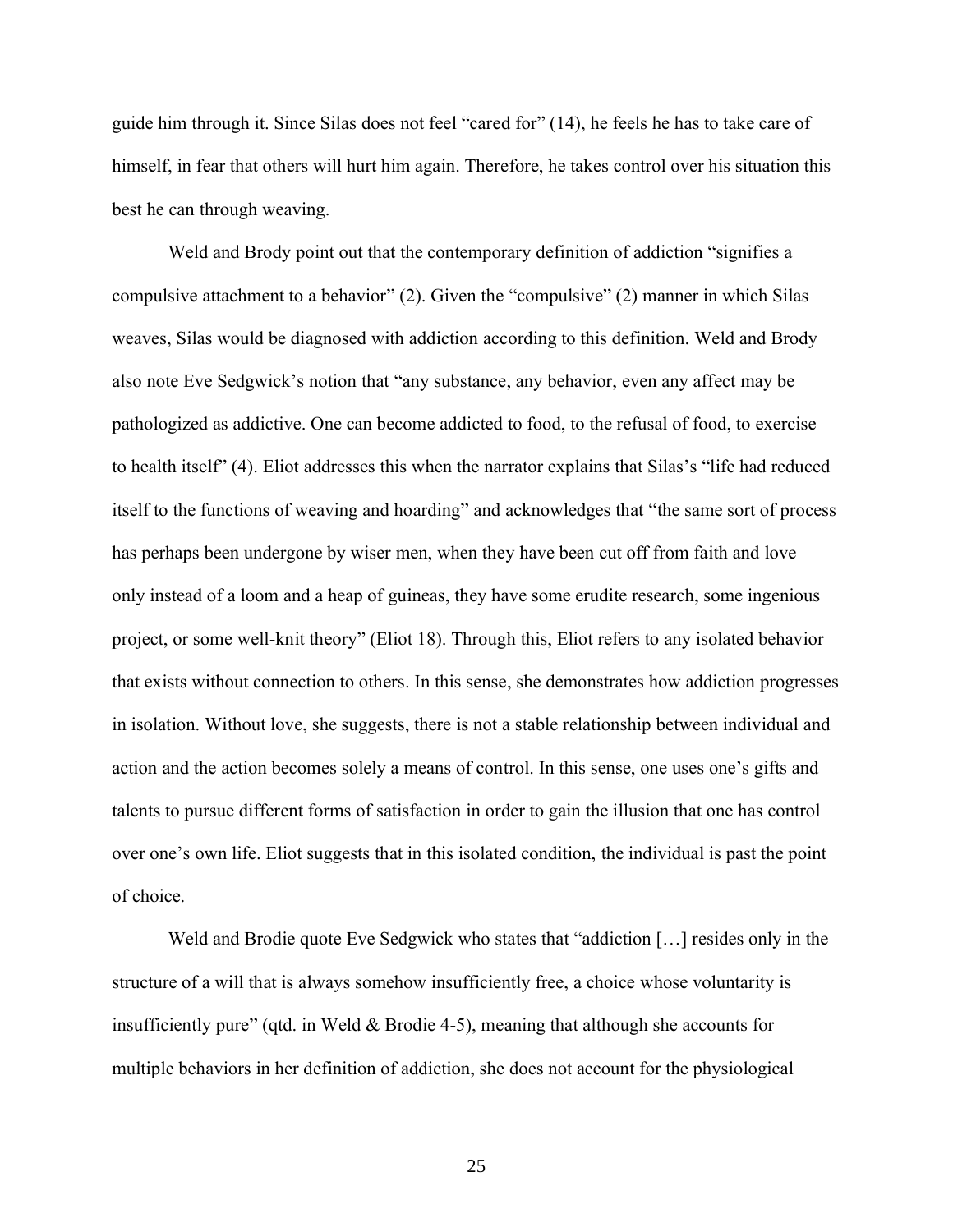guide him through it. Since Silas does not feel "cared for" (14), he feels he has to take care of himself, in fear that others will hurt him again. Therefore, he takes control over his situation this best he can through weaving.

Weld and Brody point out that the contemporary definition of addiction "signifies a compulsive attachment to a behavior" (2). Given the "compulsive" (2) manner in which Silas weaves, Silas would be diagnosed with addiction according to this definition. Weld and Brody also note Eve Sedgwick's notion that "any substance, any behavior, even any affect may be pathologized as addictive. One can become addicted to food, to the refusal of food, to exercise—to health itself" (4). Eliot addresses this when the narrator explains that Silas's "life had reduced itself to the functions of weaving and hoarding" and acknowledges that "the same sort of process has perhaps been undergone by wiser men, when they have been cut off from faith and love—only instead of a loom and a heap of guineas, they have some erudite research, some ingenious project, or some well-knit theory" (Eliot 18). Through this, Eliot refers to any isolated behavior that exists without connection to others. In this sense, she demonstrates how addiction progresses in isolation. Without love, she suggests, there is not a stable relationship between individual and action and the action becomes solely a means of control. In this sense, one uses one's gifts and talents to pursue different forms of satisfaction in order to gain the illusion that one has control over one's own life. Eliot suggests that in this isolated condition, the individual is past the point of choice.

Weld and Brodie quote Eve Sedgwick who states that "addiction […] resides only in the structure of a will that is always somehow insufficiently free, a choice whose voluntarity is insufficiently pure" (qtd. in Weld & Brodie 4-5), meaning that although she accounts for multiple behaviors in her definition of addiction, she does not account for the physiological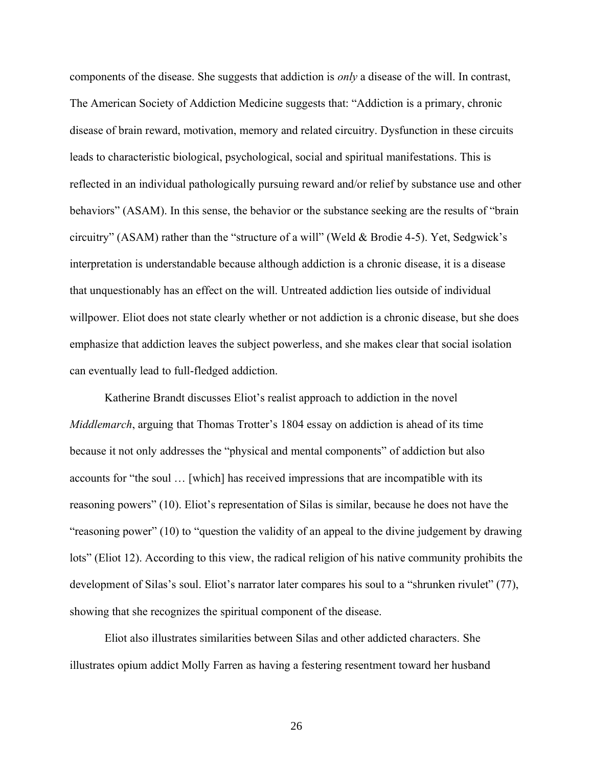components of the disease. She suggests that addiction is *only* a disease of the will. In contrast, The American Society of Addiction Medicine suggests that: "Addiction is a primary, chronic disease of brain reward, motivation, memory and related circuitry. Dysfunction in these circuits leads to characteristic biological, psychological, social and spiritual manifestations. This is reflected in an individual pathologically pursuing reward and/or relief by substance use and other behaviors" (ASAM). In this sense, the behavior or the substance seeking are the results of "brain circuitry" (ASAM) rather than the "structure of a will" (Weld & Brodie 4-5). Yet, Sedgwick's interpretation is understandable because although addiction is a chronic disease, it is a disease that unquestionably has an effect on the will. Untreated addiction lies outside of individual willpower. Eliot does not state clearly whether or not addiction is a chronic disease, but she does emphasize that addiction leaves the subject powerless, and she makes clear that social isolation can eventually lead to full-fledged addiction.

Katherine Brandt discusses Eliot's realist approach to addiction in the novel *Middlemarch*, arguing that Thomas Trotter's 1804 essay on addiction is ahead of its time because it not only addresses the "physical and mental components" of addiction but also accounts for "the soul … [which] has received impressions that are incompatible with its reasoning powers" (10). Eliot's representation of Silas is similar, because he does not have the "reasoning power" (10) to "question the validity of an appeal to the divine judgement by drawing lots" (Eliot 12). According to this view, the radical religion of his native community prohibits the development of Silas's soul. Eliot's narrator later compares his soul to a "shrunken rivulet" (77), showing that she recognizes the spiritual component of the disease.

Eliot also illustrates similarities between Silas and other addicted characters. She illustrates opium addict Molly Farren as having a festering resentment toward her husband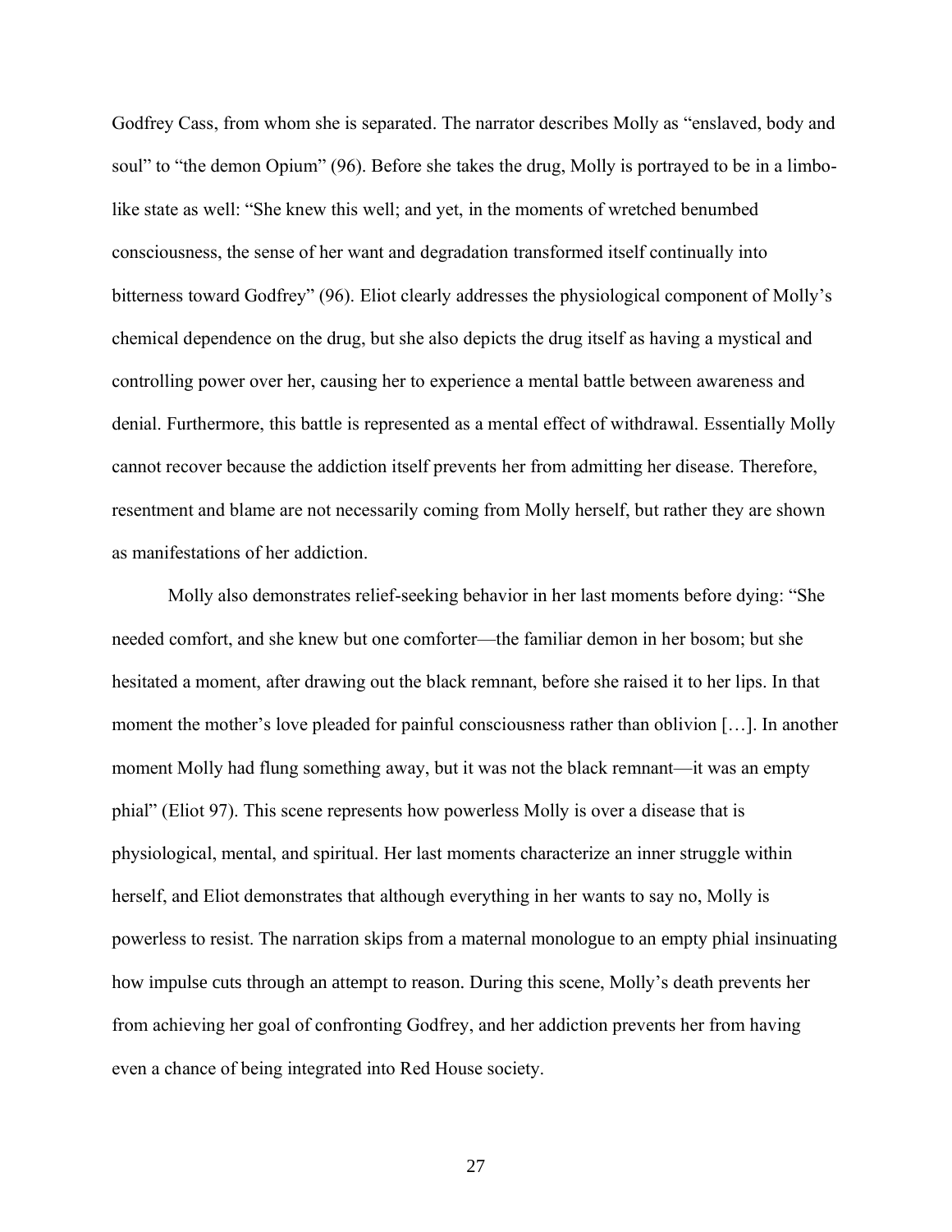Godfrey Cass, from whom she is separated. The narrator describes Molly as "enslaved, body and soul" to "the demon Opium" (96). Before she takes the drug, Molly is portrayed to be in a limbo-like state as well: "She knew this well; and yet, in the moments of wretched benumbed consciousness, the sense of her want and degradation transformed itself continually into bitterness toward Godfrey" (96). Eliot clearly addresses the physiological component of Molly's chemical dependence on the drug, but she also depicts the drug itself as having a mystical and controlling power over her, causing her to experience a mental battle between awareness and denial. Furthermore, this battle is represented as a mental effect of withdrawal. Essentially Molly cannot recover because the addiction itself prevents her from admitting her disease. Therefore, resentment and blame are not necessarily coming from Molly herself, but rather they are shown as manifestations of her addiction.

Molly also demonstrates relief-seeking behavior in her last moments before dying: "She needed comfort, and she knew but one comforter—the familiar demon in her bosom; but she hesitated a moment, after drawing out the black remnant, before she raised it to her lips. In that moment the mother's love pleaded for painful consciousness rather than oblivion […]. In another moment Molly had flung something away, but it was not the black remnant—it was an empty phial" (Eliot 97). This scene represents how powerless Molly is over a disease that is physiological, mental, and spiritual. Her last moments characterize an inner struggle within herself, and Eliot demonstrates that although everything in her wants to say no, Molly is powerless to resist. The narration skips from a maternal monologue to an empty phial insinuating how impulse cuts through an attempt to reason. During this scene, Molly's death prevents her from achieving her goal of confronting Godfrey, and her addiction prevents her from having even a chance of being integrated into Red House society.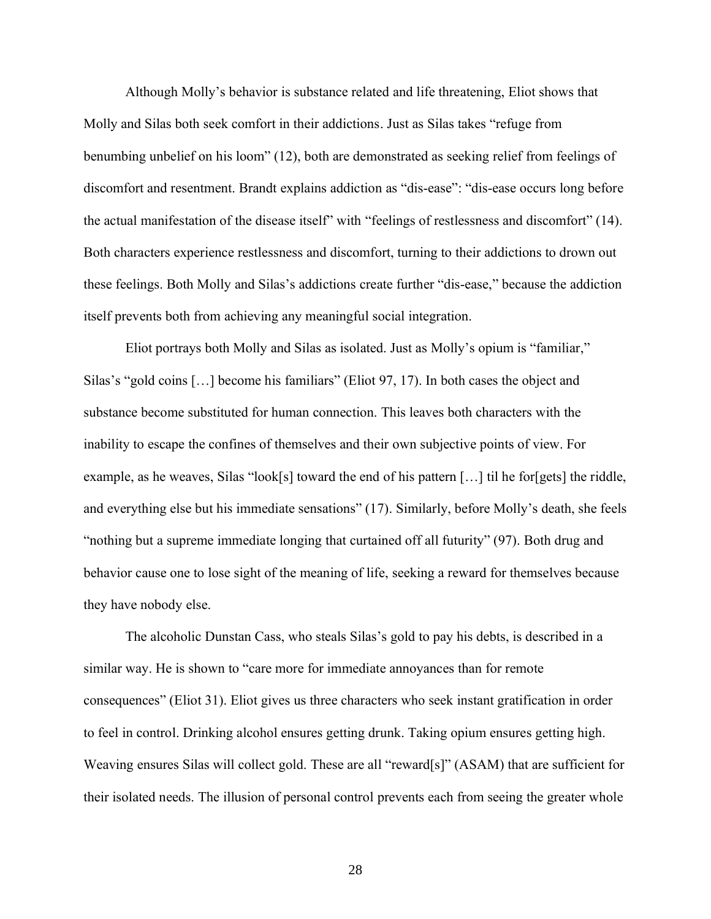Although Molly's behavior is substance related and life threatening, Eliot shows that Molly and Silas both seek comfort in their addictions. Just as Silas takes "refuge from benumbing unbelief on his loom" (12), both are demonstrated as seeking relief from feelings of discomfort and resentment. Brandt explains addiction as "dis-ease": "dis-ease occurs long before the actual manifestation of the disease itself" with "feelings of restlessness and discomfort" (14). Both characters experience restlessness and discomfort, turning to their addictions to drown out these feelings. Both Molly and Silas's addictions create further "dis-ease," because the addiction itself prevents both from achieving any meaningful social integration.

Eliot portrays both Molly and Silas as isolated. Just as Molly's opium is "familiar," Silas's "gold coins […] become his familiars" (Eliot 97, 17). In both cases the object and substance become substituted for human connection. This leaves both characters with the inability to escape the confines of themselves and their own subjective points of view. For example, as he weaves, Silas "look[s] toward the end of his pattern […] til he for[gets] the riddle, and everything else but his immediate sensations" (17). Similarly, before Molly's death, she feels "nothing but a supreme immediate longing that curtained off all futurity" (97). Both drug and behavior cause one to lose sight of the meaning of life, seeking a reward for themselves because they have nobody else.

The alcoholic Dunstan Cass, who steals Silas's gold to pay his debts, is described in a similar way. He is shown to "care more for immediate annoyances than for remote consequences" (Eliot 31). Eliot gives us three characters who seek instant gratification in order to feel in control. Drinking alcohol ensures getting drunk. Taking opium ensures getting high. Weaving ensures Silas will collect gold. These are all "reward[s]" (ASAM) that are sufficient for their isolated needs. The illusion of personal control prevents each from seeing the greater whole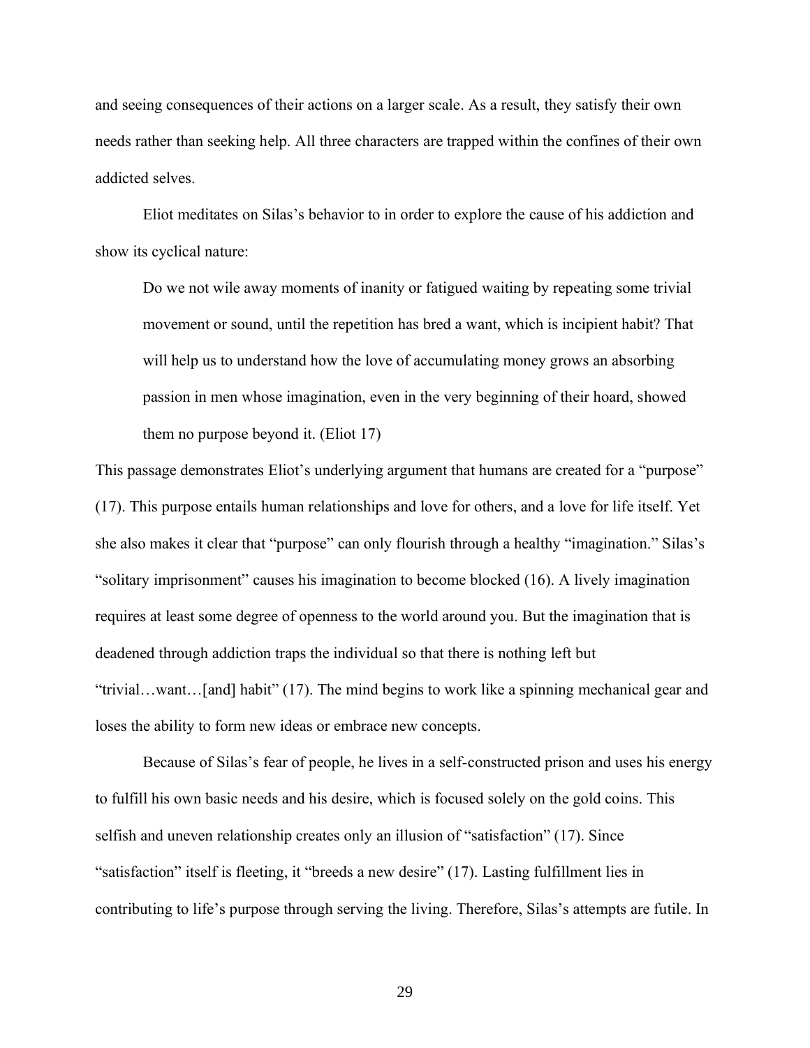and seeing consequences of their actions on a larger scale. As a result, they satisfy their own needs rather than seeking help. All three characters are trapped within the confines of their own addicted selves.

Eliot meditates on Silas's behavior to in order to explore the cause of his addiction and show its cyclical nature:

> Do we not wile away moments of inanity or fatigued waiting by repeating some trivial movement or sound, until the repetition has bred a want, which is incipient habit? That will help us to understand how the love of accumulating money grows an absorbing passion in men whose imagination, even in the very beginning of their hoard, showed them no purpose beyond it. (Eliot 17)

This passage demonstrates Eliot's underlying argument that humans are created for a "purpose" (17). This purpose entails human relationships and love for others, and a love for life itself. Yet she also makes it clear that "purpose" can only flourish through a healthy "imagination." Silas's "solitary imprisonment" causes his imagination to become blocked (16). A lively imagination requires at least some degree of openness to the world around you. But the imagination that is deadened through addiction traps the individual so that there is nothing left but "trivial…want…[and] habit" (17). The mind begins to work like a spinning mechanical gear and loses the ability to form new ideas or embrace new concepts.

Because of Silas's fear of people, he lives in a self-constructed prison and uses his energy to fulfill his own basic needs and his desire, which is focused solely on the gold coins. This selfish and uneven relationship creates only an illusion of "satisfaction" (17). Since "satisfaction" itself is fleeting, it "breeds a new desire" (17). Lasting fulfillment lies in contributing to life's purpose through serving the living. Therefore, Silas's attempts are futile. In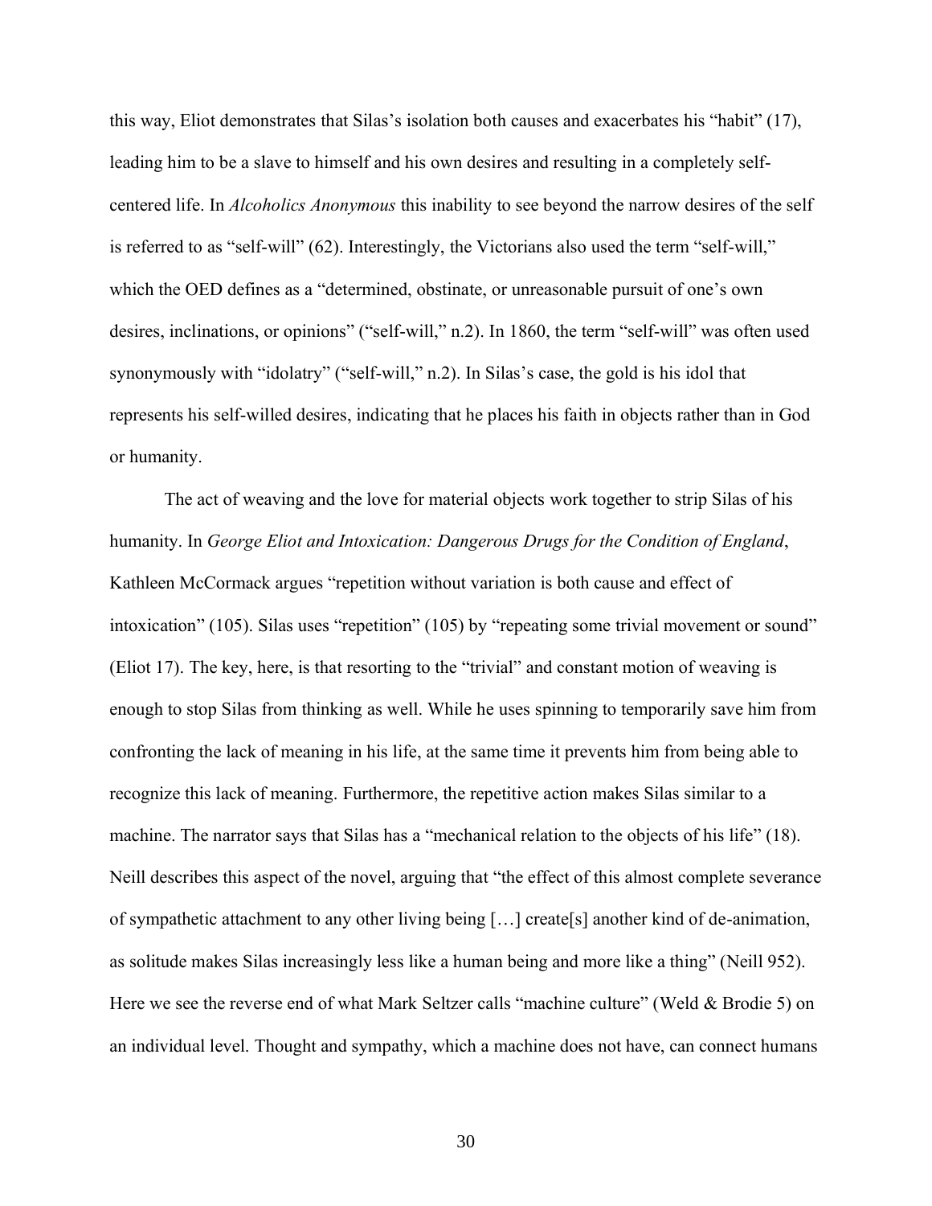this way, Eliot demonstrates that Silas's isolation both causes and exacerbates his "habit" (17), leading him to be a slave to himself and his own desires and resulting in a completely self-centered life. In *Alcoholics Anonymous* this inability to see beyond the narrow desires of the self is referred to as "self-will" (62). Interestingly, the Victorians also used the term "self-will," which the OED defines as a "determined, obstinate, or unreasonable pursuit of one's own desires, inclinations, or opinions" ("self-will," n.2). In 1860, the term "self-will" was often used synonymously with "idolatry" ("self-will," n.2). In Silas's case, the gold is his idol that represents his self-willed desires, indicating that he places his faith in objects rather than in God or humanity.

The act of weaving and the love for material objects work together to strip Silas of his humanity. In *George Eliot and Intoxication: Dangerous Drugs for the Condition of England*, Kathleen McCormack argues "repetition without variation is both cause and effect of intoxication" (105). Silas uses "repetition" (105) by "repeating some trivial movement or sound" (Eliot 17). The key, here, is that resorting to the "trivial" and constant motion of weaving is enough to stop Silas from thinking as well. While he uses spinning to temporarily save him from confronting the lack of meaning in his life, at the same time it prevents him from being able to recognize this lack of meaning. Furthermore, the repetitive action makes Silas similar to a machine. The narrator says that Silas has a "mechanical relation to the objects of his life" (18). Neill describes this aspect of the novel, arguing that "the effect of this almost complete severance of sympathetic attachment to any other living being […] create[s] another kind of de-animation, as solitude makes Silas increasingly less like a human being and more like a thing" (Neill 952). Here we see the reverse end of what Mark Seltzer calls "machine culture" (Weld & Brodie 5) on an individual level. Thought and sympathy, which a machine does not have, can connect humans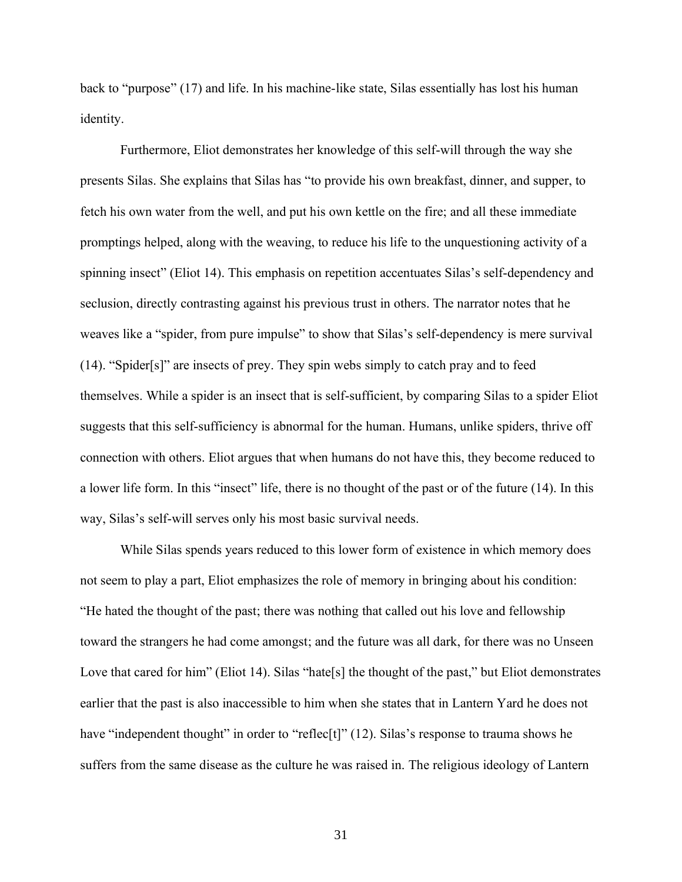back to "purpose" (17) and life. In his machine-like state, Silas essentially has lost his human identity.

Furthermore, Eliot demonstrates her knowledge of this self-will through the way she presents Silas. She explains that Silas has "to provide his own breakfast, dinner, and supper, to fetch his own water from the well, and put his own kettle on the fire; and all these immediate promptings helped, along with the weaving, to reduce his life to the unquestioning activity of a spinning insect" (Eliot 14). This emphasis on repetition accentuates Silas's self-dependency and seclusion, directly contrasting against his previous trust in others. The narrator notes that he weaves like a "spider, from pure impulse" to show that Silas's self-dependency is mere survival (14). "Spider[s]" are insects of prey. They spin webs simply to catch pray and to feed themselves. While a spider is an insect that is self-sufficient, by comparing Silas to a spider Eliot suggests that this self-sufficiency is abnormal for the human. Humans, unlike spiders, thrive off connection with others. Eliot argues that when humans do not have this, they become reduced to a lower life form. In this "insect" life, there is no thought of the past or of the future (14). In this way, Silas's self-will serves only his most basic survival needs.

While Silas spends years reduced to this lower form of existence in which memory does not seem to play a part, Eliot emphasizes the role of memory in bringing about his condition: "He hated the thought of the past; there was nothing that called out his love and fellowship toward the strangers he had come amongst; and the future was all dark, for there was no Unseen Love that cared for him" (Eliot 14). Silas "hate[s] the thought of the past," but Eliot demonstrates earlier that the past is also inaccessible to him when she states that in Lantern Yard he does not have "independent thought" in order to "reflec[t]" (12). Silas's response to trauma shows he suffers from the same disease as the culture he was raised in. The religious ideology of Lantern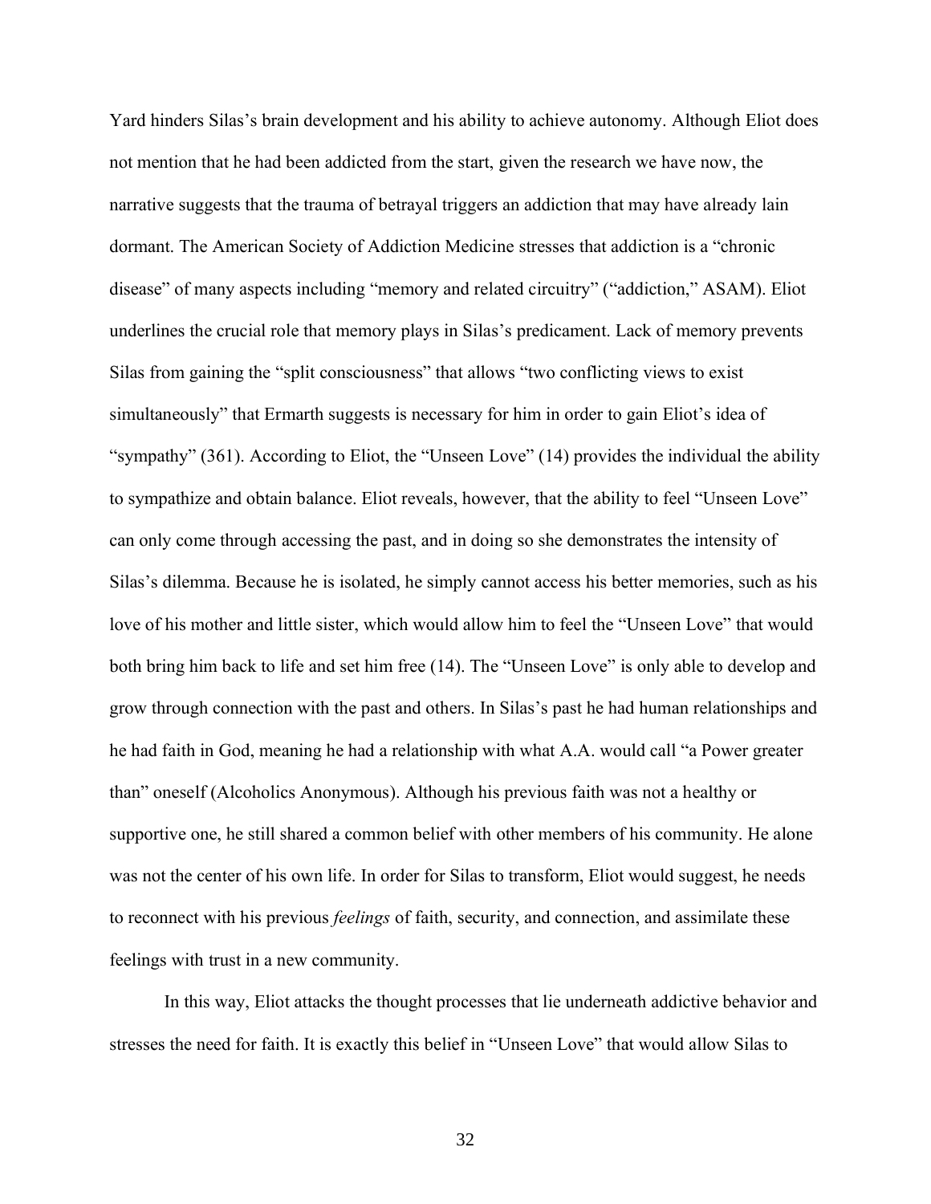Yard hinders Silas's brain development and his ability to achieve autonomy. Although Eliot does not mention that he had been addicted from the start, given the research we have now, the narrative suggests that the trauma of betrayal triggers an addiction that may have already lain dormant. The American Society of Addiction Medicine stresses that addiction is a "chronic disease" of many aspects including "memory and related circuitry" ("addiction," ASAM). Eliot underlines the crucial role that memory plays in Silas's predicament. Lack of memory prevents Silas from gaining the "split consciousness" that allows "two conflicting views to exist simultaneously" that Ermarth suggests is necessary for him in order to gain Eliot's idea of "sympathy" (361). According to Eliot, the "Unseen Love" (14) provides the individual the ability to sympathize and obtain balance. Eliot reveals, however, that the ability to feel "Unseen Love" can only come through accessing the past, and in doing so she demonstrates the intensity of Silas's dilemma. Because he is isolated, he simply cannot access his better memories, such as his love of his mother and little sister, which would allow him to feel the "Unseen Love" that would both bring him back to life and set him free (14). The "Unseen Love" is only able to develop and grow through connection with the past and others. In Silas's past he had human relationships and he had faith in God, meaning he had a relationship with what A.A. would call "a Power greater than" oneself (Alcoholics Anonymous). Although his previous faith was not a healthy or supportive one, he still shared a common belief with other members of his community. He alone was not the center of his own life. In order for Silas to transform, Eliot would suggest, he needs to reconnect with his previous *feelings* of faith, security, and connection, and assimilate these feelings with trust in a new community.

In this way, Eliot attacks the thought processes that lie underneath addictive behavior and stresses the need for faith. It is exactly this belief in "Unseen Love" that would allow Silas to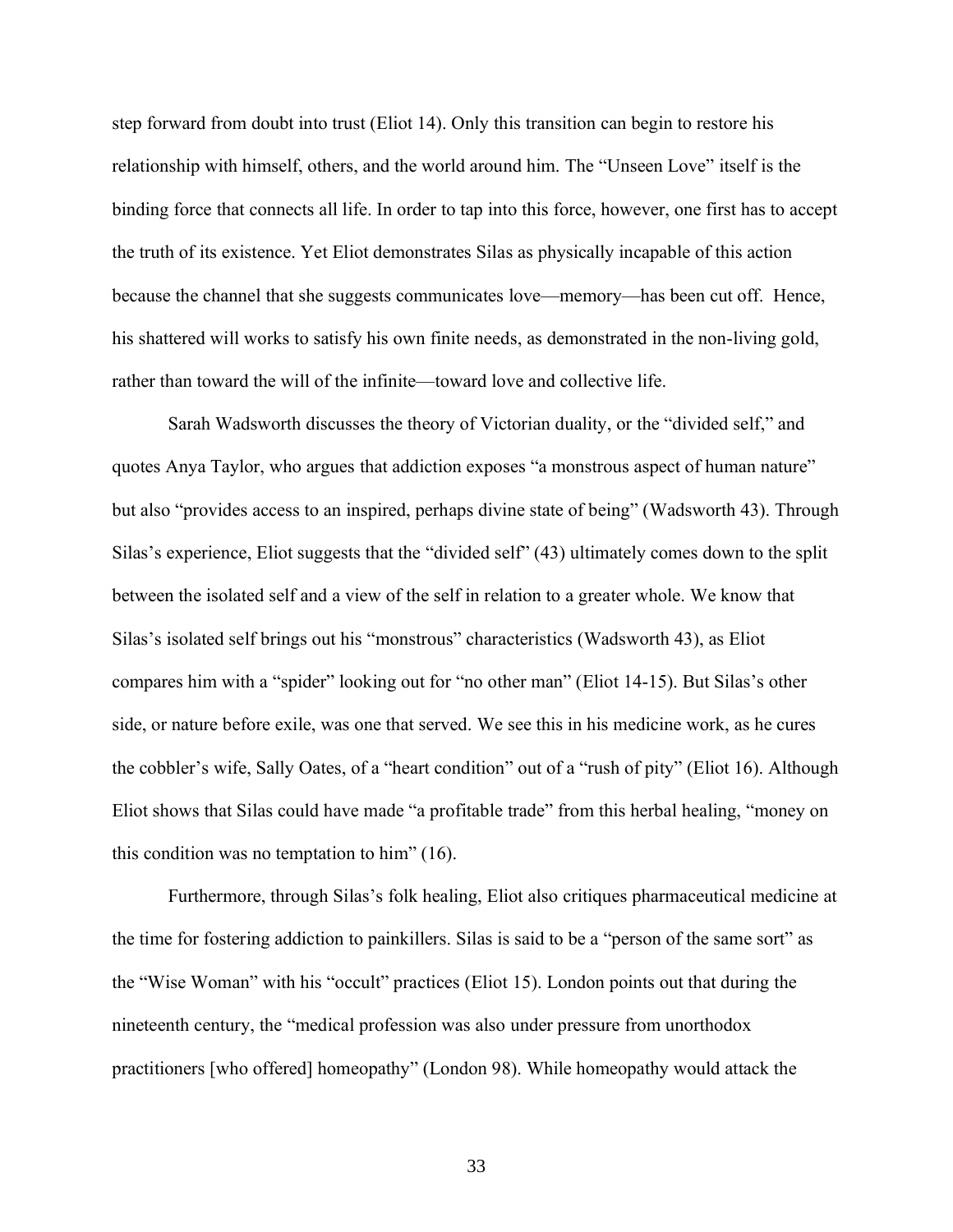step forward from doubt into trust (Eliot 14). Only this transition can begin to restore his relationship with himself, others, and the world around him. The "Unseen Love" itself is the binding force that connects all life. In order to tap into this force, however, one first has to accept the truth of its existence. Yet Eliot demonstrates Silas as physically incapable of this action because the channel that she suggests communicates love—memory—has been cut off. Hence, his shattered will works to satisfy his own finite needs, as demonstrated in the non-living gold, rather than toward the will of the infinite—toward love and collective life.

Sarah Wadsworth discusses the theory of Victorian duality, or the "divided self," and quotes Anya Taylor, who argues that addiction exposes "a monstrous aspect of human nature" but also "provides access to an inspired, perhaps divine state of being" (Wadsworth 43). Through Silas's experience, Eliot suggests that the "divided self" (43) ultimately comes down to the split between the isolated self and a view of the self in relation to a greater whole. We know that Silas's isolated self brings out his "monstrous" characteristics (Wadsworth 43), as Eliot compares him with a "spider" looking out for "no other man" (Eliot 14-15). But Silas's other side, or nature before exile, was one that served. We see this in his medicine work, as he cures the cobbler's wife, Sally Oates, of a "heart condition" out of a "rush of pity" (Eliot 16). Although Eliot shows that Silas could have made "a profitable trade" from this herbal healing, "money on this condition was no temptation to him" (16).

Furthermore, through Silas's folk healing, Eliot also critiques pharmaceutical medicine at the time for fostering addiction to painkillers. Silas is said to be a "person of the same sort" as the "Wise Woman" with his "occult" practices (Eliot 15). London points out that during the nineteenth century, the "medical profession was also under pressure from unorthodox practitioners [who offered] homeopathy" (London 98). While homeopathy would attack the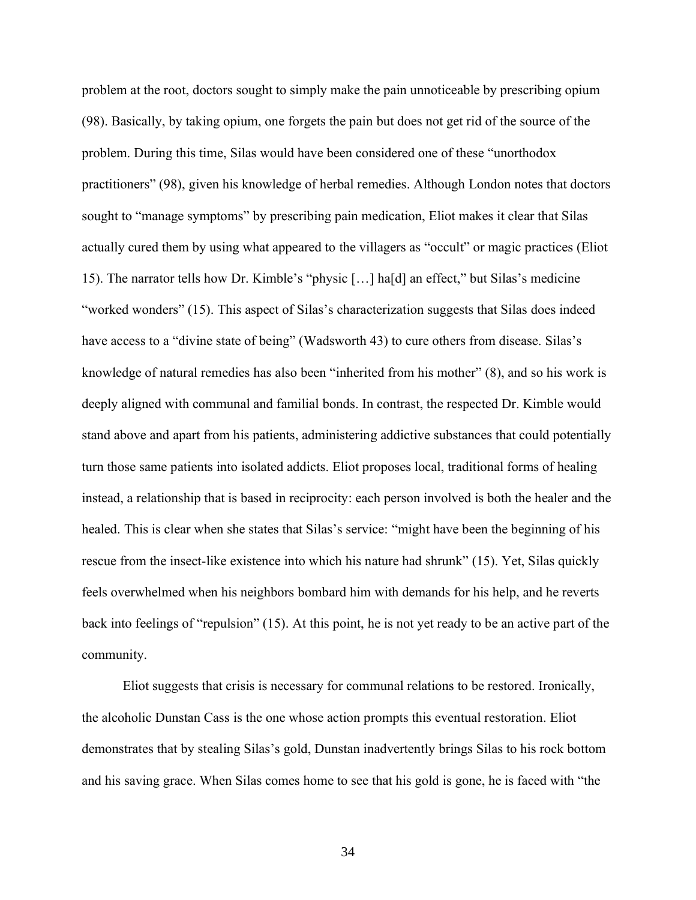problem at the root, doctors sought to simply make the pain unnoticeable by prescribing opium (98). Basically, by taking opium, one forgets the pain but does not get rid of the source of the problem. During this time, Silas would have been considered one of these "unorthodox practitioners" (98), given his knowledge of herbal remedies. Although London notes that doctors sought to "manage symptoms" by prescribing pain medication, Eliot makes it clear that Silas actually cured them by using what appeared to the villagers as "occult" or magic practices (Eliot 15). The narrator tells how Dr. Kimble's "physic […] ha[d] an effect," but Silas's medicine "worked wonders" (15). This aspect of Silas's characterization suggests that Silas does indeed have access to a "divine state of being" (Wadsworth 43) to cure others from disease. Silas's knowledge of natural remedies has also been "inherited from his mother" (8), and so his work is deeply aligned with communal and familial bonds. In contrast, the respected Dr. Kimble would stand above and apart from his patients, administering addictive substances that could potentially turn those same patients into isolated addicts. Eliot proposes local, traditional forms of healing instead, a relationship that is based in reciprocity: each person involved is both the healer and the healed. This is clear when she states that Silas's service: "might have been the beginning of his rescue from the insect-like existence into which his nature had shrunk" (15). Yet, Silas quickly feels overwhelmed when his neighbors bombard him with demands for his help, and he reverts back into feelings of "repulsion" (15). At this point, he is not yet ready to be an active part of the community.

Eliot suggests that crisis is necessary for communal relations to be restored. Ironically, the alcoholic Dunstan Cass is the one whose action prompts this eventual restoration. Eliot demonstrates that by stealing Silas's gold, Dunstan inadvertently brings Silas to his rock bottom and his saving grace. When Silas comes home to see that his gold is gone, he is faced with "the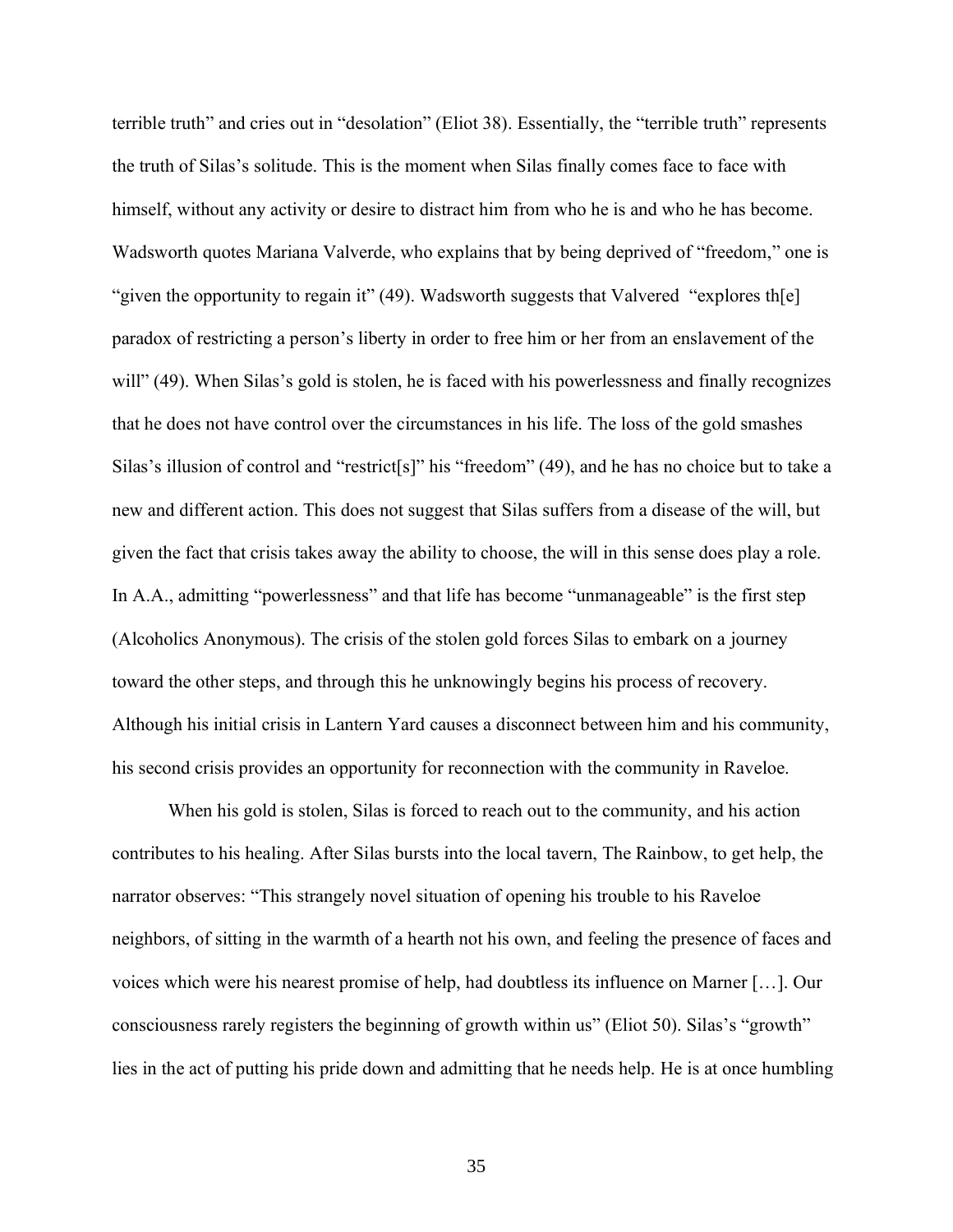terrible truth" and cries out in "desolation" (Eliot 38). Essentially, the "terrible truth" represents the truth of Silas's solitude. This is the moment when Silas finally comes face to face with himself, without any activity or desire to distract him from who he is and who he has become. Wadsworth quotes Mariana Valverde, who explains that by being deprived of "freedom," one is "given the opportunity to regain it" (49). Wadsworth suggests that Valvered "explores th[e] paradox of restricting a person's liberty in order to free him or her from an enslavement of the will" (49). When Silas's gold is stolen, he is faced with his powerlessness and finally recognizes that he does not have control over the circumstances in his life. The loss of the gold smashes Silas's illusion of control and "restrict[s]" his "freedom" (49), and he has no choice but to take a new and different action. This does not suggest that Silas suffers from a disease of the will, but given the fact that crisis takes away the ability to choose, the will in this sense does play a role. In A.A., admitting "powerlessness" and that life has become "unmanageable" is the first step (Alcoholics Anonymous). The crisis of the stolen gold forces Silas to embark on a journey toward the other steps, and through this he unknowingly begins his process of recovery. Although his initial crisis in Lantern Yard causes a disconnect between him and his community, his second crisis provides an opportunity for reconnection with the community in Raveloe.

When his gold is stolen, Silas is forced to reach out to the community, and his action contributes to his healing. After Silas bursts into the local tavern, The Rainbow, to get help, the narrator observes: "This strangely novel situation of opening his trouble to his Raveloe neighbors, of sitting in the warmth of a hearth not his own, and feeling the presence of faces and voices which were his nearest promise of help, had doubtless its influence on Marner […]. Our consciousness rarely registers the beginning of growth within us" (Eliot 50). Silas's "growth" lies in the act of putting his pride down and admitting that he needs help. He is at once humbling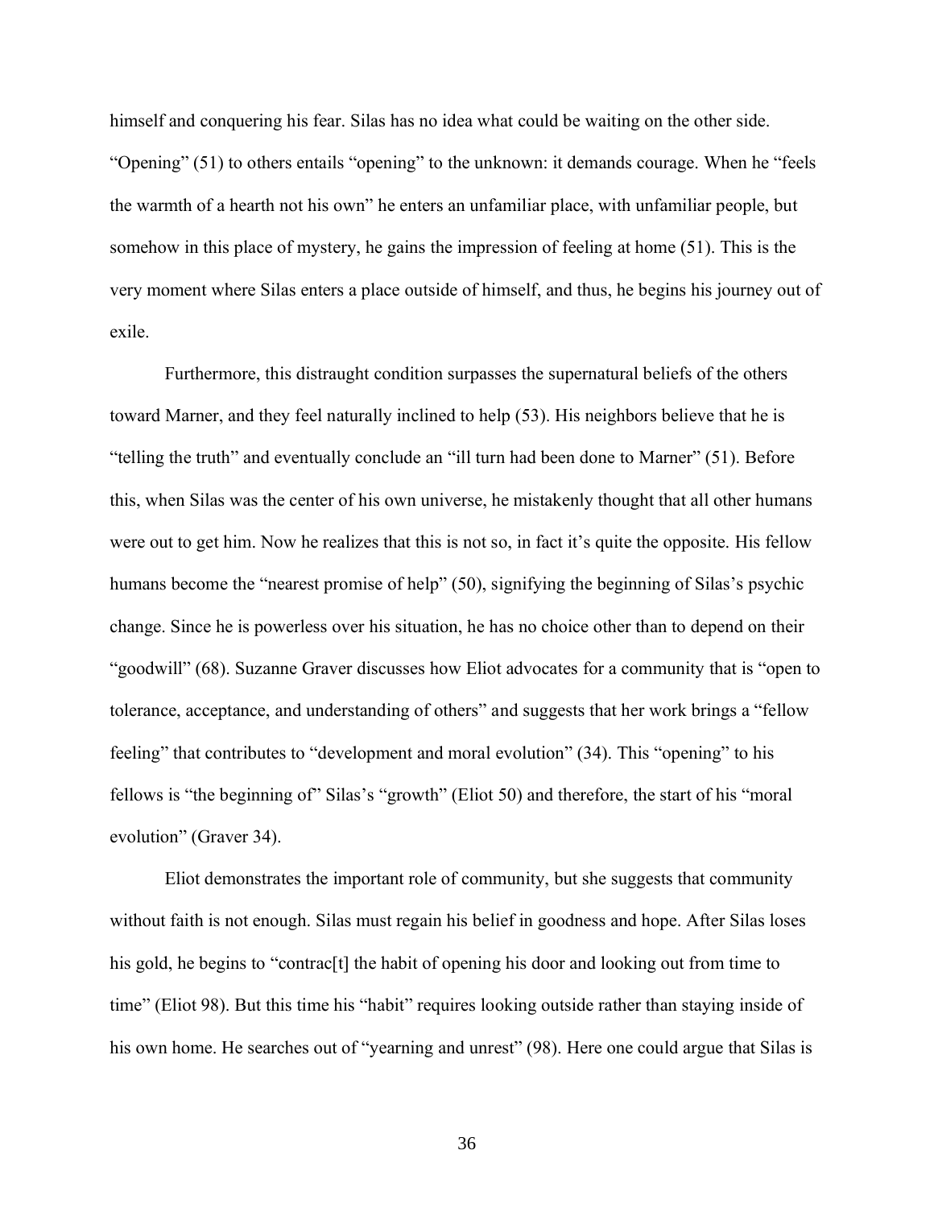himself and conquering his fear. Silas has no idea what could be waiting on the other side. "Opening" (51) to others entails "opening" to the unknown: it demands courage. When he "feels the warmth of a hearth not his own" he enters an unfamiliar place, with unfamiliar people, but somehow in this place of mystery, he gains the impression of feeling at home (51). This is the very moment where Silas enters a place outside of himself, and thus, he begins his journey out of exile.

Furthermore, this distraught condition surpasses the supernatural beliefs of the others toward Marner, and they feel naturally inclined to help (53). His neighbors believe that he is "telling the truth" and eventually conclude an "ill turn had been done to Marner" (51). Before this, when Silas was the center of his own universe, he mistakenly thought that all other humans were out to get him. Now he realizes that this is not so, in fact it's quite the opposite. His fellow humans become the "nearest promise of help" (50), signifying the beginning of Silas's psychic change. Since he is powerless over his situation, he has no choice other than to depend on their "goodwill" (68). Suzanne Graver discusses how Eliot advocates for a community that is "open to tolerance, acceptance, and understanding of others" and suggests that her work brings a "fellow feeling" that contributes to "development and moral evolution" (34). This "opening" to his fellows is "the beginning of" Silas's "growth" (Eliot 50) and therefore, the start of his "moral evolution" (Graver 34).

Eliot demonstrates the important role of community, but she suggests that community without faith is not enough. Silas must regain his belief in goodness and hope. After Silas loses his gold, he begins to "contrac[t] the habit of opening his door and looking out from time to time" (Eliot 98). But this time his "habit" requires looking outside rather than staying inside of his own home. He searches out of "yearning and unrest" (98). Here one could argue that Silas is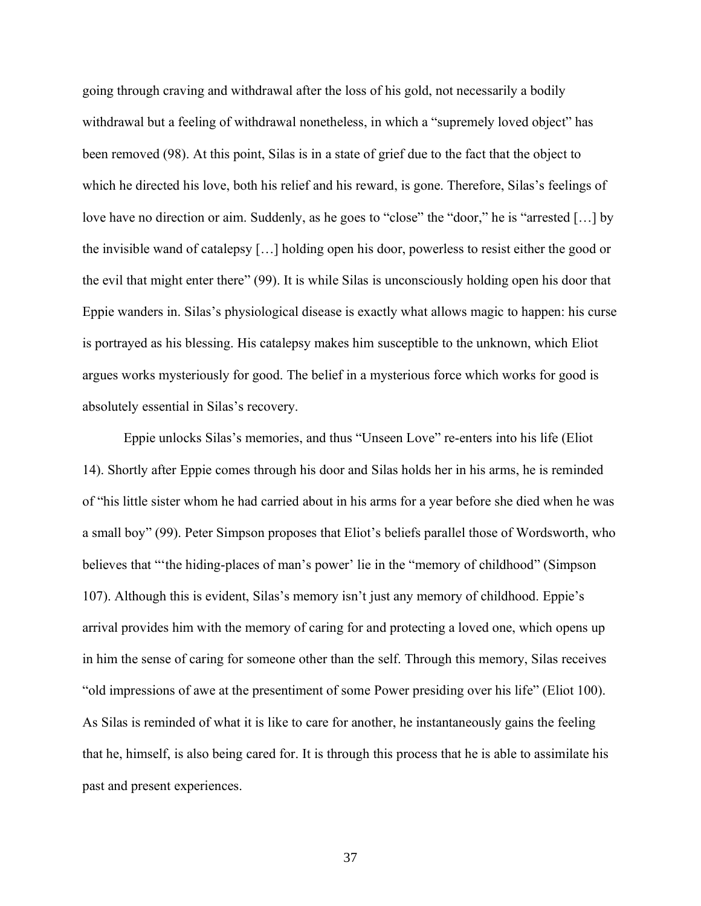going through craving and withdrawal after the loss of his gold, not necessarily a bodily withdrawal but a feeling of withdrawal nonetheless, in which a "supremely loved object" has been removed (98). At this point, Silas is in a state of grief due to the fact that the object to which he directed his love, both his relief and his reward, is gone. Therefore, Silas's feelings of love have no direction or aim. Suddenly, as he goes to "close" the "door," he is "arrested […] by the invisible wand of catalepsy […] holding open his door, powerless to resist either the good or the evil that might enter there" (99). It is while Silas is unconsciously holding open his door that Eppie wanders in. Silas's physiological disease is exactly what allows magic to happen: his curse is portrayed as his blessing. His catalepsy makes him susceptible to the unknown, which Eliot argues works mysteriously for good. The belief in a mysterious force which works for good is absolutely essential in Silas's recovery.

Eppie unlocks Silas's memories, and thus "Unseen Love" re-enters into his life (Eliot 14). Shortly after Eppie comes through his door and Silas holds her in his arms, he is reminded of "his little sister whom he had carried about in his arms for a year before she died when he was a small boy" (99). Peter Simpson proposes that Eliot's beliefs parallel those of Wordsworth, who believes that "'the hiding-places of man's power' lie in the "memory of childhood" (Simpson 107). Although this is evident, Silas's memory isn't just any memory of childhood. Eppie's arrival provides him with the memory of caring for and protecting a loved one, which opens up in him the sense of caring for someone other than the self. Through this memory, Silas receives "old impressions of awe at the presentiment of some Power presiding over his life" (Eliot 100). As Silas is reminded of what it is like to care for another, he instantaneously gains the feeling that he, himself, is also being cared for. It is through this process that he is able to assimilate his past and present experiences.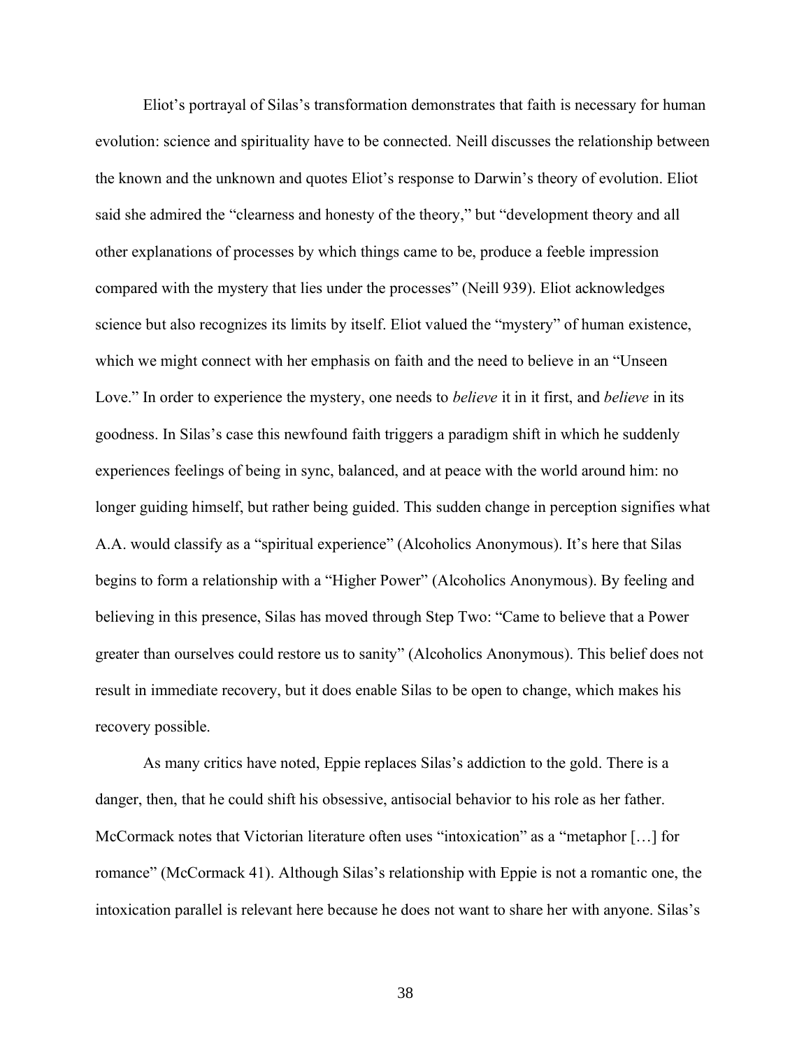Eliot's portrayal of Silas's transformation demonstrates that faith is necessary for human evolution: science and spirituality have to be connected. Neill discusses the relationship between the known and the unknown and quotes Eliot's response to Darwin's theory of evolution. Eliot said she admired the "clearness and honesty of the theory," but "development theory and all other explanations of processes by which things came to be, produce a feeble impression compared with the mystery that lies under the processes" (Neill 939). Eliot acknowledges science but also recognizes its limits by itself. Eliot valued the "mystery" of human existence, which we might connect with her emphasis on faith and the need to believe in an "Unseen Love." In order to experience the mystery, one needs to *believe* it in it first, and *believe* in its goodness. In Silas's case this newfound faith triggers a paradigm shift in which he suddenly experiences feelings of being in sync, balanced, and at peace with the world around him: no longer guiding himself, but rather being guided. This sudden change in perception signifies what A.A. would classify as a "spiritual experience" (Alcoholics Anonymous). It's here that Silas begins to form a relationship with a "Higher Power" (Alcoholics Anonymous). By feeling and believing in this presence, Silas has moved through Step Two: "Came to believe that a Power greater than ourselves could restore us to sanity" (Alcoholics Anonymous). This belief does not result in immediate recovery, but it does enable Silas to be open to change, which makes his recovery possible.

As many critics have noted, Eppie replaces Silas's addiction to the gold. There is a danger, then, that he could shift his obsessive, antisocial behavior to his role as her father. McCormack notes that Victorian literature often uses "intoxication" as a "metaphor […] for romance" (McCormack 41). Although Silas's relationship with Eppie is not a romantic one, the intoxication parallel is relevant here because he does not want to share her with anyone. Silas's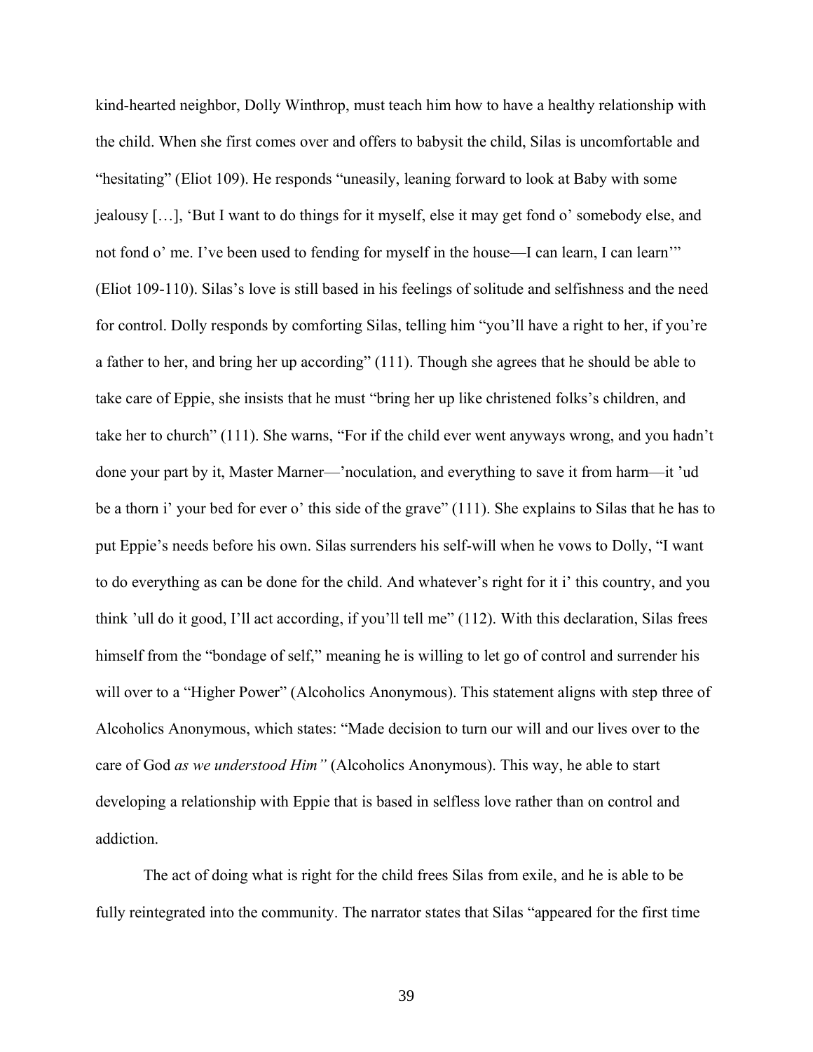kind-hearted neighbor, Dolly Winthrop, must teach him how to have a healthy relationship with the child. When she first comes over and offers to babysit the child, Silas is uncomfortable and "hesitating" (Eliot 109). He responds "uneasily, leaning forward to look at Baby with some jealousy […], 'But I want to do things for it myself, else it may get fond o' somebody else, and not fond o' me. I've been used to fending for myself in the house—I can learn, I can learn'" (Eliot 109-110). Silas's love is still based in his feelings of solitude and selfishness and the need for control. Dolly responds by comforting Silas, telling him "you'll have a right to her, if you're a father to her, and bring her up according" (111). Though she agrees that he should be able to take care of Eppie, she insists that he must "bring her up like christened folks's children, and take her to church" (111). She warns, "For if the child ever went anyways wrong, and you hadn't done your part by it, Master Marner—'noculation, and everything to save it from harm—it 'ud be a thorn i' your bed for ever o' this side of the grave" (111). She explains to Silas that he has to put Eppie's needs before his own. Silas surrenders his self-will when he vows to Dolly, "I want to do everything as can be done for the child. And whatever's right for it i' this country, and you think 'ull do it good, I'll act according, if you'll tell me" (112). With this declaration, Silas frees himself from the "bondage of self," meaning he is willing to let go of control and surrender his will over to a "Higher Power" (Alcoholics Anonymous). This statement aligns with step three of Alcoholics Anonymous, which states: "Made decision to turn our will and our lives over to the care of God *as we understood Him"* (Alcoholics Anonymous). This way, he able to start developing a relationship with Eppie that is based in selfless love rather than on control and addiction.

The act of doing what is right for the child frees Silas from exile, and he is able to be fully reintegrated into the community. The narrator states that Silas "appeared for the first time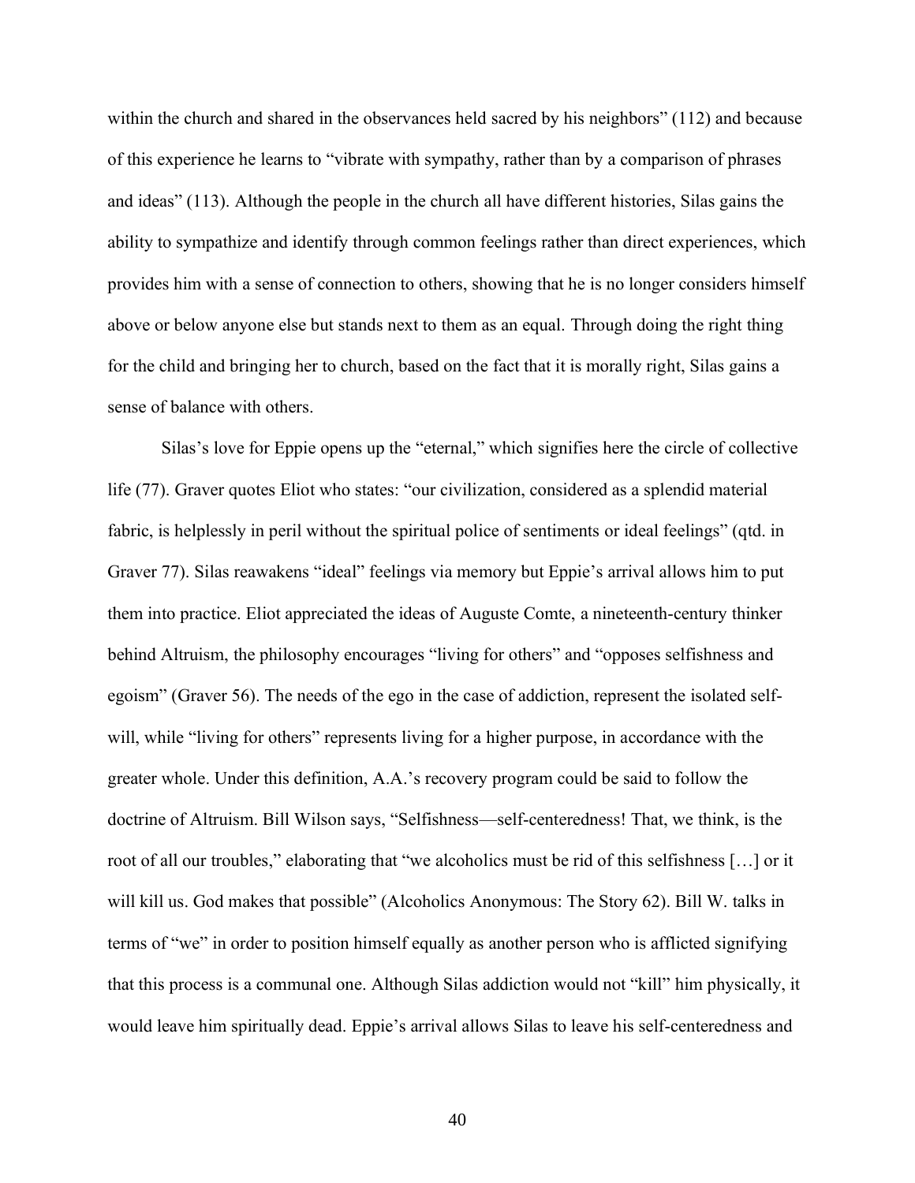within the church and shared in the observances held sacred by his neighbors" (112) and because of this experience he learns to "vibrate with sympathy, rather than by a comparison of phrases and ideas" (113). Although the people in the church all have different histories, Silas gains the ability to sympathize and identify through common feelings rather than direct experiences, which provides him with a sense of connection to others, showing that he is no longer considers himself above or below anyone else but stands next to them as an equal. Through doing the right thing for the child and bringing her to church, based on the fact that it is morally right, Silas gains a sense of balance with others.

Silas's love for Eppie opens up the "eternal," which signifies here the circle of collective life (77). Graver quotes Eliot who states: "our civilization, considered as a splendid material fabric, is helplessly in peril without the spiritual police of sentiments or ideal feelings" (qtd. in Graver 77). Silas reawakens "ideal" feelings via memory but Eppie's arrival allows him to put them into practice. Eliot appreciated the ideas of Auguste Comte, a nineteenth-century thinker behind Altruism, the philosophy encourages "living for others" and "opposes selfishness and egoism" (Graver 56). The needs of the ego in the case of addiction, represent the isolated self-will, while "living for others" represents living for a higher purpose, in accordance with the greater whole. Under this definition, A.A.'s recovery program could be said to follow the doctrine of Altruism. Bill Wilson says, "Selfishness—self-centeredness! That, we think, is the root of all our troubles," elaborating that "we alcoholics must be rid of this selfishness […] or it will kill us. God makes that possible" (Alcoholics Anonymous: The Story 62). Bill W. talks in terms of "we" in order to position himself equally as another person who is afflicted signifying that this process is a communal one. Although Silas addiction would not "kill" him physically, it would leave him spiritually dead. Eppie's arrival allows Silas to leave his self-centeredness and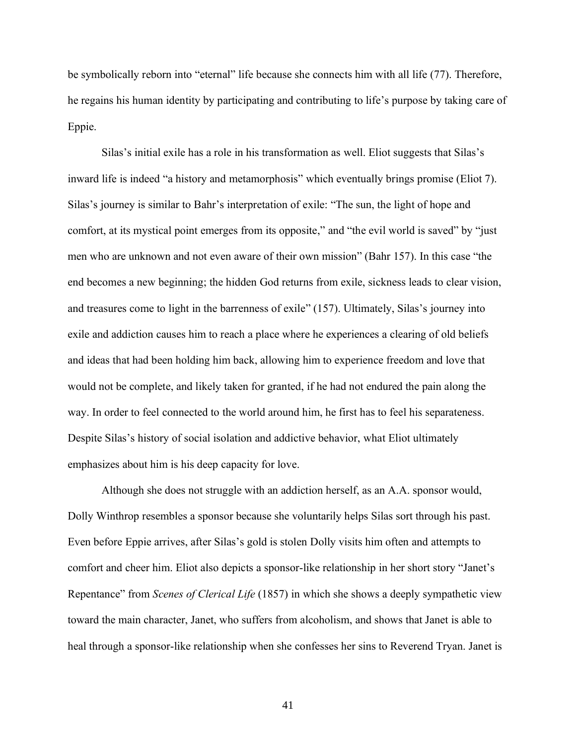be symbolically reborn into "eternal" life because she connects him with all life (77). Therefore, he regains his human identity by participating and contributing to life's purpose by taking care of Eppie.

Silas's initial exile has a role in his transformation as well. Eliot suggests that Silas's inward life is indeed "a history and metamorphosis" which eventually brings promise (Eliot 7). Silas's journey is similar to Bahr's interpretation of exile: "The sun, the light of hope and comfort, at its mystical point emerges from its opposite," and "the evil world is saved" by "just men who are unknown and not even aware of their own mission" (Bahr 157). In this case "the end becomes a new beginning; the hidden God returns from exile, sickness leads to clear vision, and treasures come to light in the barrenness of exile" (157). Ultimately, Silas's journey into exile and addiction causes him to reach a place where he experiences a clearing of old beliefs and ideas that had been holding him back, allowing him to experience freedom and love that would not be complete, and likely taken for granted, if he had not endured the pain along the way. In order to feel connected to the world around him, he first has to feel his separateness. Despite Silas's history of social isolation and addictive behavior, what Eliot ultimately emphasizes about him is his deep capacity for love.

Although she does not struggle with an addiction herself, as an A.A. sponsor would, Dolly Winthrop resembles a sponsor because she voluntarily helps Silas sort through his past. Even before Eppie arrives, after Silas's gold is stolen Dolly visits him often and attempts to comfort and cheer him. Eliot also depicts a sponsor-like relationship in her short story "Janet's Repentance" from *Scenes of Clerical Life* (1857) in which she shows a deeply sympathetic view toward the main character, Janet, who suffers from alcoholism, and shows that Janet is able to heal through a sponsor-like relationship when she confesses her sins to Reverend Tryan. Janet is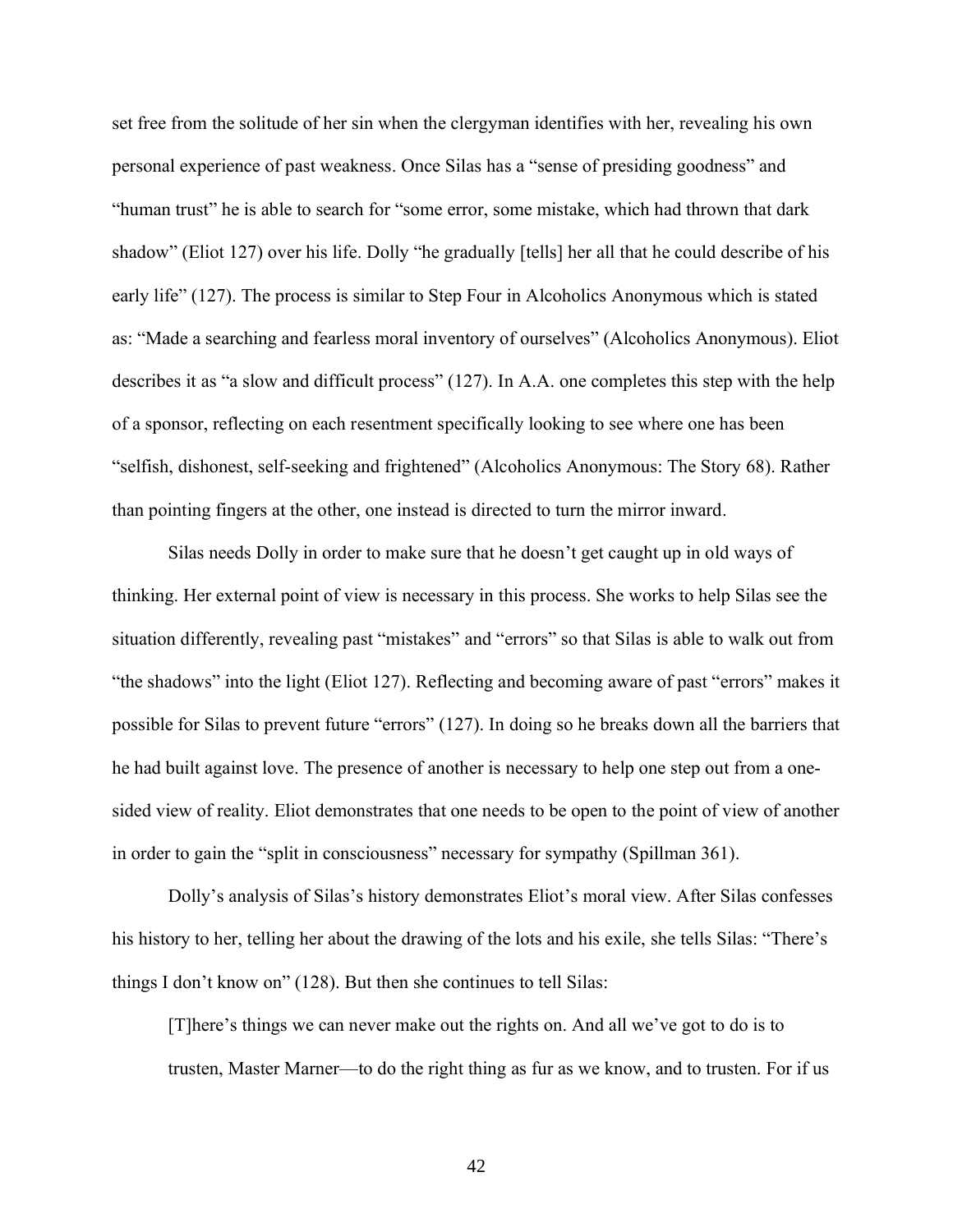set free from the solitude of her sin when the clergyman identifies with her, revealing his own personal experience of past weakness. Once Silas has a "sense of presiding goodness" and "human trust" he is able to search for "some error, some mistake, which had thrown that dark shadow" (Eliot 127) over his life. Dolly "he gradually [tells] her all that he could describe of his early life" (127). The process is similar to Step Four in Alcoholics Anonymous which is stated as: "Made a searching and fearless moral inventory of ourselves" (Alcoholics Anonymous). Eliot describes it as "a slow and difficult process" (127). In A.A. one completes this step with the help of a sponsor, reflecting on each resentment specifically looking to see where one has been "selfish, dishonest, self-seeking and frightened" (Alcoholics Anonymous: The Story 68). Rather than pointing fingers at the other, one instead is directed to turn the mirror inward.

Silas needs Dolly in order to make sure that he doesn't get caught up in old ways of thinking. Her external point of view is necessary in this process. She works to help Silas see the situation differently, revealing past "mistakes" and "errors" so that Silas is able to walk out from "the shadows" into the light (Eliot 127). Reflecting and becoming aware of past "errors" makes it possible for Silas to prevent future "errors" (127). In doing so he breaks down all the barriers that he had built against love. The presence of another is necessary to help one step out from a one-sided view of reality. Eliot demonstrates that one needs to be open to the point of view of another in order to gain the "split in consciousness" necessary for sympathy (Spillman 361).

Dolly's analysis of Silas's history demonstrates Eliot's moral view. After Silas confesses his history to her, telling her about the drawing of the lots and his exile, she tells Silas: "There's things I don't know on" (128). But then she continues to tell Silas:

> [T]here's things we can never make out the rights on. And all we've got to do is to trusten, Master Marner—to do the right thing as fur as we know, and to trusten. For if us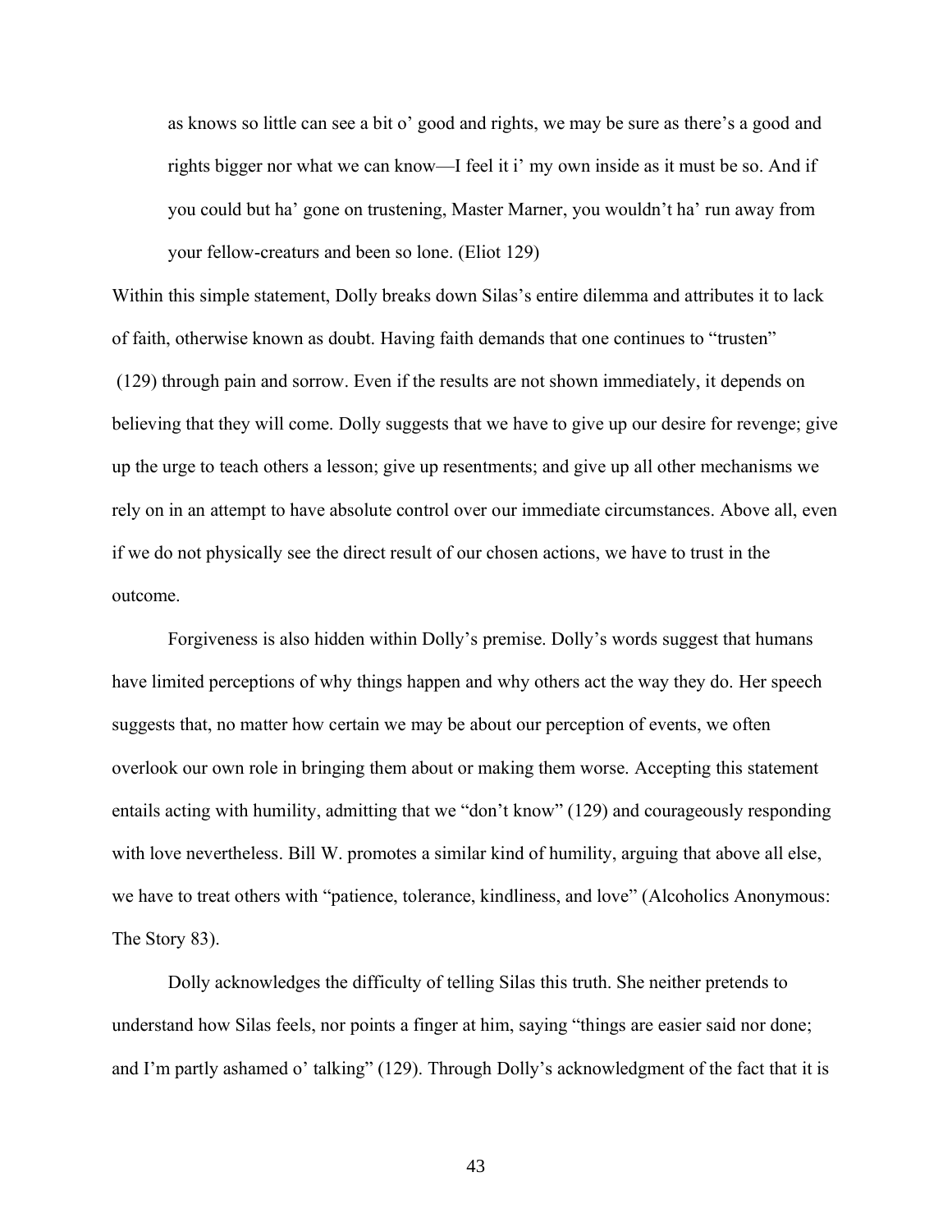> as knows so little can see a bit o' good and rights, we may be sure as there's a good and rights bigger nor what we can know—I feel it i' my own inside as it must be so. And if you could but ha' gone on trustening, Master Marner, you wouldn't ha' run away from your fellow-creaturs and been so lone. (Eliot 129)

Within this simple statement, Dolly breaks down Silas's entire dilemma and attributes it to lack of faith, otherwise known as doubt. Having faith demands that one continues to "trusten" (129) through pain and sorrow. Even if the results are not shown immediately, it depends on believing that they will come. Dolly suggests that we have to give up our desire for revenge; give up the urge to teach others a lesson; give up resentments; and give up all other mechanisms we rely on in an attempt to have absolute control over our immediate circumstances. Above all, even if we do not physically see the direct result of our chosen actions, we have to trust in the outcome.

Forgiveness is also hidden within Dolly's premise. Dolly's words suggest that humans have limited perceptions of why things happen and why others act the way they do. Her speech suggests that, no matter how certain we may be about our perception of events, we often overlook our own role in bringing them about or making them worse. Accepting this statement entails acting with humility, admitting that we "don't know" (129) and courageously responding with love nevertheless. Bill W. promotes a similar kind of humility, arguing that above all else, we have to treat others with "patience, tolerance, kindliness, and love" (Alcoholics Anonymous: The Story 83).

Dolly acknowledges the difficulty of telling Silas this truth. She neither pretends to understand how Silas feels, nor points a finger at him, saying "things are easier said nor done; and I'm partly ashamed o' talking" (129). Through Dolly's acknowledgment of the fact that it is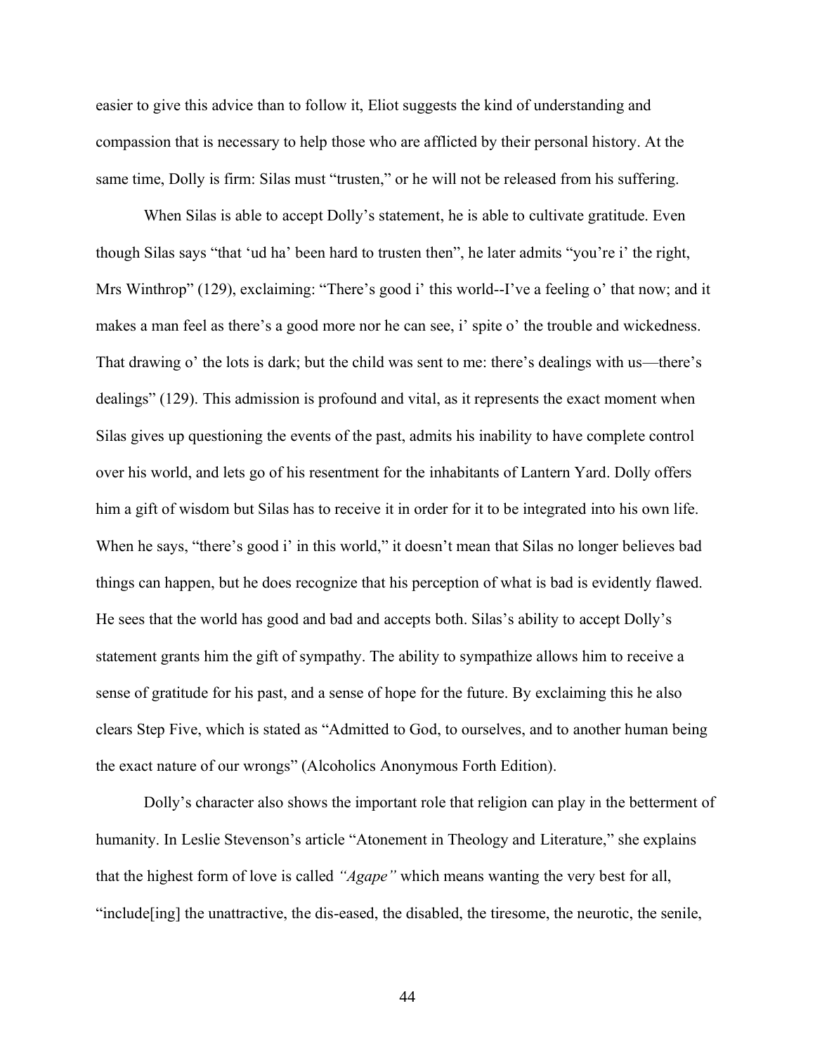easier to give this advice than to follow it, Eliot suggests the kind of understanding and compassion that is necessary to help those who are afflicted by their personal history. At the same time, Dolly is firm: Silas must "trusten," or he will not be released from his suffering.

When Silas is able to accept Dolly's statement, he is able to cultivate gratitude. Even though Silas says "that 'ud ha' been hard to trusten then", he later admits "you're i' the right, Mrs Winthrop" (129), exclaiming: "There's good i' this world--I've a feeling o' that now; and it makes a man feel as there's a good more nor he can see, i' spite o' the trouble and wickedness. That drawing o' the lots is dark; but the child was sent to me: there's dealings with us—there's dealings" (129). This admission is profound and vital, as it represents the exact moment when Silas gives up questioning the events of the past, admits his inability to have complete control over his world, and lets go of his resentment for the inhabitants of Lantern Yard. Dolly offers him a gift of wisdom but Silas has to receive it in order for it to be integrated into his own life. When he says, "there's good i' in this world," it doesn't mean that Silas no longer believes bad things can happen, but he does recognize that his perception of what is bad is evidently flawed. He sees that the world has good and bad and accepts both. Silas's ability to accept Dolly's statement grants him the gift of sympathy. The ability to sympathize allows him to receive a sense of gratitude for his past, and a sense of hope for the future. By exclaiming this he also clears Step Five, which is stated as "Admitted to God, to ourselves, and to another human being the exact nature of our wrongs" (Alcoholics Anonymous Forth Edition).

Dolly's character also shows the important role that religion can play in the betterment of humanity. In Leslie Stevenson's article "Atonement in Theology and Literature," she explains that the highest form of love is called *"Agape"* which means wanting the very best for all, "include[ing] the unattractive, the dis-eased, the disabled, the tiresome, the neurotic, the senile,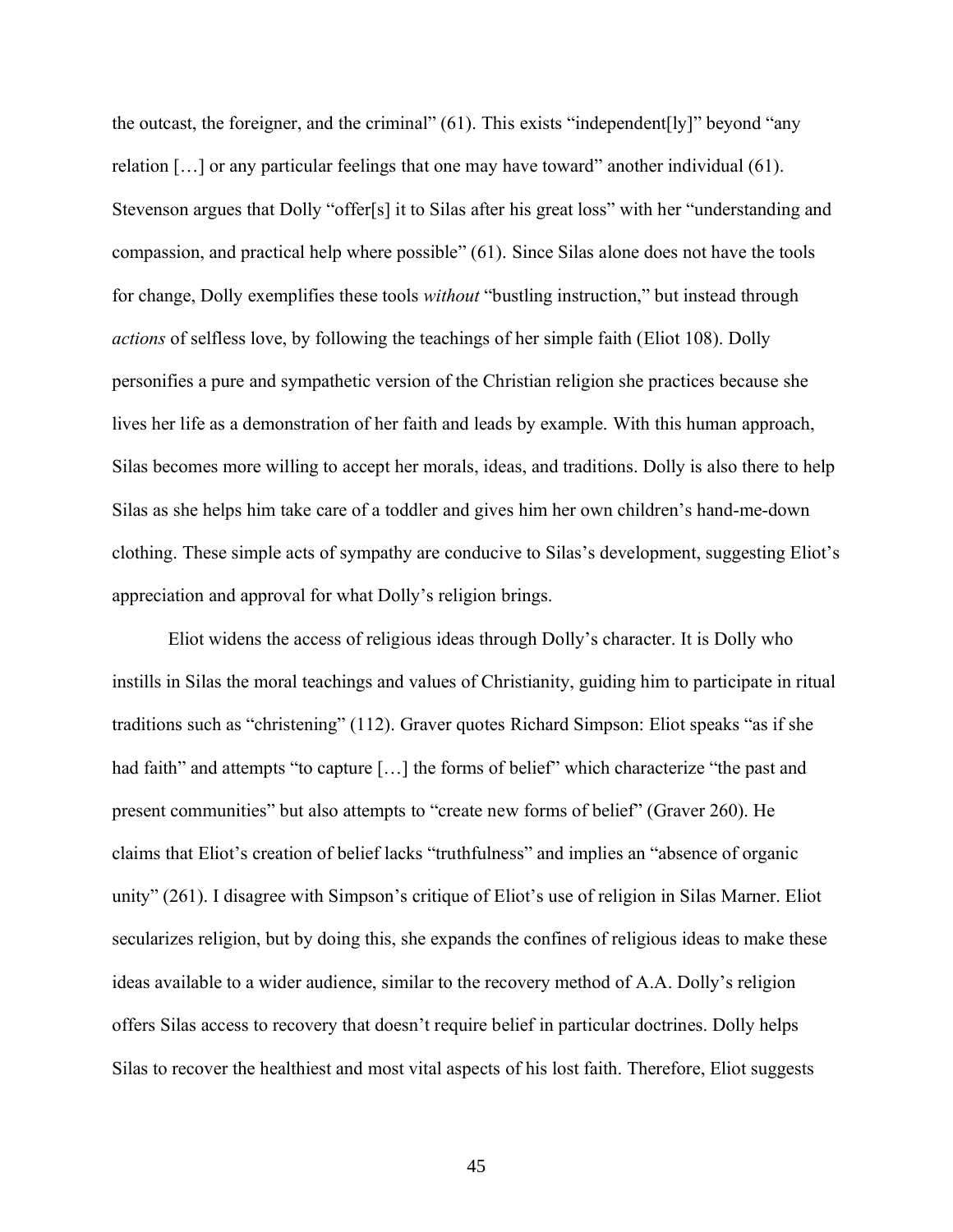the outcast, the foreigner, and the criminal" (61). This exists "independent[ly]" beyond "any relation […] or any particular feelings that one may have toward" another individual (61). Stevenson argues that Dolly "offer[s] it to Silas after his great loss" with her "understanding and compassion, and practical help where possible" (61). Since Silas alone does not have the tools for change, Dolly exemplifies these tools *without* "bustling instruction," but instead through *actions* of selfless love, by following the teachings of her simple faith (Eliot 108). Dolly personifies a pure and sympathetic version of the Christian religion she practices because she lives her life as a demonstration of her faith and leads by example. With this human approach, Silas becomes more willing to accept her morals, ideas, and traditions. Dolly is also there to help Silas as she helps him take care of a toddler and gives him her own children's hand-me-down clothing. These simple acts of sympathy are conducive to Silas's development, suggesting Eliot's appreciation and approval for what Dolly's religion brings.

Eliot widens the access of religious ideas through Dolly's character. It is Dolly who instills in Silas the moral teachings and values of Christianity, guiding him to participate in ritual traditions such as "christening" (112). Graver quotes Richard Simpson: Eliot speaks "as if she had faith" and attempts "to capture […] the forms of belief" which characterize "the past and present communities" but also attempts to "create new forms of belief" (Graver 260). He claims that Eliot's creation of belief lacks "truthfulness" and implies an "absence of organic unity" (261). I disagree with Simpson's critique of Eliot's use of religion in Silas Marner. Eliot secularizes religion, but by doing this, she expands the confines of religious ideas to make these ideas available to a wider audience, similar to the recovery method of A.A. Dolly's religion offers Silas access to recovery that doesn't require belief in particular doctrines. Dolly helps Silas to recover the healthiest and most vital aspects of his lost faith. Therefore, Eliot suggests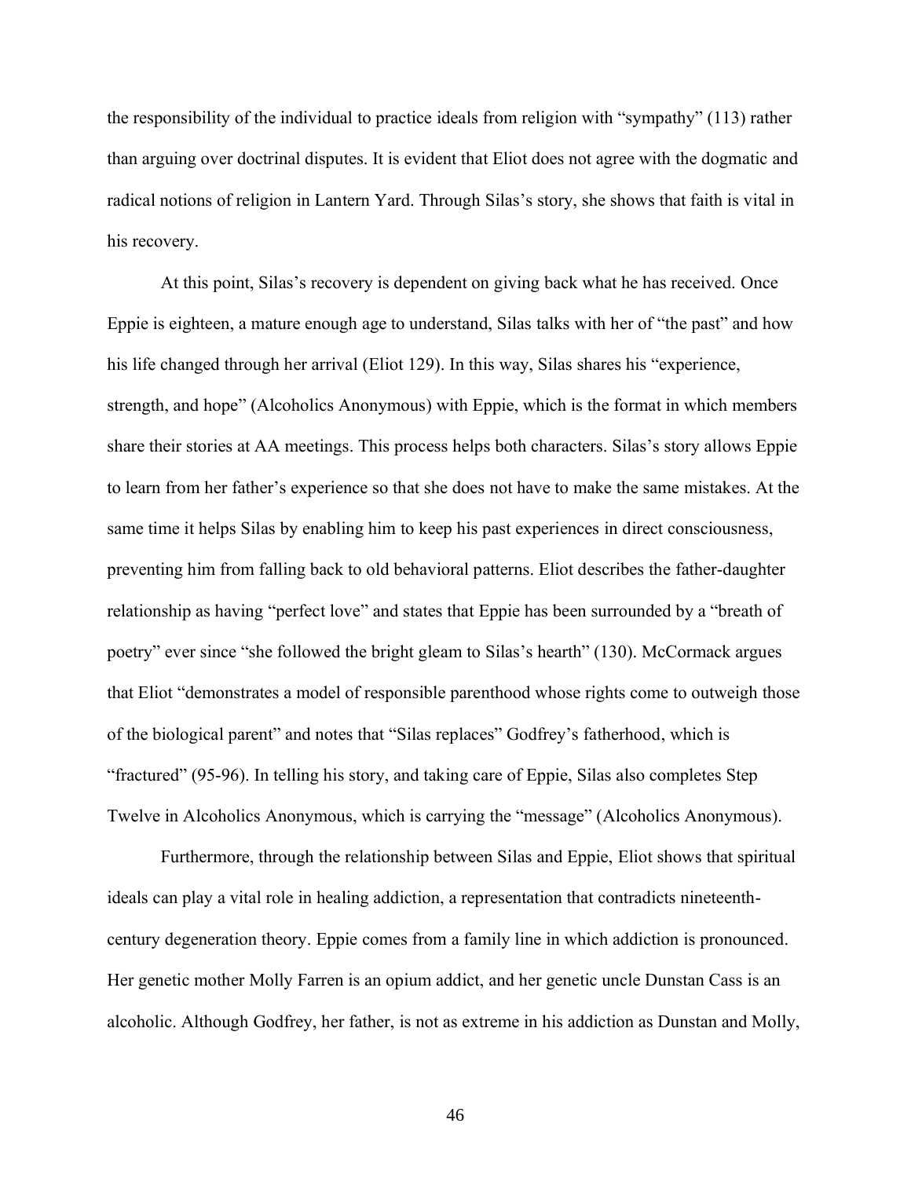the responsibility of the individual to practice ideals from religion with "sympathy" (113) rather than arguing over doctrinal disputes. It is evident that Eliot does not agree with the dogmatic and radical notions of religion in Lantern Yard. Through Silas's story, she shows that faith is vital in his recovery.

At this point, Silas's recovery is dependent on giving back what he has received. Once Eppie is eighteen, a mature enough age to understand, Silas talks with her of "the past" and how his life changed through her arrival (Eliot 129). In this way, Silas shares his "experience, strength, and hope" (Alcoholics Anonymous) with Eppie, which is the format in which members share their stories at AA meetings. This process helps both characters. Silas's story allows Eppie to learn from her father's experience so that she does not have to make the same mistakes. At the same time it helps Silas by enabling him to keep his past experiences in direct consciousness, preventing him from falling back to old behavioral patterns. Eliot describes the father-daughter relationship as having "perfect love" and states that Eppie has been surrounded by a "breath of poetry" ever since "she followed the bright gleam to Silas's hearth" (130). McCormack argues that Eliot "demonstrates a model of responsible parenthood whose rights come to outweigh those of the biological parent" and notes that "Silas replaces" Godfrey's fatherhood, which is "fractured" (95-96). In telling his story, and taking care of Eppie, Silas also completes Step Twelve in Alcoholics Anonymous, which is carrying the "message" (Alcoholics Anonymous).

Furthermore, through the relationship between Silas and Eppie, Eliot shows that spiritual ideals can play a vital role in healing addiction, a representation that contradicts nineteenth-century degeneration theory. Eppie comes from a family line in which addiction is pronounced. Her genetic mother Molly Farren is an opium addict, and her genetic uncle Dunstan Cass is an alcoholic. Although Godfrey, her father, is not as extreme in his addiction as Dunstan and Molly,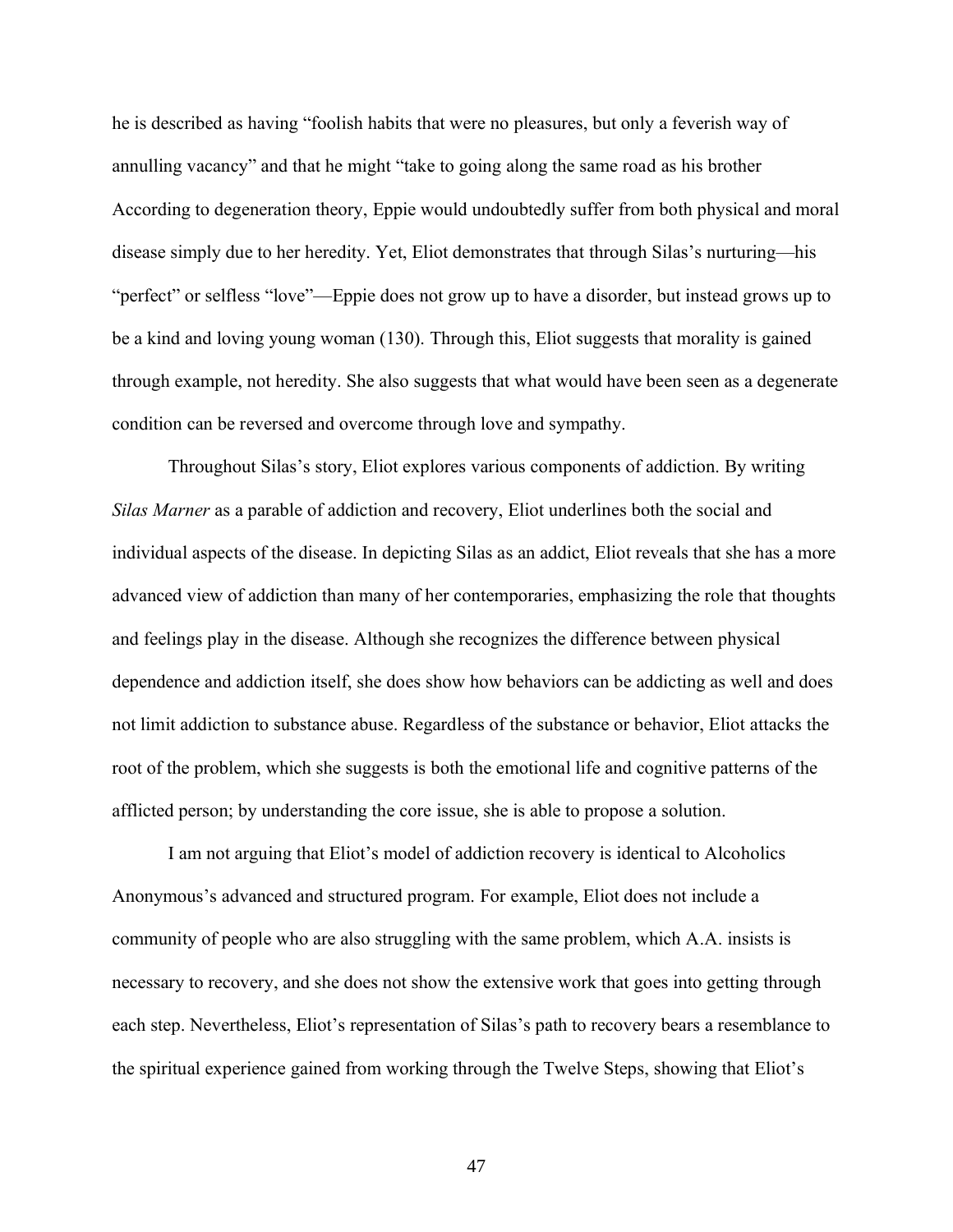he is described as having "foolish habits that were no pleasures, but only a feverish way of annulling vacancy" and that he might "take to going along the same road as his brother According to degeneration theory, Eppie would undoubtedly suffer from both physical and moral disease simply due to her heredity. Yet, Eliot demonstrates that through Silas's nurturing—his "perfect" or selfless "love"—Eppie does not grow up to have a disorder, but instead grows up to be a kind and loving young woman (130). Through this, Eliot suggests that morality is gained through example, not heredity. She also suggests that what would have been seen as a degenerate condition can be reversed and overcome through love and sympathy.

Throughout Silas's story, Eliot explores various components of addiction. By writing *Silas Marner* as a parable of addiction and recovery, Eliot underlines both the social and individual aspects of the disease. In depicting Silas as an addict, Eliot reveals that she has a more advanced view of addiction than many of her contemporaries, emphasizing the role that thoughts and feelings play in the disease. Although she recognizes the difference between physical dependence and addiction itself, she does show how behaviors can be addicting as well and does not limit addiction to substance abuse. Regardless of the substance or behavior, Eliot attacks the root of the problem, which she suggests is both the emotional life and cognitive patterns of the afflicted person; by understanding the core issue, she is able to propose a solution.

I am not arguing that Eliot's model of addiction recovery is identical to Alcoholics Anonymous's advanced and structured program. For example, Eliot does not include a community of people who are also struggling with the same problem, which A.A. insists is necessary to recovery, and she does not show the extensive work that goes into getting through each step. Nevertheless, Eliot's representation of Silas's path to recovery bears a resemblance to the spiritual experience gained from working through the Twelve Steps, showing that Eliot's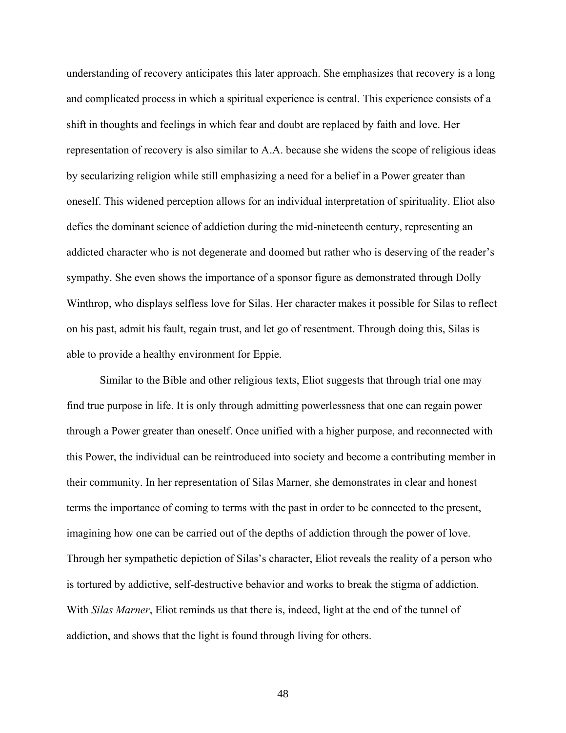understanding of recovery anticipates this later approach. She emphasizes that recovery is a long and complicated process in which a spiritual experience is central. This experience consists of a shift in thoughts and feelings in which fear and doubt are replaced by faith and love. Her representation of recovery is also similar to A.A. because she widens the scope of religious ideas by secularizing religion while still emphasizing a need for a belief in a Power greater than oneself. This widened perception allows for an individual interpretation of spirituality. Eliot also defies the dominant science of addiction during the mid-nineteenth century, representing an addicted character who is not degenerate and doomed but rather who is deserving of the reader's sympathy. She even shows the importance of a sponsor figure as demonstrated through Dolly Winthrop, who displays selfless love for Silas. Her character makes it possible for Silas to reflect on his past, admit his fault, regain trust, and let go of resentment. Through doing this, Silas is able to provide a healthy environment for Eppie.

Similar to the Bible and other religious texts, Eliot suggests that through trial one may find true purpose in life. It is only through admitting powerlessness that one can regain power through a Power greater than oneself. Once unified with a higher purpose, and reconnected with this Power, the individual can be reintroduced into society and become a contributing member in their community. In her representation of Silas Marner, she demonstrates in clear and honest terms the importance of coming to terms with the past in order to be connected to the present, imagining how one can be carried out of the depths of addiction through the power of love. Through her sympathetic depiction of Silas's character, Eliot reveals the reality of a person who is tortured by addictive, self-destructive behavior and works to break the stigma of addiction. With *Silas Marner*, Eliot reminds us that there is, indeed, light at the end of the tunnel of addiction, and shows that the light is found through living for others.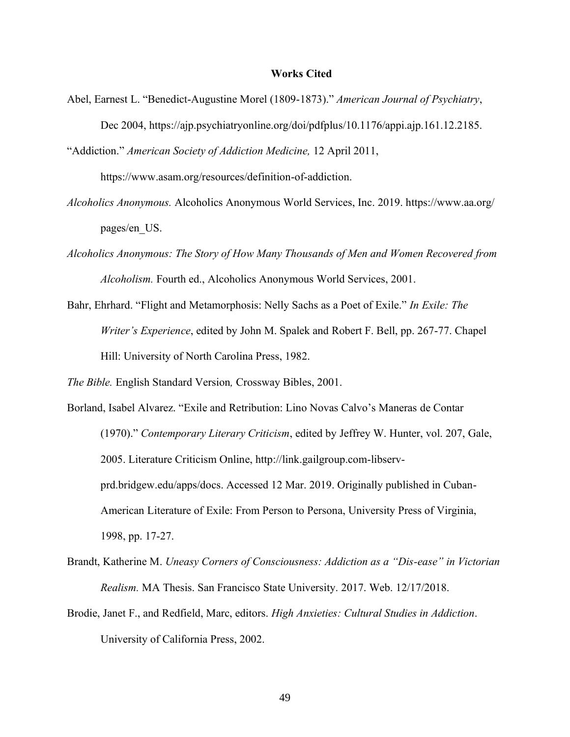**Works Cited**

Abel, Earnest L. "Benedict-Augustine Morel (1809-1873)." *American Journal of Psychiatry*, Dec 2004, https://ajp.psychiatryonline.org/doi/pdfplus/10.1176/appi.ajp.161.12.2185.

"Addiction." *American Society of Addiction Medicine,* 12 April 2011, https://www.asam.org/resources/definition-of-addiction.

*Alcoholics Anonymous.* Alcoholics Anonymous World Services, Inc. 2019. https://www.aa.org/pages/en_US.

*Alcoholics Anonymous: The Story of How Many Thousands of Men and Women Recovered from Alcoholism.* Fourth ed., Alcoholics Anonymous World Services, 2001.

Bahr, Ehrhard. "Flight and Metamorphosis: Nelly Sachs as a Poet of Exile." *In Exile: The Writer's Experience*, edited by John M. Spalek and Robert F. Bell, pp. 267-77. Chapel Hill: University of North Carolina Press, 1982.

*The Bible.* English Standard Version*,* Crossway Bibles, 2001.

Borland, Isabel Alvarez. "Exile and Retribution: Lino Novas Calvo's Maneras de Contar (1970)." *Contemporary Literary Criticism*, edited by Jeffrey W. Hunter, vol. 207, Gale, 2005. Literature Criticism Online, http://link.gailgroup.com-libserv-prd.bridgew.edu/apps/docs. Accessed 12 Mar. 2019. Originally published in Cuban-American Literature of Exile: From Person to Persona, University Press of Virginia, 1998, pp. 17-27.

Brandt, Katherine M. *Uneasy Corners of Consciousness: Addiction as a "Dis-ease" in Victorian Realism.* MA Thesis. San Francisco State University. 2017. Web. 12/17/2018.

Brodie, Janet F., and Redfield, Marc, editors. *High Anxieties: Cultural Studies in Addiction*. University of California Press, 2002.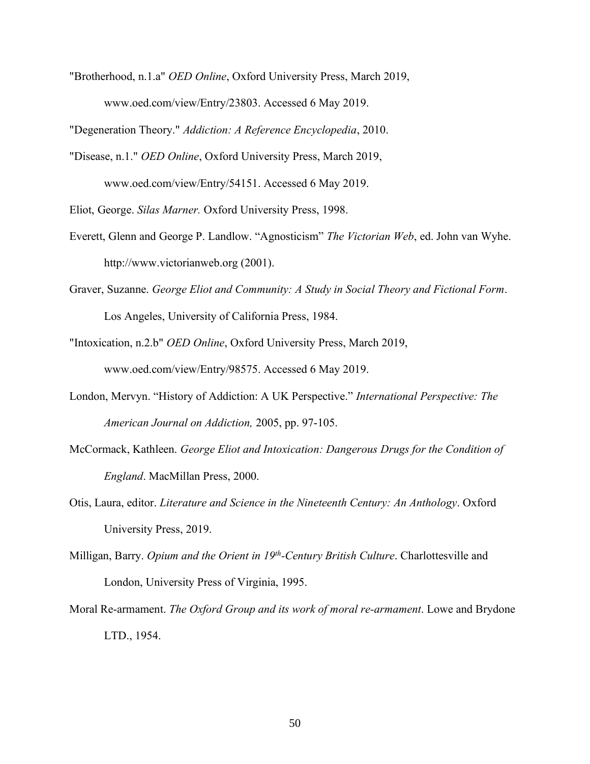"Brotherhood, n.1.a" *OED Online*, Oxford University Press, March 2019, www.oed.com/view/Entry/23803. Accessed 6 May 2019.

"Degeneration Theory." *Addiction: A Reference Encyclopedia*, 2010.

"Disease, n.1." *OED Online*, Oxford University Press, March 2019, www.oed.com/view/Entry/54151. Accessed 6 May 2019.

Eliot, George. *Silas Marner.* Oxford University Press, 1998.

Everett, Glenn and George P. Landlow. "Agnosticism" *The Victorian Web*, ed. John van Wyhe. http://www.victorianweb.org (2001).

Graver, Suzanne. *George Eliot and Community: A Study in Social Theory and Fictional Form*. Los Angeles, University of California Press, 1984.

"Intoxication, n.2.b" *OED Online*, Oxford University Press, March 2019, www.oed.com/view/Entry/98575. Accessed 6 May 2019.

London, Mervyn. "History of Addiction: A UK Perspective." *International Perspective: The American Journal on Addiction,* 2005, pp. 97-105.

McCormack, Kathleen. *George Eliot and Intoxication: Dangerous Drugs for the Condition of England*. MacMillan Press, 2000.

Otis, Laura, editor. *Literature and Science in the Nineteenth Century: An Anthology*. Oxford University Press, 2019.

Milligan, Barry. *Opium and the Orient in 19th-Century British Culture*. Charlottesville and London, University Press of Virginia, 1995.

Moral Re-armament. *The Oxford Group and its work of moral re-armament*. Lowe and Brydone LTD., 1954.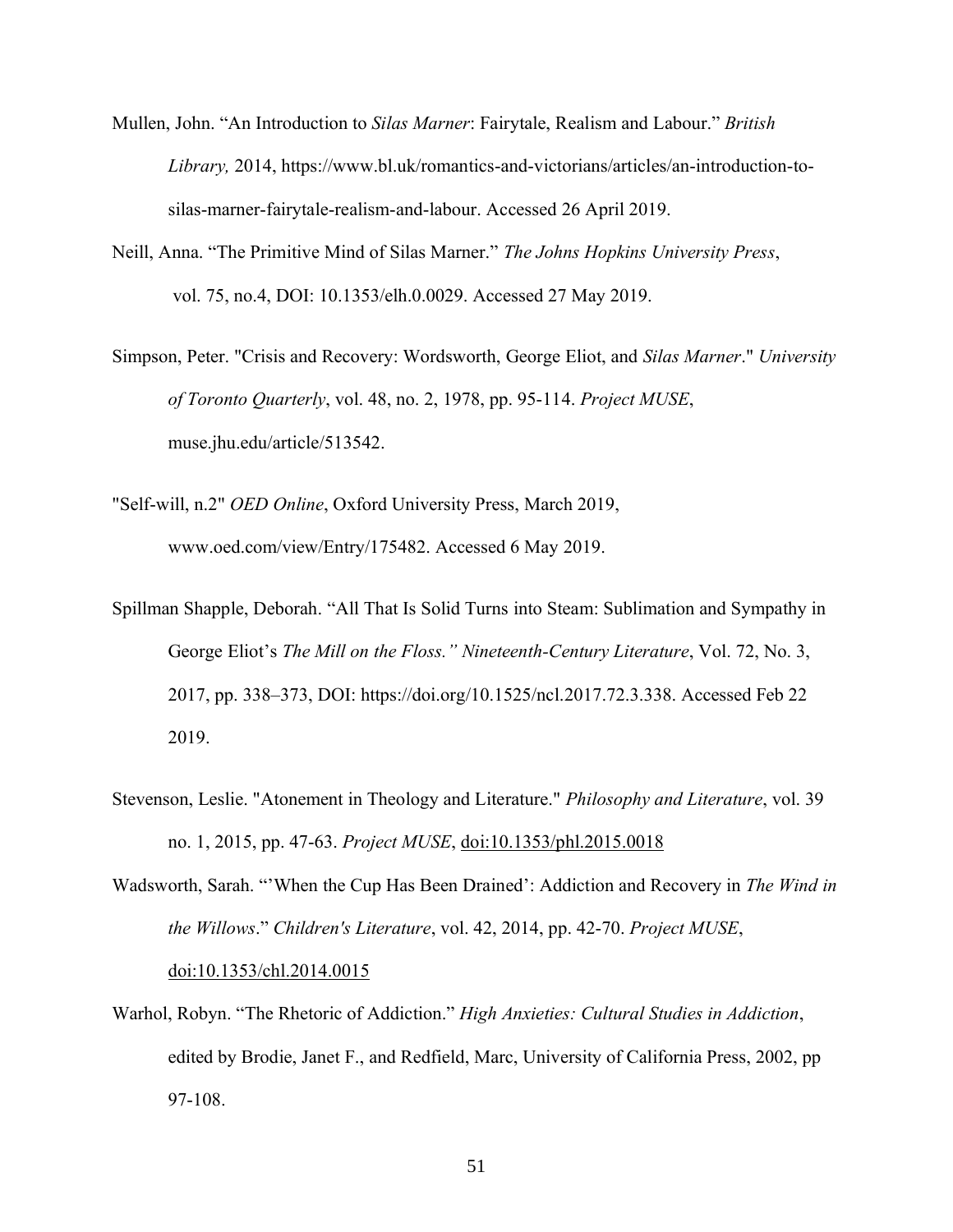Mullen, John. "An Introduction to *Silas Marner*: Fairytale, Realism and Labour." *British Library,* 2014, https://www.bl.uk/romantics-and-victorians/articles/an-introduction-to-silas-marner-fairytale-realism-and-labour. Accessed 26 April 2019.

Neill, Anna. "The Primitive Mind of Silas Marner." *The Johns Hopkins University Press*, vol. 75, no.4, DOI: 10.1353/elh.0.0029. Accessed 27 May 2019.

Simpson, Peter. "Crisis and Recovery: Wordsworth, George Eliot, and *Silas Marner*." *University of Toronto Quarterly*, vol. 48, no. 2, 1978, pp. 95-114. *Project MUSE*, muse.jhu.edu/article/513542.

"Self-will, n.2" *OED Online*, Oxford University Press, March 2019, www.oed.com/view/Entry/175482. Accessed 6 May 2019.

Spillman Shapple, Deborah. "All That Is Solid Turns into Steam: Sublimation and Sympathy in George Eliot's *The Mill on the Floss." Nineteenth-Century Literature*, Vol. 72, No. 3, 2017, pp. 338–373, DOI: https://doi.org/10.1525/ncl.2017.72.3.338. Accessed Feb 22 2019.

Stevenson, Leslie. "Atonement in Theology and Literature." *Philosophy and Literature*, vol. 39 no. 1, 2015, pp. 47-63. *Project MUSE*, doi:10.1353/phl.2015.0018

Wadsworth, Sarah. "'When the Cup Has Been Drained': Addiction and Recovery in *The Wind in the Willows*." *Children's Literature*, vol. 42, 2014, pp. 42-70. *Project MUSE*, doi:10.1353/chl.2014.0015

Warhol, Robyn. "The Rhetoric of Addiction." *High Anxieties: Cultural Studies in Addiction*, edited by Brodie, Janet F., and Redfield, Marc, University of California Press, 2002, pp 97-108.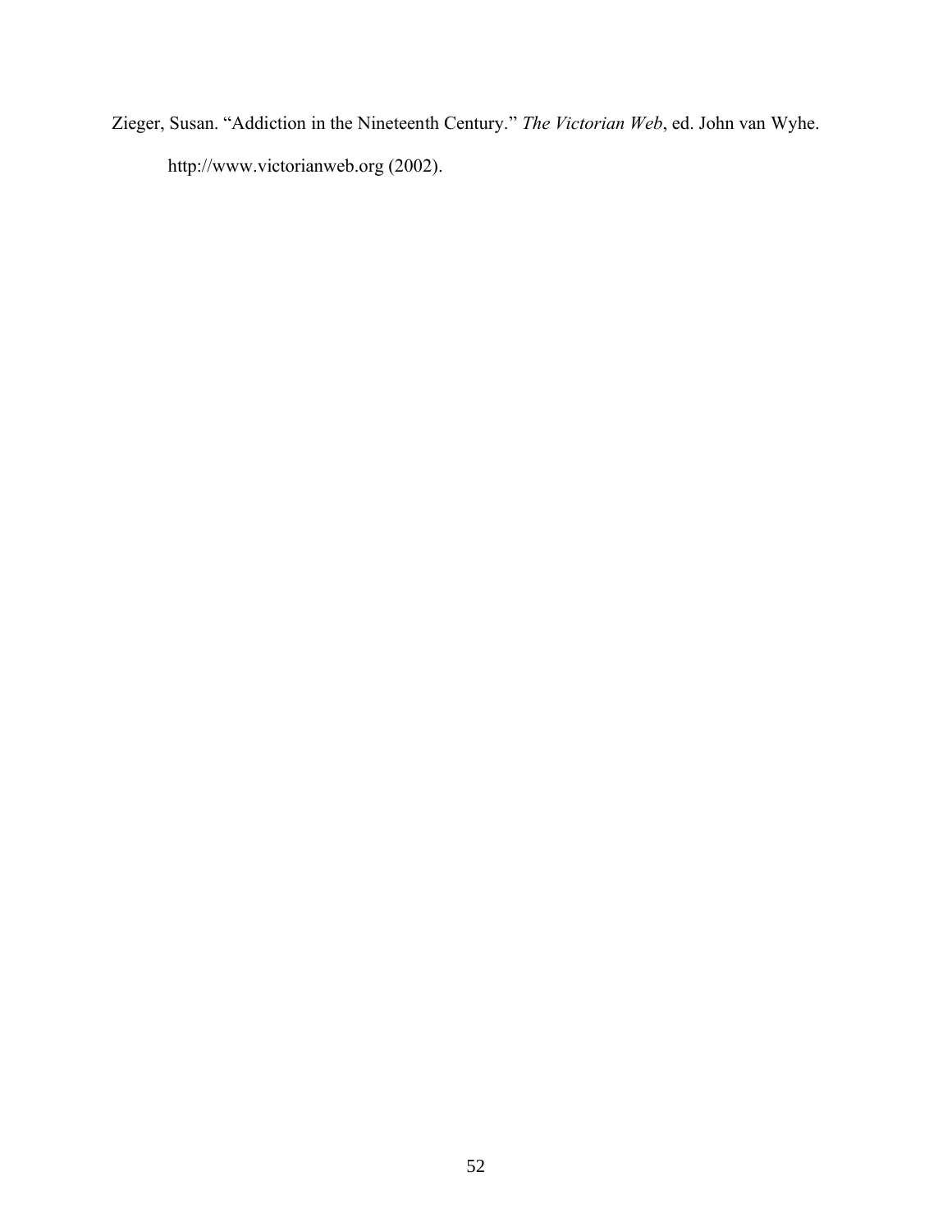Zieger, Susan. "Addiction in the Nineteenth Century." *The Victorian Web*, ed. John van Wyhe. http://www.victorianweb.org (2002).